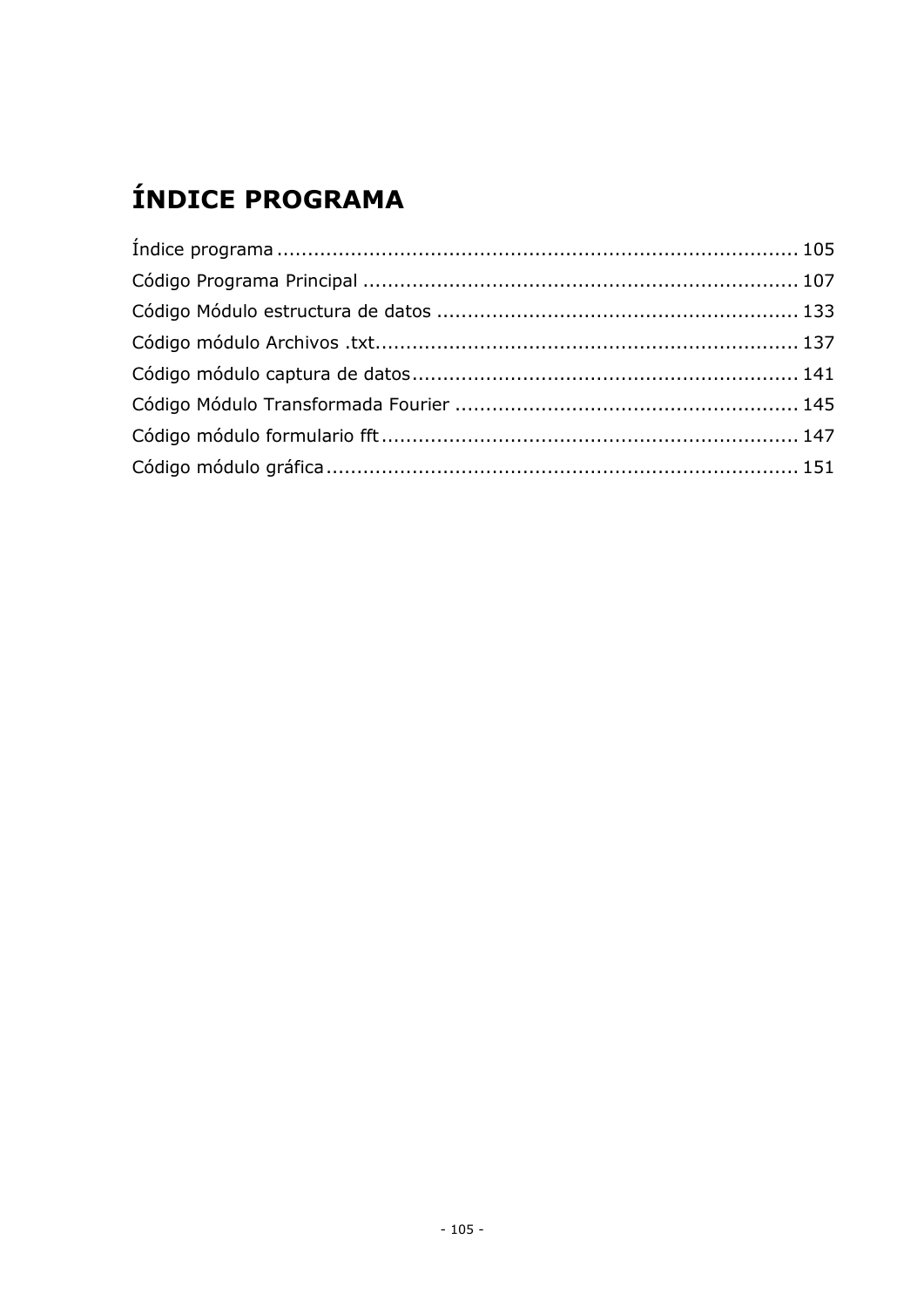# ÍNDICE PROGRAMA

Índice programa ........................................................................................ 105

Código Programa Principal ......................................................................... 107

Código Módulo estructura de datos ............................................................. 133

Código módulo Archivos .txt........................................................................ 137

Código módulo captura de datos.................................................................. 141

Código Módulo Transformada Fourier .......................................................... 145

Código módulo formulario fft....................................................................... 147

Código módulo gráfica................................................................................ 151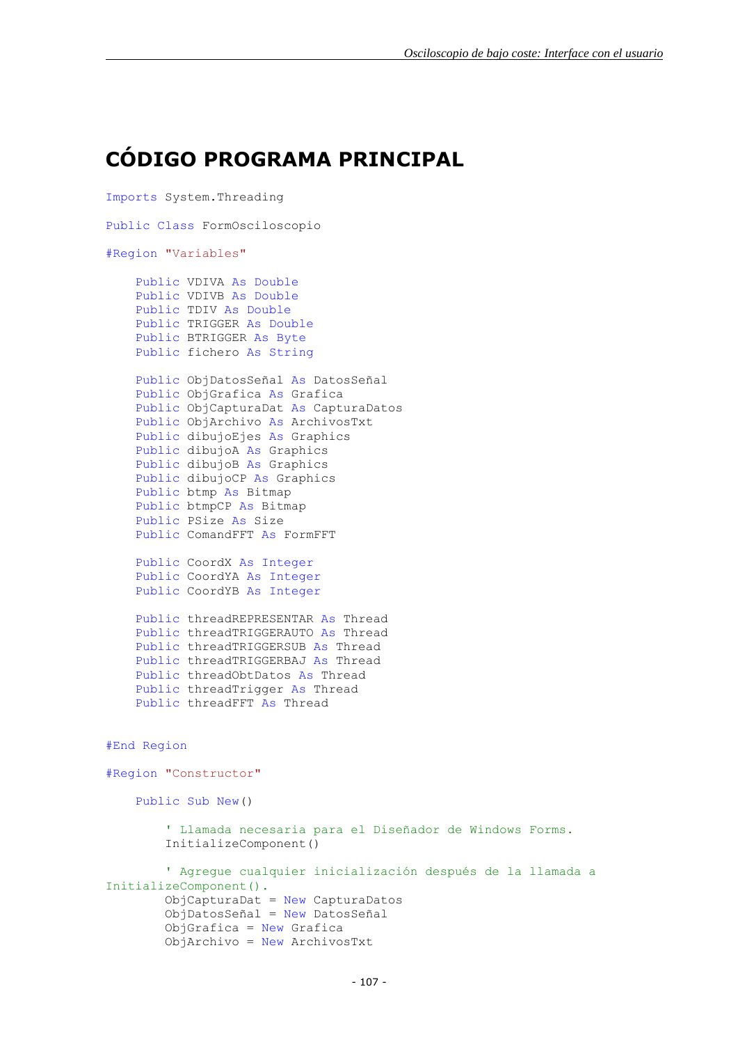# CÓDIGO PROGRAMA PRINCIPAL

```
Imports System.Threading

Public Class FormOsciloscopio

#Region "Variables"

    Public VDIVA As Double
    Public VDIVB As Double
    Public TDIV As Double
    Public TRIGGER As Double
    Public BTRIGGER As Byte
    Public fichero As String

    Public ObjDatosSeñal As DatosSeñal
    Public ObjGrafica As Grafica
    Public ObjCapturaDat As CapturaDatos
    Public ObjArchivo As ArchivosTxt
    Public dibujoEjes As Graphics
    Public dibujoA As Graphics
    Public dibujoB As Graphics
    Public dibujoCP As Graphics
    Public btmp As Bitmap
    Public btmpCP As Bitmap
    Public PSize As Size
    Public ComandFFT As FormFFT

    Public CoordX As Integer
    Public CoordYA As Integer
    Public CoordYB As Integer

    Public threadREPRESENTAR As Thread
    Public threadTRIGGERAUTO As Thread
    Public threadTRIGGERSUB As Thread
    Public threadTRIGGERBAJ As Thread
    Public threadObtDatos As Thread
    Public threadTrigger As Thread
    Public threadFFT As Thread


#End Region

#Region "Constructor"

    Public Sub New()

        ' Llamada necesaria para el Diseñador de Windows Forms.
        InitializeComponent()

        ' Agregue cualquier inicialización después de la llamada a
InitializeComponent().
        ObjCapturaDat = New CapturaDatos
        ObjDatosSeñal = New DatosSeñal
        ObjGrafica = New Grafica
        ObjArchivo = New ArchivosTxt
```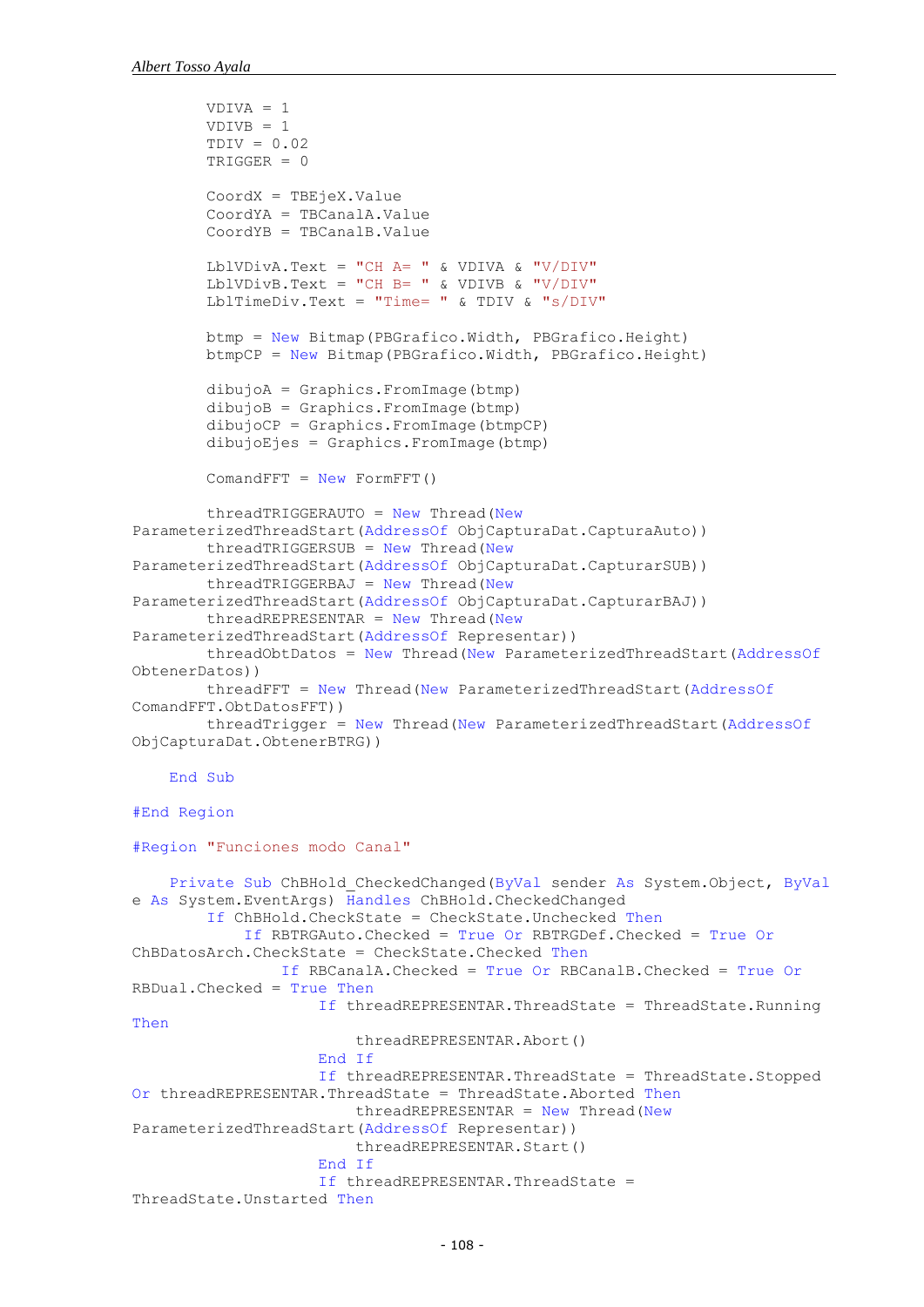```
        VDIVA = 1
        VDIVB = 1
        TDIV = 0.02
        TRIGGER = 0

        CoordX = TBEjeX.Value
        CoordYA = TBCanalA.Value
        CoordYB = TBCanalB.Value

        LblVDivA.Text = "CH A= " & VDIVA & "V/DIV"
        LblVDivB.Text = "CH B= " & VDIVB & "V/DIV"
        LblTimeDiv.Text = "Time= " & TDIV & "s/DIV"

        btmp = New Bitmap(PBGrafico.Width, PBGrafico.Height)
        btmpCP = New Bitmap(PBGrafico.Width, PBGrafico.Height)

        dibujoA = Graphics.FromImage(btmp)
        dibujoB = Graphics.FromImage(btmp)
        dibujoCP = Graphics.FromImage(btmpCP)
        dibujoEjes = Graphics.FromImage(btmp)

        ComandFFT = New FormFFT()

        threadTRIGGERAUTO = New Thread(New
ParameterizedThreadStart(AddressOf ObjCapturaDat.CapturaAuto))
        threadTRIGGERSUB = New Thread(New
ParameterizedThreadStart(AddressOf ObjCapturaDat.CapturarSUB))
        threadTRIGGERBAJ = New Thread(New
ParameterizedThreadStart(AddressOf ObjCapturaDat.CapturarBAJ))
        threadREPRESENTAR = New Thread(New
ParameterizedThreadStart(AddressOf Representar))
        threadObtDatos = New Thread(New ParameterizedThreadStart(AddressOf
ObtenerDatos))
        threadFFT = New Thread(New ParameterizedThreadStart(AddressOf
ComandFFT.ObtDatosFFT))
        threadTrigger = New Thread(New ParameterizedThreadStart(AddressOf
ObjCapturaDat.ObtenerBTRG))

    End Sub

#End Region

#Region "Funciones modo Canal"

    Private Sub ChBHold_CheckedChanged(ByVal sender As System.Object, ByVal
e As System.EventArgs) Handles ChBHold.CheckedChanged
        If ChBHold.CheckState = CheckState.Unchecked Then
            If RBTRGAuto.Checked = True Or RBTRGDef.Checked = True Or
ChBDatosArch.CheckState = CheckState.Checked Then
                If RBCanalA.Checked = True Or RBCanalB.Checked = True Or
RBDual.Checked = True Then
                    If threadREPRESENTAR.ThreadState = ThreadState.Running
Then
                        threadREPRESENTAR.Abort()
                    End If
                    If threadREPRESENTAR.ThreadState = ThreadState.Stopped
Or threadREPRESENTAR.ThreadState = ThreadState.Aborted Then
                        threadREPRESENTAR = New Thread(New
ParameterizedThreadStart(AddressOf Representar))
                        threadREPRESENTAR.Start()
                    End If
                    If threadREPRESENTAR.ThreadState =
ThreadState.Unstarted Then
```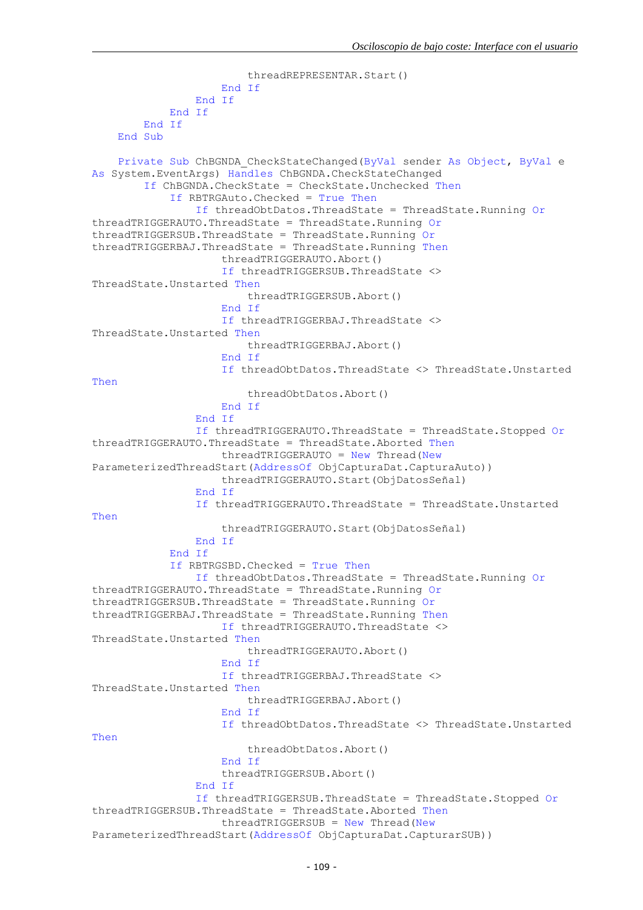```
                        threadREPRESENTAR.Start()
                    End If
                End If
            End If
        End If
    End Sub

    Private Sub ChBGNDA_CheckStateChanged(ByVal sender As Object, ByVal e
As System.EventArgs) Handles ChBGNDA.CheckStateChanged
        If ChBGNDA.CheckState = CheckState.Unchecked Then
            If RBTRGAuto.Checked = True Then
                If threadObtDatos.ThreadState = ThreadState.Running Or
threadTRIGGERAUTO.ThreadState = ThreadState.Running Or
threadTRIGGERSUB.ThreadState = ThreadState.Running Or
threadTRIGGERBAJ.ThreadState = ThreadState.Running Then
                    threadTRIGGERAUTO.Abort()
                    If threadTRIGGERSUB.ThreadState <>
ThreadState.Unstarted Then
                        threadTRIGGERSUB.Abort()
                    End If
                    If threadTRIGGERBAJ.ThreadState <>
ThreadState.Unstarted Then
                        threadTRIGGERBAJ.Abort()
                    End If
                    If threadObtDatos.ThreadState <> ThreadState.Unstarted
Then
                        threadObtDatos.Abort()
                    End If
                End If
                If threadTRIGGERAUTO.ThreadState = ThreadState.Stopped Or
threadTRIGGERAUTO.ThreadState = ThreadState.Aborted Then
                    threadTRIGGERAUTO = New Thread(New
ParameterizedThreadStart(AddressOf ObjCapturaDat.CapturaAuto))
                    threadTRIGGERAUTO.Start(ObjDatosSeñal)
                End If
                If threadTRIGGERAUTO.ThreadState = ThreadState.Unstarted
Then
                    threadTRIGGERAUTO.Start(ObjDatosSeñal)
                End If
            End If
            If RBTRGSBD.Checked = True Then
                If threadObtDatos.ThreadState = ThreadState.Running Or
threadTRIGGERAUTO.ThreadState = ThreadState.Running Or
threadTRIGGERSUB.ThreadState = ThreadState.Running Or
threadTRIGGERBAJ.ThreadState = ThreadState.Running Then
                    If threadTRIGGERAUTO.ThreadState <>
ThreadState.Unstarted Then
                        threadTRIGGERAUTO.Abort()
                    End If
                    If threadTRIGGERBAJ.ThreadState <>
ThreadState.Unstarted Then
                        threadTRIGGERBAJ.Abort()
                    End If
                    If threadObtDatos.ThreadState <> ThreadState.Unstarted
Then
                        threadObtDatos.Abort()
                    End If
                    threadTRIGGERSUB.Abort()
                End If
                If threadTRIGGERSUB.ThreadState = ThreadState.Stopped Or
threadTRIGGERSUB.ThreadState = ThreadState.Aborted Then
                    threadTRIGGERSUB = New Thread(New
ParameterizedThreadStart(AddressOf ObjCapturaDat.CapturarSUB))
```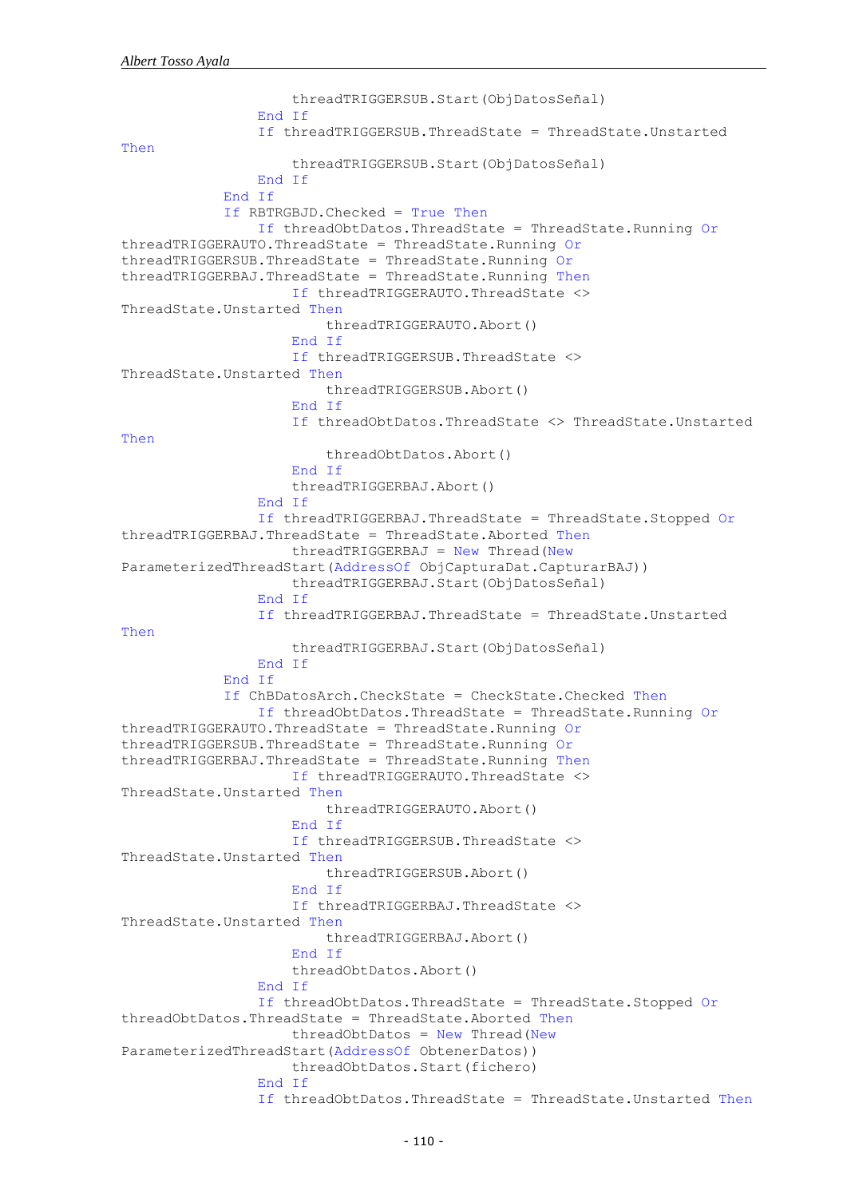```
                    threadTRIGGERSUB.Start(ObjDatosSeñal)
                End If
                If threadTRIGGERSUB.ThreadState = ThreadState.Unstarted
Then
                    threadTRIGGERSUB.Start(ObjDatosSeñal)
                End If
            End If
            If RBTRGBJD.Checked = True Then
                If threadObtDatos.ThreadState = ThreadState.Running Or
threadTRIGGERAUTO.ThreadState = ThreadState.Running Or
threadTRIGGERSUB.ThreadState = ThreadState.Running Or
threadTRIGGERBAJ.ThreadState = ThreadState.Running Then
                    If threadTRIGGERAUTO.ThreadState <>
ThreadState.Unstarted Then
                        threadTRIGGERAUTO.Abort()
                    End If
                    If threadTRIGGERSUB.ThreadState <>
ThreadState.Unstarted Then
                        threadTRIGGERSUB.Abort()
                    End If
                    If threadObtDatos.ThreadState <> ThreadState.Unstarted
Then
                        threadObtDatos.Abort()
                    End If
                    threadTRIGGERBAJ.Abort()
                End If
                If threadTRIGGERBAJ.ThreadState = ThreadState.Stopped Or
threadTRIGGERBAJ.ThreadState = ThreadState.Aborted Then
                    threadTRIGGERBAJ = New Thread(New
ParameterizedThreadStart(AddressOf ObjCapturaDat.CapturarBAJ))
                    threadTRIGGERBAJ.Start(ObjDatosSeñal)
                End If
                If threadTRIGGERBAJ.ThreadState = ThreadState.Unstarted
Then
                    threadTRIGGERBAJ.Start(ObjDatosSeñal)
                End If
            End If
            If ChBDatosArch.CheckState = CheckState.Checked Then
                If threadObtDatos.ThreadState = ThreadState.Running Or
threadTRIGGERAUTO.ThreadState = ThreadState.Running Or
threadTRIGGERSUB.ThreadState = ThreadState.Running Or
threadTRIGGERBAJ.ThreadState = ThreadState.Running Then
                    If threadTRIGGERAUTO.ThreadState <>
ThreadState.Unstarted Then
                        threadTRIGGERAUTO.Abort()
                    End If
                    If threadTRIGGERSUB.ThreadState <>
ThreadState.Unstarted Then
                        threadTRIGGERSUB.Abort()
                    End If
                    If threadTRIGGERBAJ.ThreadState <>
ThreadState.Unstarted Then
                        threadTRIGGERBAJ.Abort()
                    End If
                    threadObtDatos.Abort()
                End If
                If threadObtDatos.ThreadState = ThreadState.Stopped Or
threadObtDatos.ThreadState = ThreadState.Aborted Then
                    threadObtDatos = New Thread(New
ParameterizedThreadStart(AddressOf ObtenerDatos))
                    threadObtDatos.Start(fichero)
                End If
                If threadObtDatos.ThreadState = ThreadState.Unstarted Then
```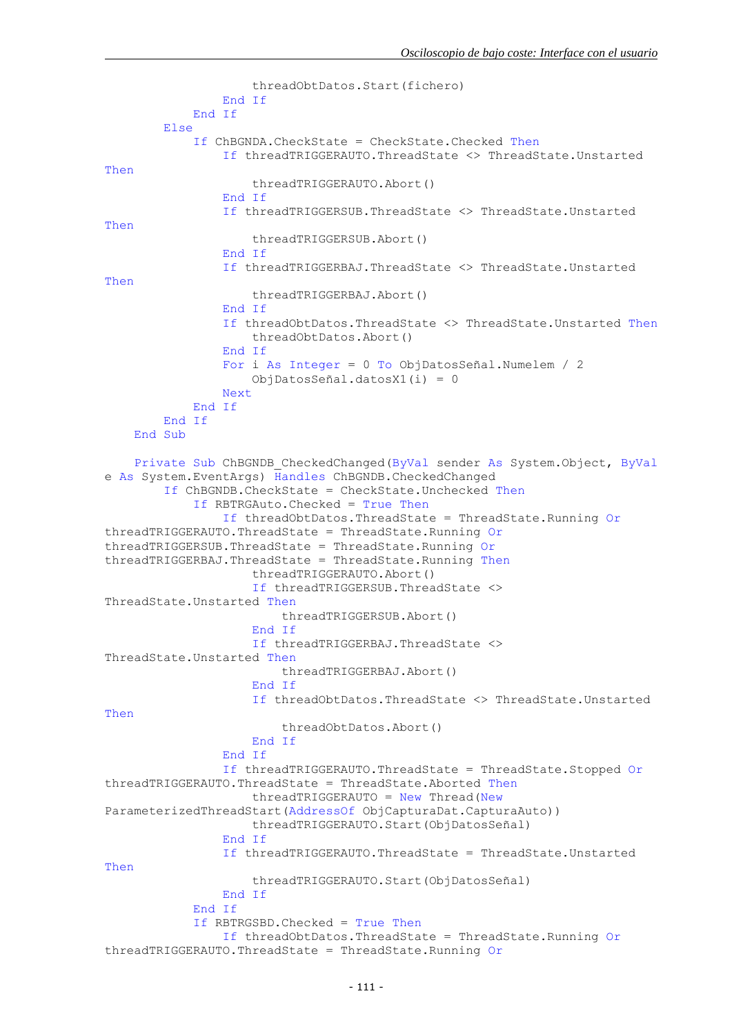```
                    threadObtDatos.Start(fichero)
                End If
            End If
        Else
            If ChBGNDA.CheckState = CheckState.Checked Then
                If threadTRIGGERAUTO.ThreadState <> ThreadState.Unstarted
Then
                    threadTRIGGERAUTO.Abort()
                End If
                If threadTRIGGERSUB.ThreadState <> ThreadState.Unstarted
Then
                    threadTRIGGERSUB.Abort()
                End If
                If threadTRIGGERBAJ.ThreadState <> ThreadState.Unstarted
Then
                    threadTRIGGERBAJ.Abort()
                End If
                If threadObtDatos.ThreadState <> ThreadState.Unstarted Then
                    threadObtDatos.Abort()
                End If
                For i As Integer = 0 To ObjDatosSeñal.Numelem / 2
                    ObjDatosSeñal.datosX1(i) = 0
                Next
            End If
        End If
    End Sub

    Private Sub ChBGNDB_CheckedChanged(ByVal sender As System.Object, ByVal
e As System.EventArgs) Handles ChBGNDB.CheckedChanged
        If ChBGNDB.CheckState = CheckState.Unchecked Then
            If RBTRGAuto.Checked = True Then
                If threadObtDatos.ThreadState = ThreadState.Running Or
threadTRIGGERAUTO.ThreadState = ThreadState.Running Or
threadTRIGGERSUB.ThreadState = ThreadState.Running Or
threadTRIGGERBAJ.ThreadState = ThreadState.Running Then
                    threadTRIGGERAUTO.Abort()
                    If threadTRIGGERSUB.ThreadState <>
ThreadState.Unstarted Then
                        threadTRIGGERSUB.Abort()
                    End If
                    If threadTRIGGERBAJ.ThreadState <>
ThreadState.Unstarted Then
                        threadTRIGGERBAJ.Abort()
                    End If
                    If threadObtDatos.ThreadState <> ThreadState.Unstarted
Then
                        threadObtDatos.Abort()
                    End If
                End If
                If threadTRIGGERAUTO.ThreadState = ThreadState.Stopped Or
threadTRIGGERAUTO.ThreadState = ThreadState.Aborted Then
                    threadTRIGGERAUTO = New Thread(New
ParameterizedThreadStart(AddressOf ObjCapturaDat.CapturaAuto))
                    threadTRIGGERAUTO.Start(ObjDatosSeñal)
                End If
                If threadTRIGGERAUTO.ThreadState = ThreadState.Unstarted
Then
                    threadTRIGGERAUTO.Start(ObjDatosSeñal)
                End If
            End If
            If RBTRGSBD.Checked = True Then
                If threadObtDatos.ThreadState = ThreadState.Running Or
threadTRIGGERAUTO.ThreadState = ThreadState.Running Or
```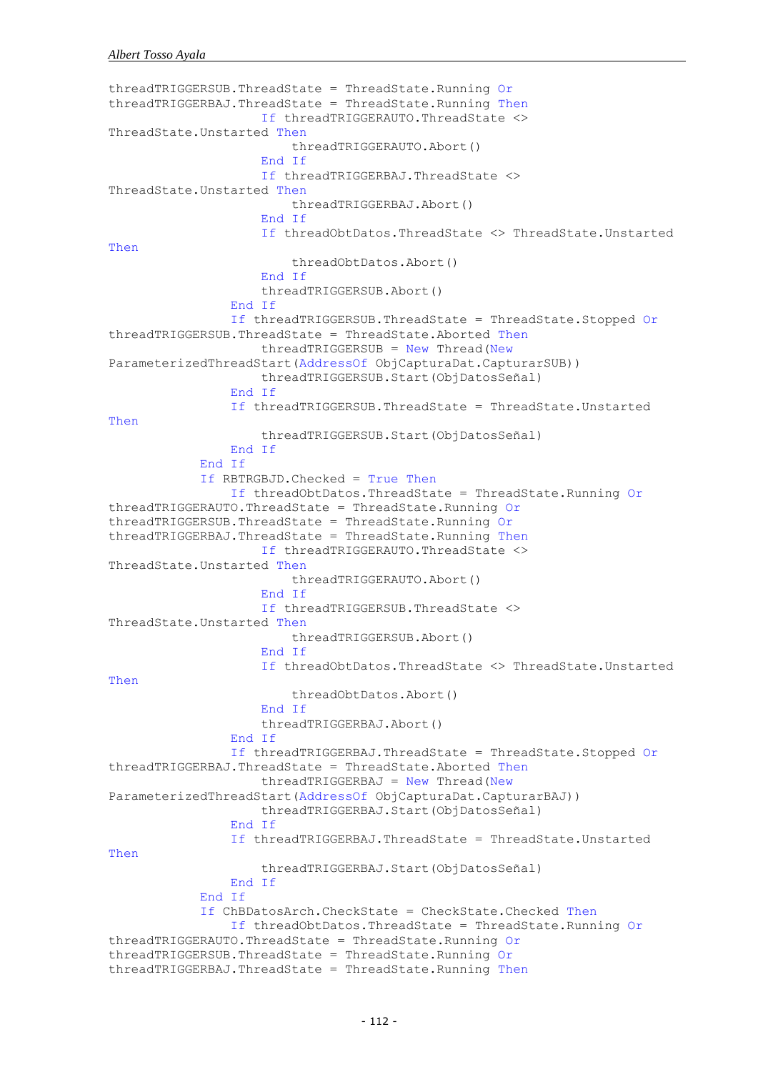```
threadTRIGGERSUB.ThreadState = ThreadState.Running Or
threadTRIGGERBAJ.ThreadState = ThreadState.Running Then
                    If threadTRIGGERAUTO.ThreadState <>
ThreadState.Unstarted Then
                        threadTRIGGERAUTO.Abort()
                    End If
                    If threadTRIGGERBAJ.ThreadState <>
ThreadState.Unstarted Then
                        threadTRIGGERBAJ.Abort()
                    End If
                    If threadObtDatos.ThreadState <> ThreadState.Unstarted
Then
                        threadObtDatos.Abort()
                    End If
                    threadTRIGGERSUB.Abort()
                End If
                If threadTRIGGERSUB.ThreadState = ThreadState.Stopped Or
threadTRIGGERSUB.ThreadState = ThreadState.Aborted Then
                    threadTRIGGERSUB = New Thread(New
ParameterizedThreadStart(AddressOf ObjCapturaDat.CapturarSUB))
                    threadTRIGGERSUB.Start(ObjDatosSeñal)
                End If
                If threadTRIGGERSUB.ThreadState = ThreadState.Unstarted
Then
                    threadTRIGGERSUB.Start(ObjDatosSeñal)
                End If
            End If
            If RBTRGBJD.Checked = True Then
                If threadObtDatos.ThreadState = ThreadState.Running Or
threadTRIGGERAUTO.ThreadState = ThreadState.Running Or
threadTRIGGERSUB.ThreadState = ThreadState.Running Or
threadTRIGGERBAJ.ThreadState = ThreadState.Running Then
                    If threadTRIGGERAUTO.ThreadState <>
ThreadState.Unstarted Then
                        threadTRIGGERAUTO.Abort()
                    End If
                    If threadTRIGGERSUB.ThreadState <>
ThreadState.Unstarted Then
                        threadTRIGGERSUB.Abort()
                    End If
                    If threadObtDatos.ThreadState <> ThreadState.Unstarted
Then
                        threadObtDatos.Abort()
                    End If
                    threadTRIGGERBAJ.Abort()
                End If
                If threadTRIGGERBAJ.ThreadState = ThreadState.Stopped Or
threadTRIGGERBAJ.ThreadState = ThreadState.Aborted Then
                    threadTRIGGERBAJ = New Thread(New
ParameterizedThreadStart(AddressOf ObjCapturaDat.CapturarBAJ))
                    threadTRIGGERBAJ.Start(ObjDatosSeñal)
                End If
                If threadTRIGGERBAJ.ThreadState = ThreadState.Unstarted
Then
                    threadTRIGGERBAJ.Start(ObjDatosSeñal)
                End If
            End If
            If ChBDatosArch.CheckState = CheckState.Checked Then
                If threadObtDatos.ThreadState = ThreadState.Running Or
threadTRIGGERAUTO.ThreadState = ThreadState.Running Or
threadTRIGGERSUB.ThreadState = ThreadState.Running Or
threadTRIGGERBAJ.ThreadState = ThreadState.Running Then
```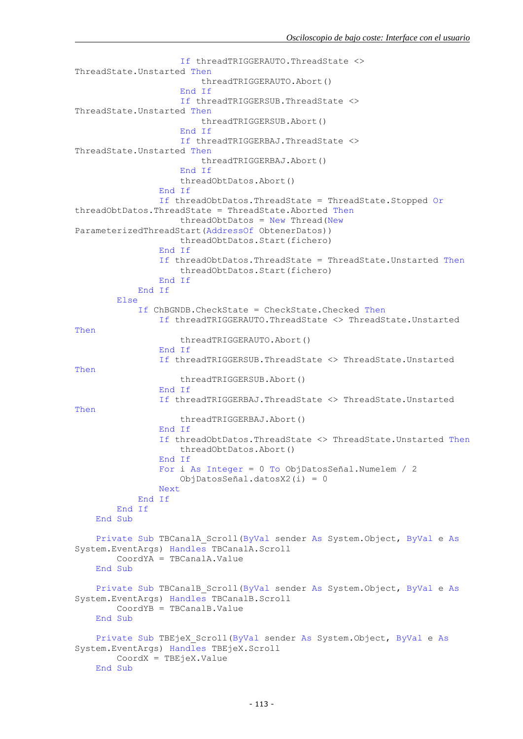```
                    If threadTRIGGERAUTO.ThreadState <>
ThreadState.Unstarted Then
                        threadTRIGGERAUTO.Abort()
                    End If
                    If threadTRIGGERSUB.ThreadState <>
ThreadState.Unstarted Then
                        threadTRIGGERSUB.Abort()
                    End If
                    If threadTRIGGERBAJ.ThreadState <>
ThreadState.Unstarted Then
                        threadTRIGGERBAJ.Abort()
                    End If
                    threadObtDatos.Abort()
                End If
                If threadObtDatos.ThreadState = ThreadState.Stopped Or
threadObtDatos.ThreadState = ThreadState.Aborted Then
                    threadObtDatos = New Thread(New
ParameterizedThreadStart(AddressOf ObtenerDatos))
                    threadObtDatos.Start(fichero)
                End If
                If threadObtDatos.ThreadState = ThreadState.Unstarted Then
                    threadObtDatos.Start(fichero)
                End If
            End If
        Else
            If ChBGNDB.CheckState = CheckState.Checked Then
                If threadTRIGGERAUTO.ThreadState <> ThreadState.Unstarted
Then
                    threadTRIGGERAUTO.Abort()
                End If
                If threadTRIGGERSUB.ThreadState <> ThreadState.Unstarted
Then
                    threadTRIGGERSUB.Abort()
                End If
                If threadTRIGGERBAJ.ThreadState <> ThreadState.Unstarted
Then
                    threadTRIGGERBAJ.Abort()
                End If
                If threadObtDatos.ThreadState <> ThreadState.Unstarted Then
                    threadObtDatos.Abort()
                End If
                For i As Integer = 0 To ObjDatosSeñal.Numelem / 2
                    ObjDatosSeñal.datosX2(i) = 0
                Next
            End If
        End If
    End Sub

    Private Sub TBCanalA_Scroll(ByVal sender As System.Object, ByVal e As
System.EventArgs) Handles TBCanalA.Scroll
        CoordYA = TBCanalA.Value
    End Sub

    Private Sub TBCanalB_Scroll(ByVal sender As System.Object, ByVal e As
System.EventArgs) Handles TBCanalB.Scroll
        CoordYB = TBCanalB.Value
    End Sub

    Private Sub TBEjeX_Scroll(ByVal sender As System.Object, ByVal e As
System.EventArgs) Handles TBEjeX.Scroll
        CoordX = TBEjeX.Value
    End Sub
```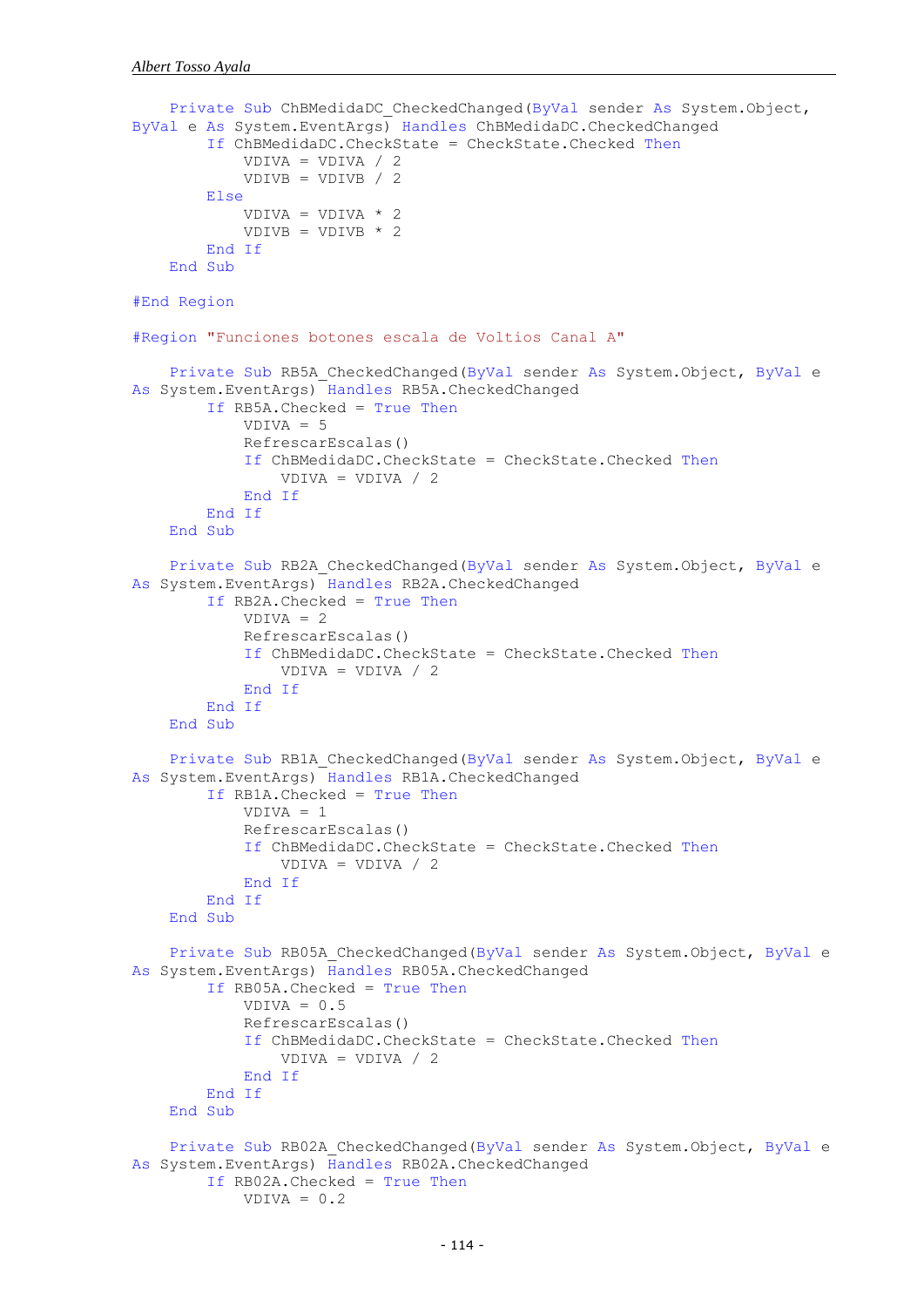```
    Private Sub ChBMedidaDC_CheckedChanged(ByVal sender As System.Object,
ByVal e As System.EventArgs) Handles ChBMedidaDC.CheckedChanged
        If ChBMedidaDC.CheckState = CheckState.Checked Then
            VDIVA = VDIVA / 2
            VDIVB = VDIVB / 2
        Else
            VDIVA = VDIVA * 2
            VDIVB = VDIVB * 2
        End If
    End Sub

#End Region

#Region "Funciones botones escala de Voltios Canal A"

    Private Sub RB5A_CheckedChanged(ByVal sender As System.Object, ByVal e
As System.EventArgs) Handles RB5A.CheckedChanged
        If RB5A.Checked = True Then
            VDIVA = 5
            RefrescarEscalas()
            If ChBMedidaDC.CheckState = CheckState.Checked Then
                VDIVA = VDIVA / 2
            End If
        End If
    End Sub

    Private Sub RB2A_CheckedChanged(ByVal sender As System.Object, ByVal e
As System.EventArgs) Handles RB2A.CheckedChanged
        If RB2A.Checked = True Then
            VDIVA = 2
            RefrescarEscalas()
            If ChBMedidaDC.CheckState = CheckState.Checked Then
                VDIVA = VDIVA / 2
            End If
        End If
    End Sub

    Private Sub RB1A_CheckedChanged(ByVal sender As System.Object, ByVal e
As System.EventArgs) Handles RB1A.CheckedChanged
        If RB1A.Checked = True Then
            VDIVA = 1
            RefrescarEscalas()
            If ChBMedidaDC.CheckState = CheckState.Checked Then
                VDIVA = VDIVA / 2
            End If
        End If
    End Sub

    Private Sub RB05A_CheckedChanged(ByVal sender As System.Object, ByVal e
As System.EventArgs) Handles RB05A.CheckedChanged
        If RB05A.Checked = True Then
            VDIVA = 0.5
            RefrescarEscalas()
            If ChBMedidaDC.CheckState = CheckState.Checked Then
                VDIVA = VDIVA / 2
            End If
        End If
    End Sub

    Private Sub RB02A_CheckedChanged(ByVal sender As System.Object, ByVal e
As System.EventArgs) Handles RB02A.CheckedChanged
        If RB02A.Checked = True Then
            VDIVA = 0.2
```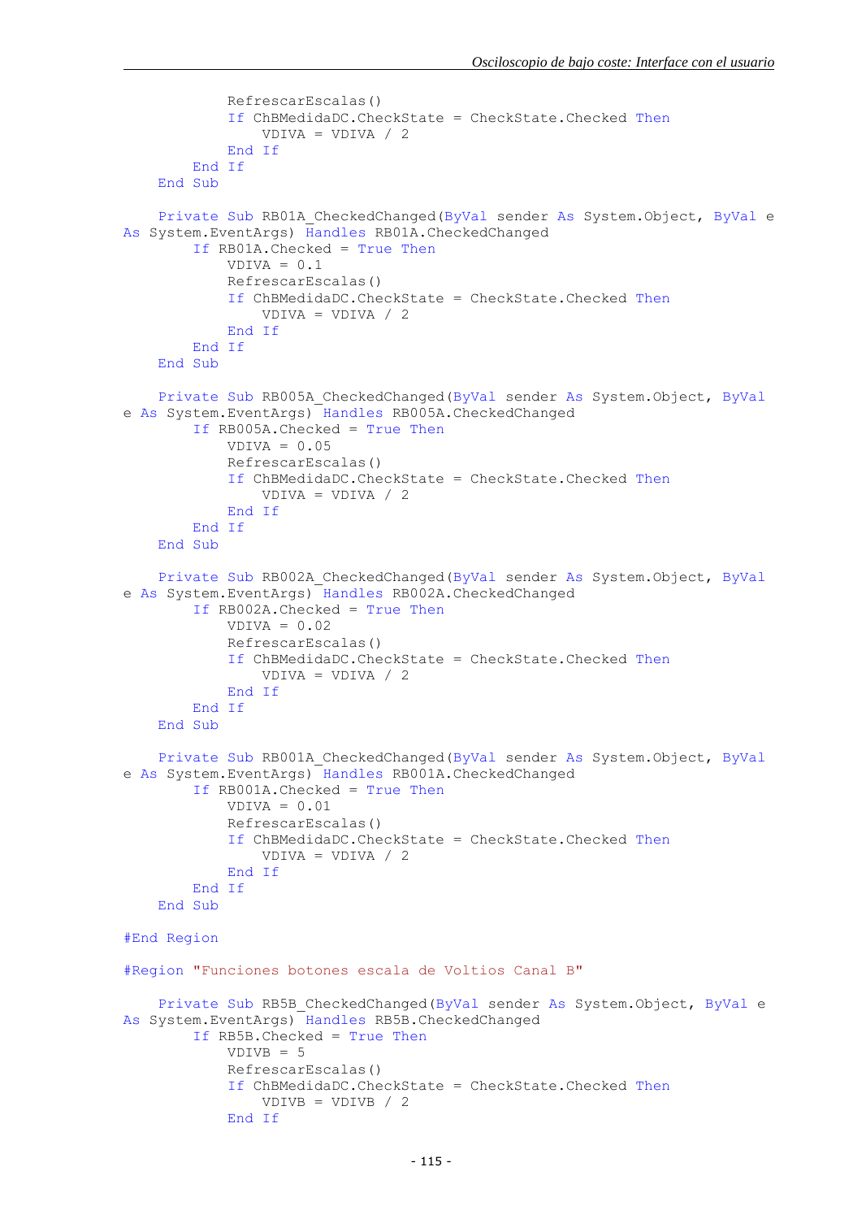```
            RefrescarEscalas()
            If ChBMedidaDC.CheckState = CheckState.Checked Then
                VDIVA = VDIVA / 2
            End If
        End If
    End Sub

    Private Sub RB01A_CheckedChanged(ByVal sender As System.Object, ByVal e
As System.EventArgs) Handles RB01A.CheckedChanged
        If RB01A.Checked = True Then
            VDIVA = 0.1
            RefrescarEscalas()
            If ChBMedidaDC.CheckState = CheckState.Checked Then
                VDIVA = VDIVA / 2
            End If
        End If
    End Sub

    Private Sub RB005A_CheckedChanged(ByVal sender As System.Object, ByVal
e As System.EventArgs) Handles RB005A.CheckedChanged
        If RB005A.Checked = True Then
            VDIVA = 0.05
            RefrescarEscalas()
            If ChBMedidaDC.CheckState = CheckState.Checked Then
                VDIVA = VDIVA / 2
            End If
        End If
    End Sub

    Private Sub RB002A_CheckedChanged(ByVal sender As System.Object, ByVal
e As System.EventArgs) Handles RB002A.CheckedChanged
        If RB002A.Checked = True Then
            VDIVA = 0.02
            RefrescarEscalas()
            If ChBMedidaDC.CheckState = CheckState.Checked Then
                VDIVA = VDIVA / 2
            End If
        End If
    End Sub

    Private Sub RB001A_CheckedChanged(ByVal sender As System.Object, ByVal
e As System.EventArgs) Handles RB001A.CheckedChanged
        If RB001A.Checked = True Then
            VDIVA = 0.01
            RefrescarEscalas()
            If ChBMedidaDC.CheckState = CheckState.Checked Then
                VDIVA = VDIVA / 2
            End If
        End If
    End Sub

#End Region

#Region "Funciones botones escala de Voltios Canal B"

    Private Sub RB5B_CheckedChanged(ByVal sender As System.Object, ByVal e
As System.EventArgs) Handles RB5B.CheckedChanged
        If RB5B.Checked = True Then
            VDIVB = 5
            RefrescarEscalas()
            If ChBMedidaDC.CheckState = CheckState.Checked Then
                VDIVB = VDIVB / 2
            End If
```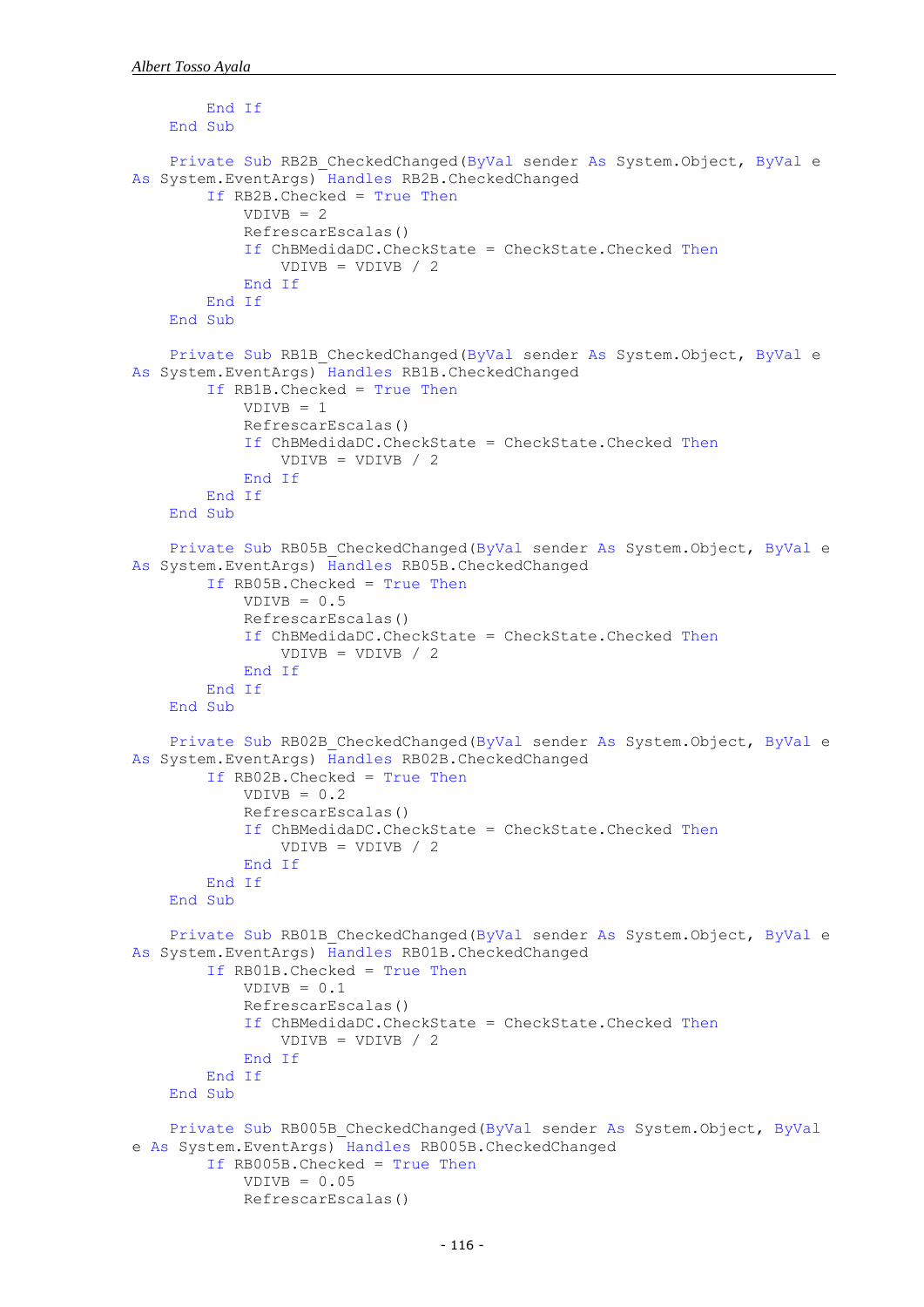```
        End If
    End Sub

    Private Sub RB2B_CheckedChanged(ByVal sender As System.Object, ByVal e As System.EventArgs) Handles RB2B.CheckedChanged
        If RB2B.Checked = True Then
            VDIVB = 2
            RefrescarEscalas()
            If ChBMedidaDC.CheckState = CheckState.Checked Then
                VDIVB = VDIVB / 2
            End If
        End If
    End Sub

    Private Sub RB1B_CheckedChanged(ByVal sender As System.Object, ByVal e As System.EventArgs) Handles RB1B.CheckedChanged
        If RB1B.Checked = True Then
            VDIVB = 1
            RefrescarEscalas()
            If ChBMedidaDC.CheckState = CheckState.Checked Then
                VDIVB = VDIVB / 2
            End If
        End If
    End Sub

    Private Sub RB05B_CheckedChanged(ByVal sender As System.Object, ByVal e As System.EventArgs) Handles RB05B.CheckedChanged
        If RB05B.Checked = True Then
            VDIVB = 0.5
            RefrescarEscalas()
            If ChBMedidaDC.CheckState = CheckState.Checked Then
                VDIVB = VDIVB / 2
            End If
        End If
    End Sub

    Private Sub RB02B_CheckedChanged(ByVal sender As System.Object, ByVal e As System.EventArgs) Handles RB02B.CheckedChanged
        If RB02B.Checked = True Then
            VDIVB = 0.2
            RefrescarEscalas()
            If ChBMedidaDC.CheckState = CheckState.Checked Then
                VDIVB = VDIVB / 2
            End If
        End If
    End Sub

    Private Sub RB01B_CheckedChanged(ByVal sender As System.Object, ByVal e As System.EventArgs) Handles RB01B.CheckedChanged
        If RB01B.Checked = True Then
            VDIVB = 0.1
            RefrescarEscalas()
            If ChBMedidaDC.CheckState = CheckState.Checked Then
                VDIVB = VDIVB / 2
            End If
        End If
    End Sub

    Private Sub RB005B_CheckedChanged(ByVal sender As System.Object, ByVal e As System.EventArgs) Handles RB005B.CheckedChanged
        If RB005B.Checked = True Then
            VDIVB = 0.05
            RefrescarEscalas()
```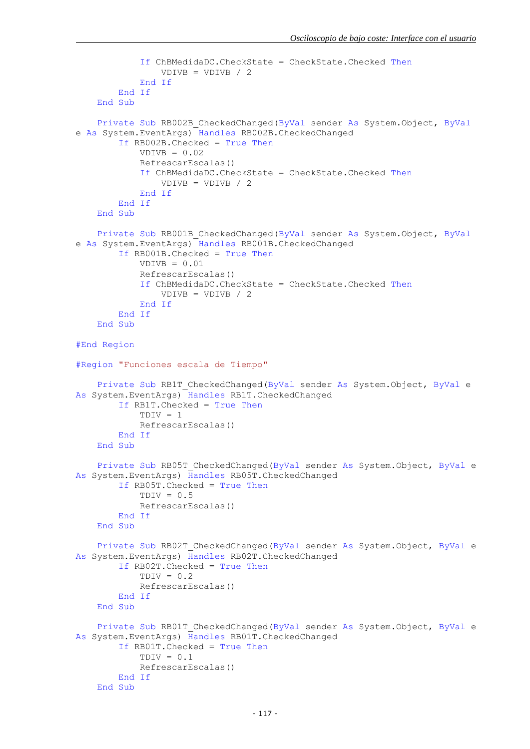```
            If ChBMedidaDC.CheckState = CheckState.Checked Then
                VDIVB = VDIVB / 2
            End If
        End If
    End Sub

    Private Sub RB002B_CheckedChanged(ByVal sender As System.Object, ByVal
e As System.EventArgs) Handles RB002B.CheckedChanged
        If RB002B.Checked = True Then
            VDIVB = 0.02
            RefrescarEscalas()
            If ChBMedidaDC.CheckState = CheckState.Checked Then
                VDIVB = VDIVB / 2
            End If
        End If
    End Sub

    Private Sub RB001B_CheckedChanged(ByVal sender As System.Object, ByVal
e As System.EventArgs) Handles RB001B.CheckedChanged
        If RB001B.Checked = True Then
            VDIVB = 0.01
            RefrescarEscalas()
            If ChBMedidaDC.CheckState = CheckState.Checked Then
                VDIVB = VDIVB / 2
            End If
        End If
    End Sub

#End Region

#Region "Funciones escala de Tiempo"

    Private Sub RB1T_CheckedChanged(ByVal sender As System.Object, ByVal e
As System.EventArgs) Handles RB1T.CheckedChanged
        If RB1T.Checked = True Then
            TDIV = 1
            RefrescarEscalas()
        End If
    End Sub

    Private Sub RB05T_CheckedChanged(ByVal sender As System.Object, ByVal e
As System.EventArgs) Handles RB05T.CheckedChanged
        If RB05T.Checked = True Then
            TDIV = 0.5
            RefrescarEscalas()
        End If
    End Sub

    Private Sub RB02T_CheckedChanged(ByVal sender As System.Object, ByVal e
As System.EventArgs) Handles RB02T.CheckedChanged
        If RB02T.Checked = True Then
            TDIV = 0.2
            RefrescarEscalas()
        End If
    End Sub

    Private Sub RB01T_CheckedChanged(ByVal sender As System.Object, ByVal e
As System.EventArgs) Handles RB01T.CheckedChanged
        If RB01T.Checked = True Then
            TDIV = 0.1
            RefrescarEscalas()
        End If
    End Sub
```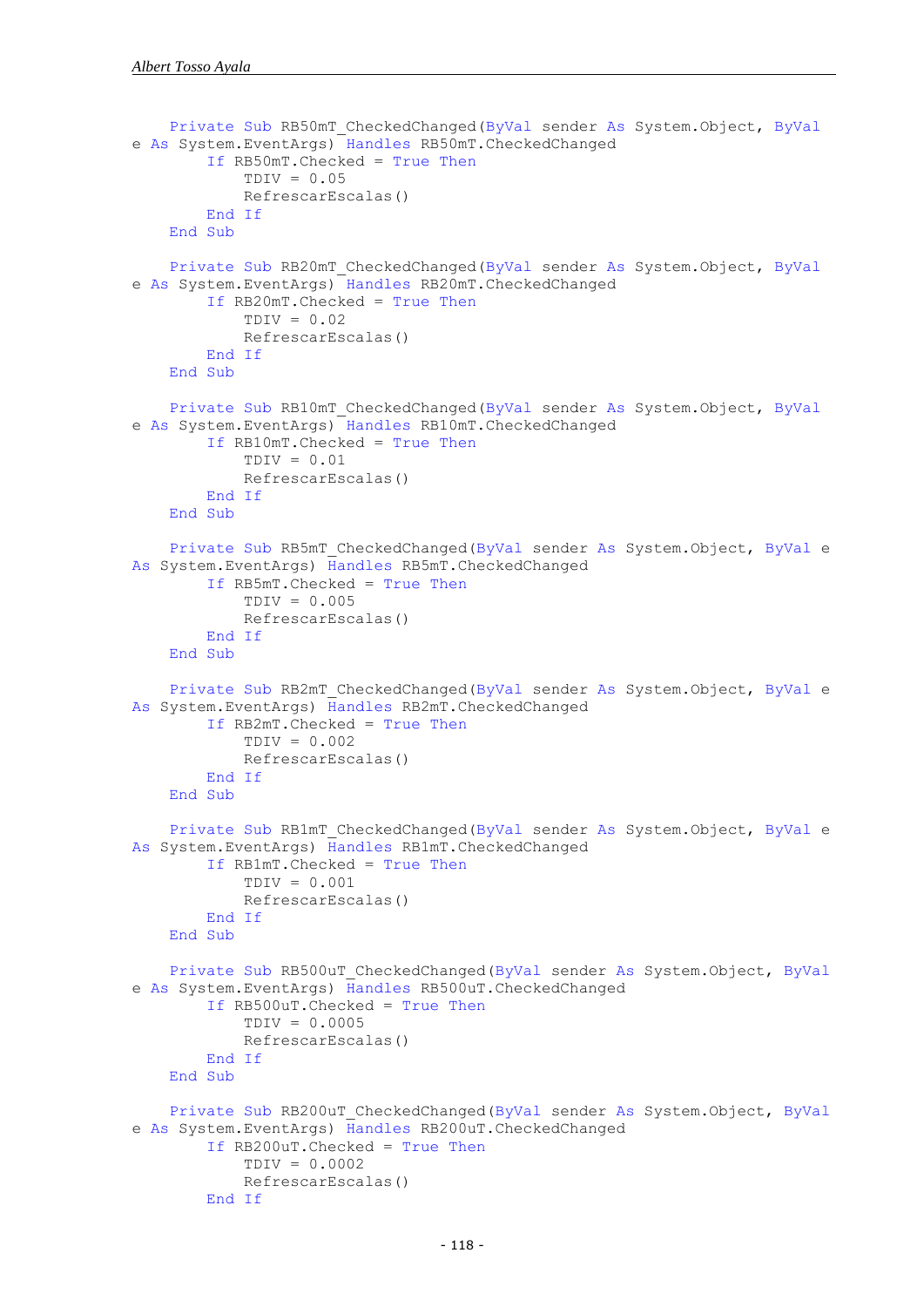```vb
    Private Sub RB50mT_CheckedChanged(ByVal sender As System.Object, ByVal e As System.EventArgs) Handles RB50mT.CheckedChanged
        If RB50mT.Checked = True Then
            TDIV = 0.05
            RefrescarEscalas()
        End If
    End Sub

    Private Sub RB20mT_CheckedChanged(ByVal sender As System.Object, ByVal e As System.EventArgs) Handles RB20mT.CheckedChanged
        If RB20mT.Checked = True Then
            TDIV = 0.02
            RefrescarEscalas()
        End If
    End Sub

    Private Sub RB10mT_CheckedChanged(ByVal sender As System.Object, ByVal e As System.EventArgs) Handles RB10mT.CheckedChanged
        If RB10mT.Checked = True Then
            TDIV = 0.01
            RefrescarEscalas()
        End If
    End Sub

    Private Sub RB5mT_CheckedChanged(ByVal sender As System.Object, ByVal e As System.EventArgs) Handles RB5mT.CheckedChanged
        If RB5mT.Checked = True Then
            TDIV = 0.005
            RefrescarEscalas()
        End If
    End Sub

    Private Sub RB2mT_CheckedChanged(ByVal sender As System.Object, ByVal e As System.EventArgs) Handles RB2mT.CheckedChanged
        If RB2mT.Checked = True Then
            TDIV = 0.002
            RefrescarEscalas()
        End If
    End Sub

    Private Sub RB1mT_CheckedChanged(ByVal sender As System.Object, ByVal e As System.EventArgs) Handles RB1mT.CheckedChanged
        If RB1mT.Checked = True Then
            TDIV = 0.001
            RefrescarEscalas()
        End If
    End Sub

    Private Sub RB500uT_CheckedChanged(ByVal sender As System.Object, ByVal e As System.EventArgs) Handles RB500uT.CheckedChanged
        If RB500uT.Checked = True Then
            TDIV = 0.0005
            RefrescarEscalas()
        End If
    End Sub

    Private Sub RB200uT_CheckedChanged(ByVal sender As System.Object, ByVal e As System.EventArgs) Handles RB200uT.CheckedChanged
        If RB200uT.Checked = True Then
            TDIV = 0.0002
            RefrescarEscalas()
        End If
```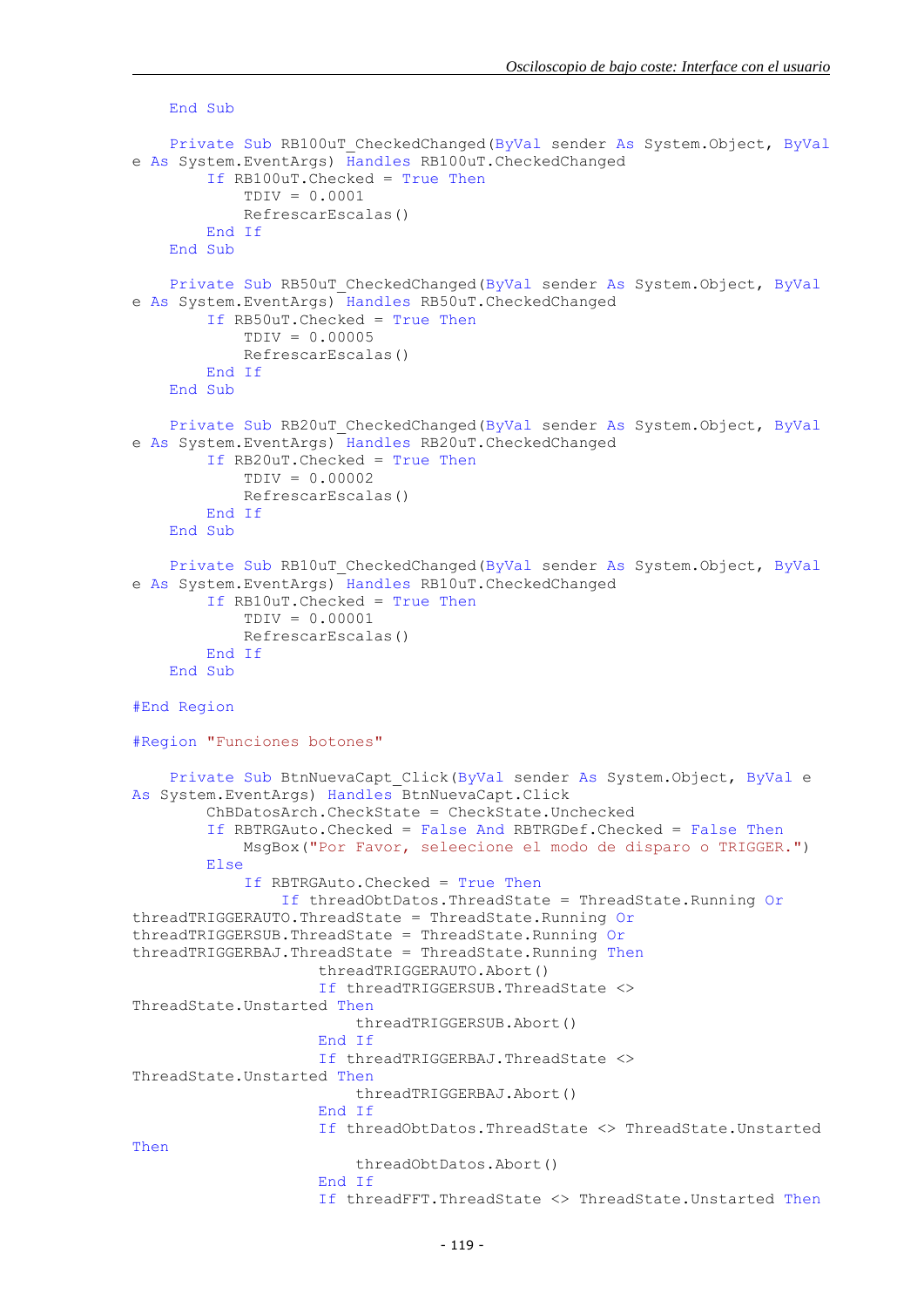```
    End Sub

    Private Sub RB100uT_CheckedChanged(ByVal sender As System.Object, ByVal
e As System.EventArgs) Handles RB100uT.CheckedChanged
        If RB100uT.Checked = True Then
            TDIV = 0.0001
            RefrescarEscalas()
        End If
    End Sub

    Private Sub RB50uT_CheckedChanged(ByVal sender As System.Object, ByVal
e As System.EventArgs) Handles RB50uT.CheckedChanged
        If RB50uT.Checked = True Then
            TDIV = 0.00005
            RefrescarEscalas()
        End If
    End Sub

    Private Sub RB20uT_CheckedChanged(ByVal sender As System.Object, ByVal
e As System.EventArgs) Handles RB20uT.CheckedChanged
        If RB20uT.Checked = True Then
            TDIV = 0.00002
            RefrescarEscalas()
        End If
    End Sub

    Private Sub RB10uT_CheckedChanged(ByVal sender As System.Object, ByVal
e As System.EventArgs) Handles RB10uT.CheckedChanged
        If RB10uT.Checked = True Then
            TDIV = 0.00001
            RefrescarEscalas()
        End If
    End Sub

#End Region

#Region "Funciones botones"

    Private Sub BtnNuevaCapt_Click(ByVal sender As System.Object, ByVal e
As System.EventArgs) Handles BtnNuevaCapt.Click
        ChBDatosArch.CheckState = CheckState.Unchecked
        If RBTRGAuto.Checked = False And RBTRGDef.Checked = False Then
            MsgBox("Por Favor, seleecione el modo de disparo o TRIGGER.")
        Else
            If RBTRGAuto.Checked = True Then
                If threadObtDatos.ThreadState = ThreadState.Running Or
threadTRIGGERAUTO.ThreadState = ThreadState.Running Or
threadTRIGGERSUB.ThreadState = ThreadState.Running Or
threadTRIGGERBAJ.ThreadState = ThreadState.Running Then
                    threadTRIGGERAUTO.Abort()
                    If threadTRIGGERSUB.ThreadState <>
ThreadState.Unstarted Then
                        threadTRIGGERSUB.Abort()
                    End If
                    If threadTRIGGERBAJ.ThreadState <>
ThreadState.Unstarted Then
                        threadTRIGGERBAJ.Abort()
                    End If
                    If threadObtDatos.ThreadState <> ThreadState.Unstarted
Then
                        threadObtDatos.Abort()
                    End If
                    If threadFFT.ThreadState <> ThreadState.Unstarted Then
```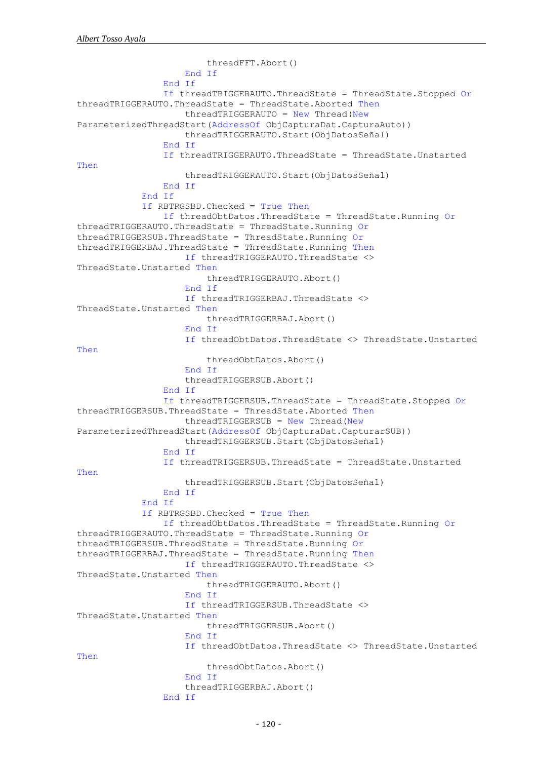```
                        threadFFT.Abort()
                    End If
                End If
                If threadTRIGGERAUTO.ThreadState = ThreadState.Stopped Or
threadTRIGGERAUTO.ThreadState = ThreadState.Aborted Then
                    threadTRIGGERAUTO = New Thread(New
ParameterizedThreadStart(AddressOf ObjCapturaDat.CapturaAuto))
                    threadTRIGGERAUTO.Start(ObjDatosSeñal)
                End If
                If threadTRIGGERAUTO.ThreadState = ThreadState.Unstarted
Then
                    threadTRIGGERAUTO.Start(ObjDatosSeñal)
                End If
            End If
            If RBTRGSBD.Checked = True Then
                If threadObtDatos.ThreadState = ThreadState.Running Or
threadTRIGGERAUTO.ThreadState = ThreadState.Running Or
threadTRIGGERSUB.ThreadState = ThreadState.Running Or
threadTRIGGERBAJ.ThreadState = ThreadState.Running Then
                    If threadTRIGGERAUTO.ThreadState <>
ThreadState.Unstarted Then
                        threadTRIGGERAUTO.Abort()
                    End If
                    If threadTRIGGERBAJ.ThreadState <>
ThreadState.Unstarted Then
                        threadTRIGGERBAJ.Abort()
                    End If
                    If threadObtDatos.ThreadState <> ThreadState.Unstarted
Then
                        threadObtDatos.Abort()
                    End If
                    threadTRIGGERSUB.Abort()
                End If
                If threadTRIGGERSUB.ThreadState = ThreadState.Stopped Or
threadTRIGGERSUB.ThreadState = ThreadState.Aborted Then
                    threadTRIGGERSUB = New Thread(New
ParameterizedThreadStart(AddressOf ObjCapturaDat.CapturarSUB))
                    threadTRIGGERSUB.Start(ObjDatosSeñal)
                End If
                If threadTRIGGERSUB.ThreadState = ThreadState.Unstarted
Then
                    threadTRIGGERSUB.Start(ObjDatosSeñal)
                End If
            End If
            If RBTRGSBD.Checked = True Then
                If threadObtDatos.ThreadState = ThreadState.Running Or
threadTRIGGERAUTO.ThreadState = ThreadState.Running Or
threadTRIGGERSUB.ThreadState = ThreadState.Running Or
threadTRIGGERBAJ.ThreadState = ThreadState.Running Then
                    If threadTRIGGERAUTO.ThreadState <>
ThreadState.Unstarted Then
                        threadTRIGGERAUTO.Abort()
                    End If
                    If threadTRIGGERSUB.ThreadState <>
ThreadState.Unstarted Then
                        threadTRIGGERSUB.Abort()
                    End If
                    If threadObtDatos.ThreadState <> ThreadState.Unstarted
Then
                        threadObtDatos.Abort()
                    End If
                    threadTRIGGERBAJ.Abort()
                End If
```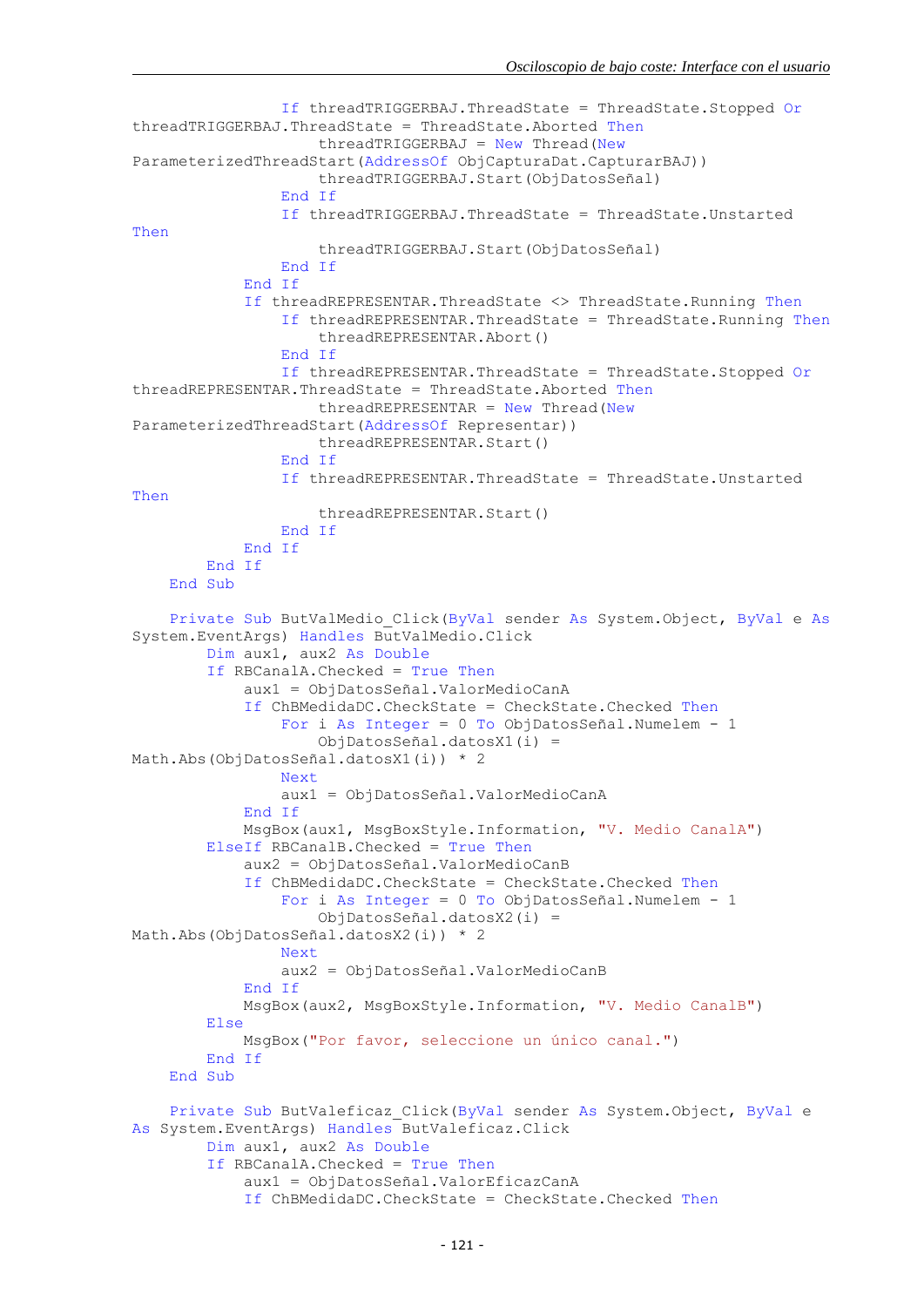```
                If threadTRIGGERBAJ.ThreadState = ThreadState.Stopped Or
threadTRIGGERBAJ.ThreadState = ThreadState.Aborted Then
                    threadTRIGGERBAJ = New Thread(New
ParameterizedThreadStart(AddressOf ObjCapturaDat.CapturarBAJ))
                    threadTRIGGERBAJ.Start(ObjDatosSeñal)
                End If
                If threadTRIGGERBAJ.ThreadState = ThreadState.Unstarted
Then
                    threadTRIGGERBAJ.Start(ObjDatosSeñal)
                End If
            End If
            If threadREPRESENTAR.ThreadState <> ThreadState.Running Then
                If threadREPRESENTAR.ThreadState = ThreadState.Running Then
                    threadREPRESENTAR.Abort()
                End If
                If threadREPRESENTAR.ThreadState = ThreadState.Stopped Or
threadREPRESENTAR.ThreadState = ThreadState.Aborted Then
                    threadREPRESENTAR = New Thread(New
ParameterizedThreadStart(AddressOf Representar))
                    threadREPRESENTAR.Start()
                End If
                If threadREPRESENTAR.ThreadState = ThreadState.Unstarted
Then
                    threadREPRESENTAR.Start()
                End If
            End If
        End If
    End Sub

    Private Sub ButValMedio_Click(ByVal sender As System.Object, ByVal e As
System.EventArgs) Handles ButValMedio.Click
        Dim aux1, aux2 As Double
        If RBCanalA.Checked = True Then
            aux1 = ObjDatosSeñal.ValorMedioCanA
            If ChBMedidaDC.CheckState = CheckState.Checked Then
                For i As Integer = 0 To ObjDatosSeñal.Numelem - 1
                    ObjDatosSeñal.datosX1(i) =
Math.Abs(ObjDatosSeñal.datosX1(i)) * 2
                Next
                aux1 = ObjDatosSeñal.ValorMedioCanA
            End If
            MsgBox(aux1, MsgBoxStyle.Information, "V. Medio CanalA")
        ElseIf RBCanalB.Checked = True Then
            aux2 = ObjDatosSeñal.ValorMedioCanB
            If ChBMedidaDC.CheckState = CheckState.Checked Then
                For i As Integer = 0 To ObjDatosSeñal.Numelem - 1
                    ObjDatosSeñal.datosX2(i) =
Math.Abs(ObjDatosSeñal.datosX2(i)) * 2
                Next
                aux2 = ObjDatosSeñal.ValorMedioCanB
            End If
            MsgBox(aux2, MsgBoxStyle.Information, "V. Medio CanalB")
        Else
            MsgBox("Por favor, seleccione un único canal.")
        End If
    End Sub

    Private Sub ButValeficaz_Click(ByVal sender As System.Object, ByVal e
As System.EventArgs) Handles ButValeficaz.Click
        Dim aux1, aux2 As Double
        If RBCanalA.Checked = True Then
            aux1 = ObjDatosSeñal.ValorEficazCanA
            If ChBMedidaDC.CheckState = CheckState.Checked Then
```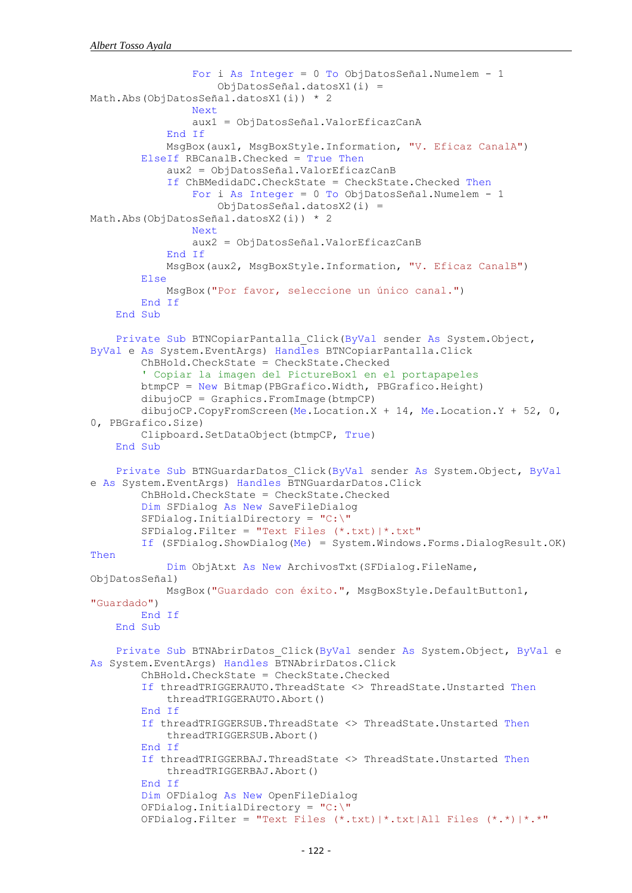```
                For i As Integer = 0 To ObjDatosSeñal.Numelem - 1
                    ObjDatosSeñal.datosX1(i) =
Math.Abs(ObjDatosSeñal.datosX1(i)) * 2
                Next
                aux1 = ObjDatosSeñal.ValorEficazCanA
            End If
            MsgBox(aux1, MsgBoxStyle.Information, "V. Eficaz CanalA")
        ElseIf RBCanalB.Checked = True Then
            aux2 = ObjDatosSeñal.ValorEficazCanB
            If ChBMedidaDC.CheckState = CheckState.Checked Then
                For i As Integer = 0 To ObjDatosSeñal.Numelem - 1
                    ObjDatosSeñal.datosX2(i) =
Math.Abs(ObjDatosSeñal.datosX2(i)) * 2
                Next
                aux2 = ObjDatosSeñal.ValorEficazCanB
            End If
            MsgBox(aux2, MsgBoxStyle.Information, "V. Eficaz CanalB")
        Else
            MsgBox("Por favor, seleccione un único canal.")
        End If
    End Sub

    Private Sub BTNCopiarPantalla_Click(ByVal sender As System.Object,
ByVal e As System.EventArgs) Handles BTNCopiarPantalla.Click
        ChBHold.CheckState = CheckState.Checked
        ' Copiar la imagen del PictureBox1 en el portapapeles
        btmpCP = New Bitmap(PBGrafico.Width, PBGrafico.Height)
        dibujoCP = Graphics.FromImage(btmpCP)
        dibujoCP.CopyFromScreen(Me.Location.X + 14, Me.Location.Y + 52, 0,
0, PBGrafico.Size)
        Clipboard.SetDataObject(btmpCP, True)
    End Sub

    Private Sub BTNGuardarDatos_Click(ByVal sender As System.Object, ByVal
e As System.EventArgs) Handles BTNGuardarDatos.Click
        ChBHold.CheckState = CheckState.Checked
        Dim SFDialog As New SaveFileDialog
        SFDialog.InitialDirectory = "C:\"
        SFDialog.Filter = "Text Files (*.txt)|*.txt"
        If (SFDialog.ShowDialog(Me) = System.Windows.Forms.DialogResult.OK)
Then
            Dim ObjAtxt As New ArchivosTxt(SFDialog.FileName,
ObjDatosSeñal)
            MsgBox("Guardado con éxito.", MsgBoxStyle.DefaultButton1,
"Guardado")
        End If
    End Sub

    Private Sub BTNAbrirDatos_Click(ByVal sender As System.Object, ByVal e
As System.EventArgs) Handles BTNAbrirDatos.Click
        ChBHold.CheckState = CheckState.Checked
        If threadTRIGGERAUTO.ThreadState <> ThreadState.Unstarted Then
            threadTRIGGERAUTO.Abort()
        End If
        If threadTRIGGERSUB.ThreadState <> ThreadState.Unstarted Then
            threadTRIGGERSUB.Abort()
        End If
        If threadTRIGGERBAJ.ThreadState <> ThreadState.Unstarted Then
            threadTRIGGERBAJ.Abort()
        End If
        Dim OFDialog As New OpenFileDialog
        OFDialog.InitialDirectory = "C:\"
        OFDialog.Filter = "Text Files (*.txt)|*.txt|All Files (*.*)|*.*"
```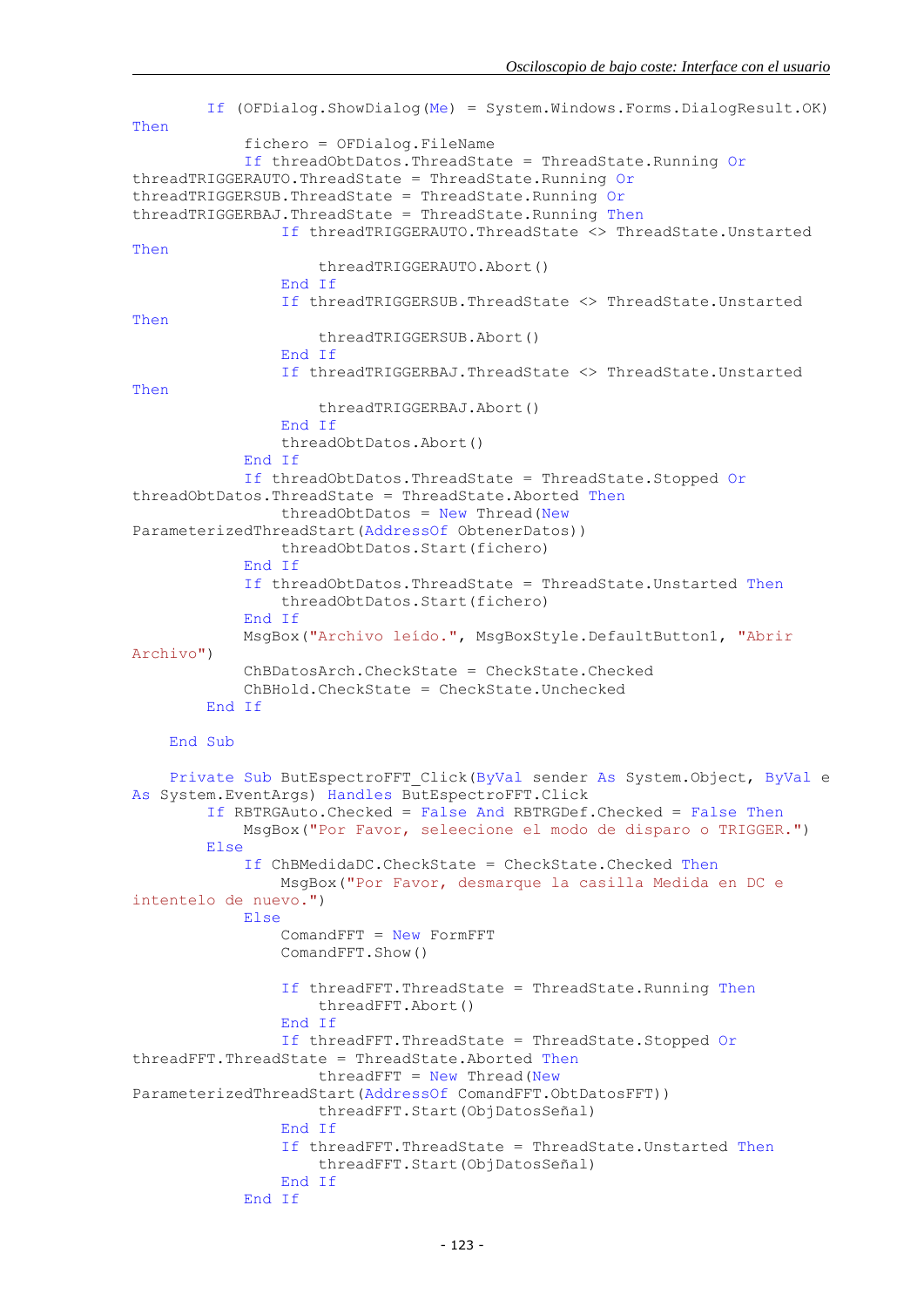```
        If (OFDialog.ShowDialog(Me) = System.Windows.Forms.DialogResult.OK)
Then
            fichero = OFDialog.FileName
            If threadObtDatos.ThreadState = ThreadState.Running Or
threadTRIGGERAUTO.ThreadState = ThreadState.Running Or
threadTRIGGERSUB.ThreadState = ThreadState.Running Or
threadTRIGGERBAJ.ThreadState = ThreadState.Running Then
                If threadTRIGGERAUTO.ThreadState <> ThreadState.Unstarted
Then
                    threadTRIGGERAUTO.Abort()
                End If
                If threadTRIGGERSUB.ThreadState <> ThreadState.Unstarted
Then
                    threadTRIGGERSUB.Abort()
                End If
                If threadTRIGGERBAJ.ThreadState <> ThreadState.Unstarted
Then
                    threadTRIGGERBAJ.Abort()
                End If
                threadObtDatos.Abort()
            End If
            If threadObtDatos.ThreadState = ThreadState.Stopped Or
threadObtDatos.ThreadState = ThreadState.Aborted Then
                threadObtDatos = New Thread(New
ParameterizedThreadStart(AddressOf ObtenerDatos))
                threadObtDatos.Start(fichero)
            End If
            If threadObtDatos.ThreadState = ThreadState.Unstarted Then
                threadObtDatos.Start(fichero)
            End If
            MsgBox("Archivo leído.", MsgBoxStyle.DefaultButton1, "Abrir
Archivo")
            ChBDatosArch.CheckState = CheckState.Checked
            ChBHold.CheckState = CheckState.Unchecked
        End If

    End Sub

    Private Sub ButEspectroFFT_Click(ByVal sender As System.Object, ByVal e
As System.EventArgs) Handles ButEspectroFFT.Click
        If RBTRGAuto.Checked = False And RBTRGDef.Checked = False Then
            MsgBox("Por Favor, seleecione el modo de disparo o TRIGGER.")
        Else
            If ChBMedidaDC.CheckState = CheckState.Checked Then
                MsgBox("Por Favor, desmarque la casilla Medida en DC e
intentelo de nuevo.")
            Else
                ComandFFT = New FormFFT
                ComandFFT.Show()

                If threadFFT.ThreadState = ThreadState.Running Then
                    threadFFT.Abort()
                End If
                If threadFFT.ThreadState = ThreadState.Stopped Or
threadFFT.ThreadState = ThreadState.Aborted Then
                    threadFFT = New Thread(New
ParameterizedThreadStart(AddressOf ComandFFT.ObtDatosFFT))
                    threadFFT.Start(ObjDatosSeñal)
                End If
                If threadFFT.ThreadState = ThreadState.Unstarted Then
                    threadFFT.Start(ObjDatosSeñal)
                End If
            End If
```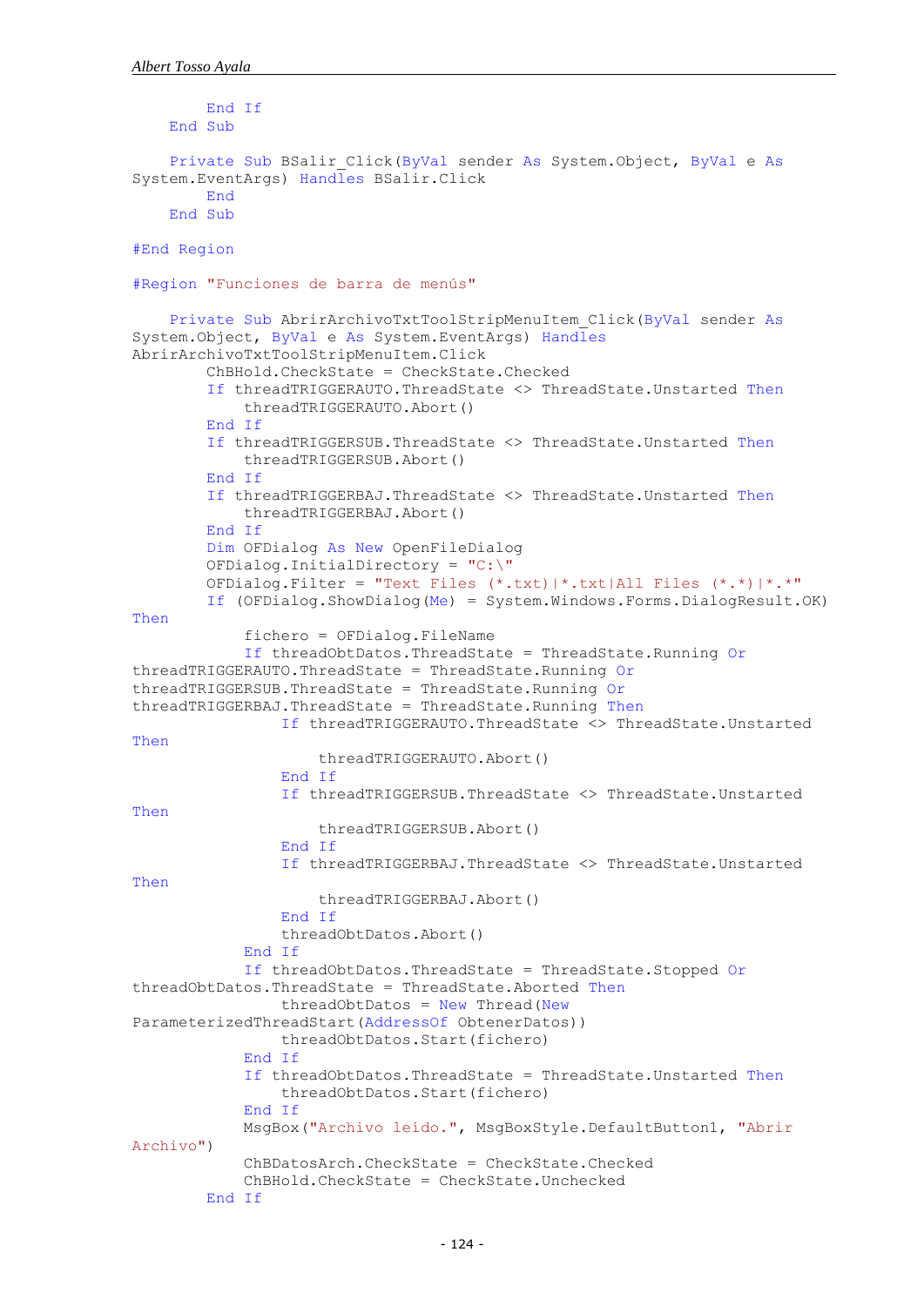```
        End If
    End Sub

    Private Sub BSalir_Click(ByVal sender As System.Object, ByVal e As
System.EventArgs) Handles BSalir.Click
        End
    End Sub

#End Region

#Region "Funciones de barra de menús"

    Private Sub AbrirArchivoTxtToolStripMenuItem_Click(ByVal sender As
System.Object, ByVal e As System.EventArgs) Handles
AbrirArchivoTxtToolStripMenuItem.Click
        ChBHold.CheckState = CheckState.Checked
        If threadTRIGGERAUTO.ThreadState <> ThreadState.Unstarted Then
            threadTRIGGERAUTO.Abort()
        End If
        If threadTRIGGERSUB.ThreadState <> ThreadState.Unstarted Then
            threadTRIGGERSUB.Abort()
        End If
        If threadTRIGGERBAJ.ThreadState <> ThreadState.Unstarted Then
            threadTRIGGERBAJ.Abort()
        End If
        Dim OFDialog As New OpenFileDialog
        OFDialog.InitialDirectory = "C:\"
        OFDialog.Filter = "Text Files (*.txt)|*.txt|All Files (*.*)|*.*"
        If (OFDialog.ShowDialog(Me) = System.Windows.Forms.DialogResult.OK)
Then
            fichero = OFDialog.FileName
            If threadObtDatos.ThreadState = ThreadState.Running Or
threadTRIGGERAUTO.ThreadState = ThreadState.Running Or
threadTRIGGERSUB.ThreadState = ThreadState.Running Or
threadTRIGGERBAJ.ThreadState = ThreadState.Running Then
                If threadTRIGGERAUTO.ThreadState <> ThreadState.Unstarted
Then
                    threadTRIGGERAUTO.Abort()
                End If
                If threadTRIGGERSUB.ThreadState <> ThreadState.Unstarted
Then
                    threadTRIGGERSUB.Abort()
                End If
                If threadTRIGGERBAJ.ThreadState <> ThreadState.Unstarted
Then
                    threadTRIGGERBAJ.Abort()
                End If
                threadObtDatos.Abort()
            End If
            If threadObtDatos.ThreadState = ThreadState.Stopped Or
threadObtDatos.ThreadState = ThreadState.Aborted Then
                threadObtDatos = New Thread(New
ParameterizedThreadStart(AddressOf ObtenerDatos))
                threadObtDatos.Start(fichero)
            End If
            If threadObtDatos.ThreadState = ThreadState.Unstarted Then
                threadObtDatos.Start(fichero)
            End If
            MsgBox("Archivo leído.", MsgBoxStyle.DefaultButton1, "Abrir
Archivo")
            ChBDatosArch.CheckState = CheckState.Checked
            ChBHold.CheckState = CheckState.Unchecked
        End If
```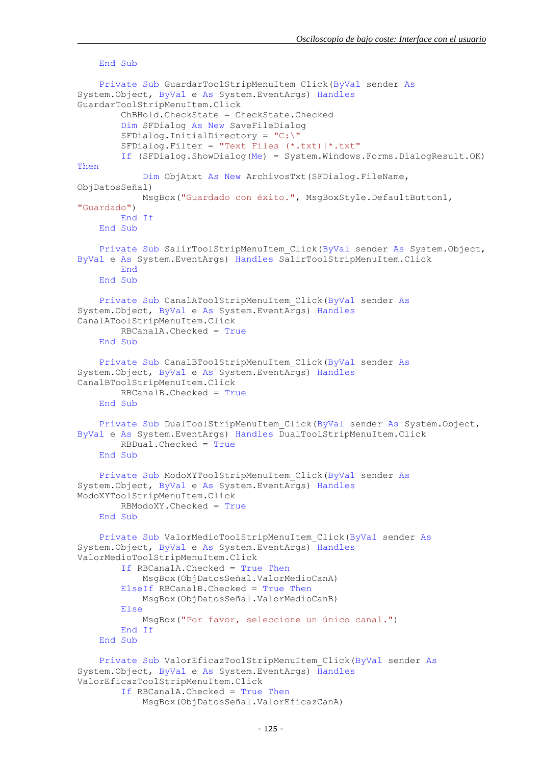```
    End Sub

    Private Sub GuardarToolStripMenuItem_Click(ByVal sender As
System.Object, ByVal e As System.EventArgs) Handles
GuardarToolStripMenuItem.Click
        ChBHold.CheckState = CheckState.Checked
        Dim SFDialog As New SaveFileDialog
        SFDialog.InitialDirectory = "C:\"
        SFDialog.Filter = "Text Files (*.txt)|*.txt"
        If (SFDialog.ShowDialog(Me) = System.Windows.Forms.DialogResult.OK)
Then
            Dim ObjAtxt As New ArchivosTxt(SFDialog.FileName,
ObjDatosSeñal)
            MsgBox("Guardado con éxito.", MsgBoxStyle.DefaultButton1,
"Guardado")
        End If
    End Sub

    Private Sub SalirToolStripMenuItem_Click(ByVal sender As System.Object,
ByVal e As System.EventArgs) Handles SalirToolStripMenuItem.Click
        End
    End Sub

    Private Sub CanalAToolStripMenuItem_Click(ByVal sender As
System.Object, ByVal e As System.EventArgs) Handles
CanalAToolStripMenuItem.Click
        RBCanalA.Checked = True
    End Sub

    Private Sub CanalBToolStripMenuItem_Click(ByVal sender As
System.Object, ByVal e As System.EventArgs) Handles
CanalBToolStripMenuItem.Click
        RBCanalB.Checked = True
    End Sub

    Private Sub DualToolStripMenuItem_Click(ByVal sender As System.Object,
ByVal e As System.EventArgs) Handles DualToolStripMenuItem.Click
        RBDual.Checked = True
    End Sub

    Private Sub ModoXYToolStripMenuItem_Click(ByVal sender As
System.Object, ByVal e As System.EventArgs) Handles
ModoXYToolStripMenuItem.Click
        RBModoXY.Checked = True
    End Sub

    Private Sub ValorMedioToolStripMenuItem_Click(ByVal sender As
System.Object, ByVal e As System.EventArgs) Handles
ValorMedioToolStripMenuItem.Click
        If RBCanalA.Checked = True Then
            MsgBox(ObjDatosSeñal.ValorMedioCanA)
        ElseIf RBCanalB.Checked = True Then
            MsgBox(ObjDatosSeñal.ValorMedioCanB)
        Else
            MsgBox("Por favor, seleccione un único canal.")
        End If
    End Sub

    Private Sub ValorEficazToolStripMenuItem_Click(ByVal sender As
System.Object, ByVal e As System.EventArgs) Handles
ValorEficazToolStripMenuItem.Click
        If RBCanalA.Checked = True Then
            MsgBox(ObjDatosSeñal.ValorEficazCanA)
```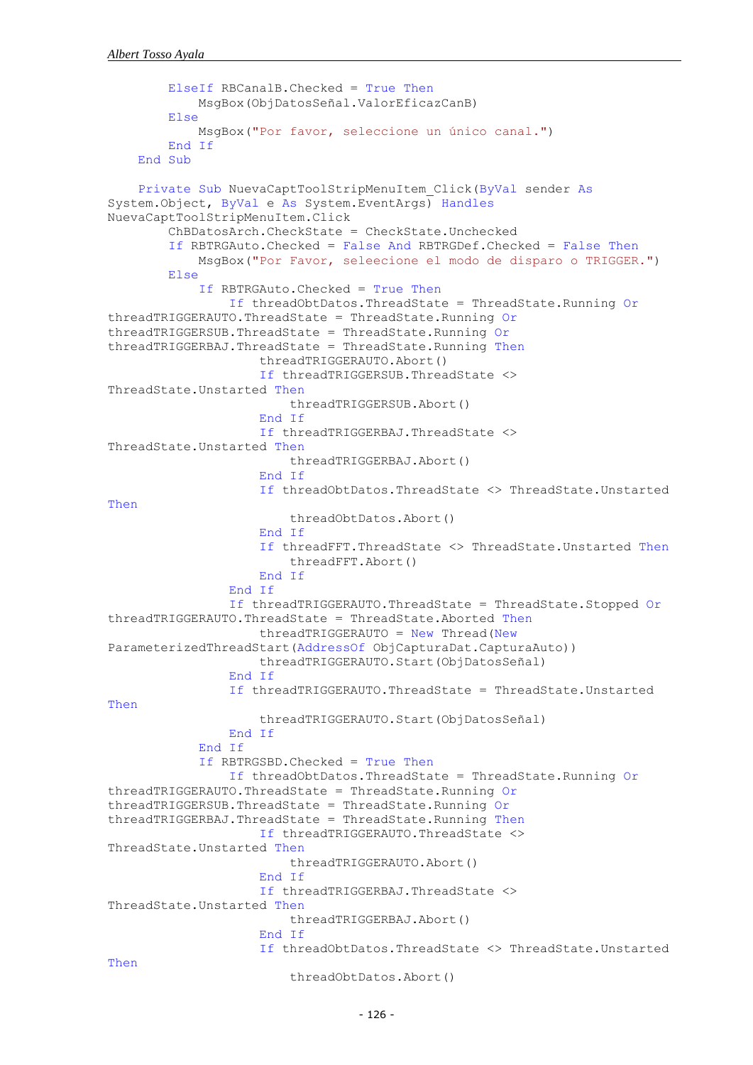```
        ElseIf RBCanalB.Checked = True Then
            MsgBox(ObjDatosSeñal.ValorEficazCanB)
        Else
            MsgBox("Por favor, seleccione un único canal.")
        End If
    End Sub

    Private Sub NuevaCaptToolStripMenuItem_Click(ByVal sender As
System.Object, ByVal e As System.EventArgs) Handles
NuevaCaptToolStripMenuItem.Click
        ChBDatosArch.CheckState = CheckState.Unchecked
        If RBTRGAuto.Checked = False And RBTRGDef.Checked = False Then
            MsgBox("Por Favor, seleecione el modo de disparo o TRIGGER.")
        Else
            If RBTRGAuto.Checked = True Then
                If threadObtDatos.ThreadState = ThreadState.Running Or
threadTRIGGERAUTO.ThreadState = ThreadState.Running Or
threadTRIGGERSUB.ThreadState = ThreadState.Running Or
threadTRIGGERBAJ.ThreadState = ThreadState.Running Then
                    threadTRIGGERAUTO.Abort()
                    If threadTRIGGERSUB.ThreadState <>
ThreadState.Unstarted Then
                        threadTRIGGERSUB.Abort()
                    End If
                    If threadTRIGGERBAJ.ThreadState <>
ThreadState.Unstarted Then
                        threadTRIGGERBAJ.Abort()
                    End If
                    If threadObtDatos.ThreadState <> ThreadState.Unstarted
Then
                        threadObtDatos.Abort()
                    End If
                    If threadFFT.ThreadState <> ThreadState.Unstarted Then
                        threadFFT.Abort()
                    End If
                End If
                If threadTRIGGERAUTO.ThreadState = ThreadState.Stopped Or
threadTRIGGERAUTO.ThreadState = ThreadState.Aborted Then
                    threadTRIGGERAUTO = New Thread(New
ParameterizedThreadStart(AddressOf ObjCapturaDat.CapturaAuto))
                    threadTRIGGERAUTO.Start(ObjDatosSeñal)
                End If
                If threadTRIGGERAUTO.ThreadState = ThreadState.Unstarted
Then
                    threadTRIGGERAUTO.Start(ObjDatosSeñal)
                End If
            End If
            If RBTRGSBD.Checked = True Then
                If threadObtDatos.ThreadState = ThreadState.Running Or
threadTRIGGERAUTO.ThreadState = ThreadState.Running Or
threadTRIGGERSUB.ThreadState = ThreadState.Running Or
threadTRIGGERBAJ.ThreadState = ThreadState.Running Then
                    If threadTRIGGERAUTO.ThreadState <>
ThreadState.Unstarted Then
                        threadTRIGGERAUTO.Abort()
                    End If
                    If threadTRIGGERBAJ.ThreadState <>
ThreadState.Unstarted Then
                        threadTRIGGERBAJ.Abort()
                    End If
                    If threadObtDatos.ThreadState <> ThreadState.Unstarted
Then
                        threadObtDatos.Abort()
```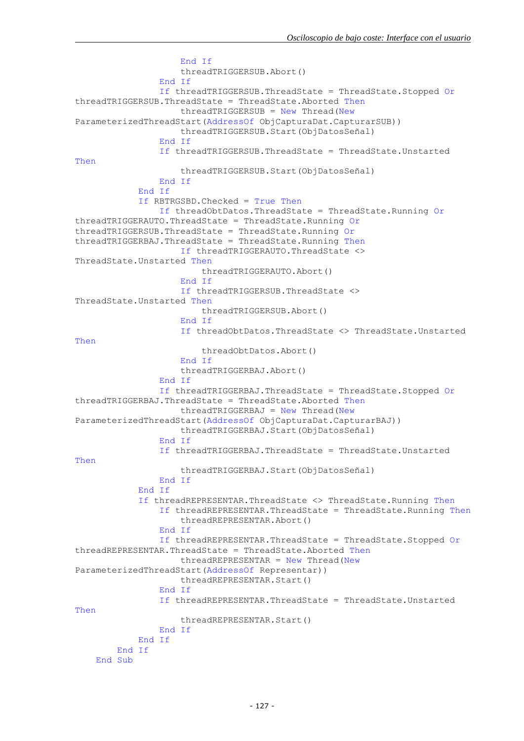```vbnet
                    End If
                    threadTRIGGERSUB.Abort()
                End If
                If threadTRIGGERSUB.ThreadState = ThreadState.Stopped Or
threadTRIGGERSUB.ThreadState = ThreadState.Aborted Then
                    threadTRIGGERSUB = New Thread(New
ParameterizedThreadStart(AddressOf ObjCapturaDat.CapturarSUB))
                    threadTRIGGERSUB.Start(ObjDatosSeñal)
                End If
                If threadTRIGGERSUB.ThreadState = ThreadState.Unstarted
Then
                    threadTRIGGERSUB.Start(ObjDatosSeñal)
                End If
            End If
            If RBTRGSBD.Checked = True Then
                If threadObtDatos.ThreadState = ThreadState.Running Or
threadTRIGGERAUTO.ThreadState = ThreadState.Running Or
threadTRIGGERSUB.ThreadState = ThreadState.Running Or
threadTRIGGERBAJ.ThreadState = ThreadState.Running Then
                    If threadTRIGGERAUTO.ThreadState <>
ThreadState.Unstarted Then
                        threadTRIGGERAUTO.Abort()
                    End If
                    If threadTRIGGERSUB.ThreadState <>
ThreadState.Unstarted Then
                        threadTRIGGERSUB.Abort()
                    End If
                    If threadObtDatos.ThreadState <> ThreadState.Unstarted
Then
                        threadObtDatos.Abort()
                    End If
                    threadTRIGGERBAJ.Abort()
                End If
                If threadTRIGGERBAJ.ThreadState = ThreadState.Stopped Or
threadTRIGGERBAJ.ThreadState = ThreadState.Aborted Then
                    threadTRIGGERBAJ = New Thread(New
ParameterizedThreadStart(AddressOf ObjCapturaDat.CapturarBAJ))
                    threadTRIGGERBAJ.Start(ObjDatosSeñal)
                End If
                If threadTRIGGERBAJ.ThreadState = ThreadState.Unstarted
Then
                    threadTRIGGERBAJ.Start(ObjDatosSeñal)
                End If
            End If
            If threadREPRESENTAR.ThreadState <> ThreadState.Running Then
                If threadREPRESENTAR.ThreadState = ThreadState.Running Then
                    threadREPRESENTAR.Abort()
                End If
                If threadREPRESENTAR.ThreadState = ThreadState.Stopped Or
threadREPRESENTAR.ThreadState = ThreadState.Aborted Then
                    threadREPRESENTAR = New Thread(New
ParameterizedThreadStart(AddressOf Representar))
                    threadREPRESENTAR.Start()
                End If
                If threadREPRESENTAR.ThreadState = ThreadState.Unstarted
Then
                    threadREPRESENTAR.Start()
                End If
            End If
        End If
    End Sub
```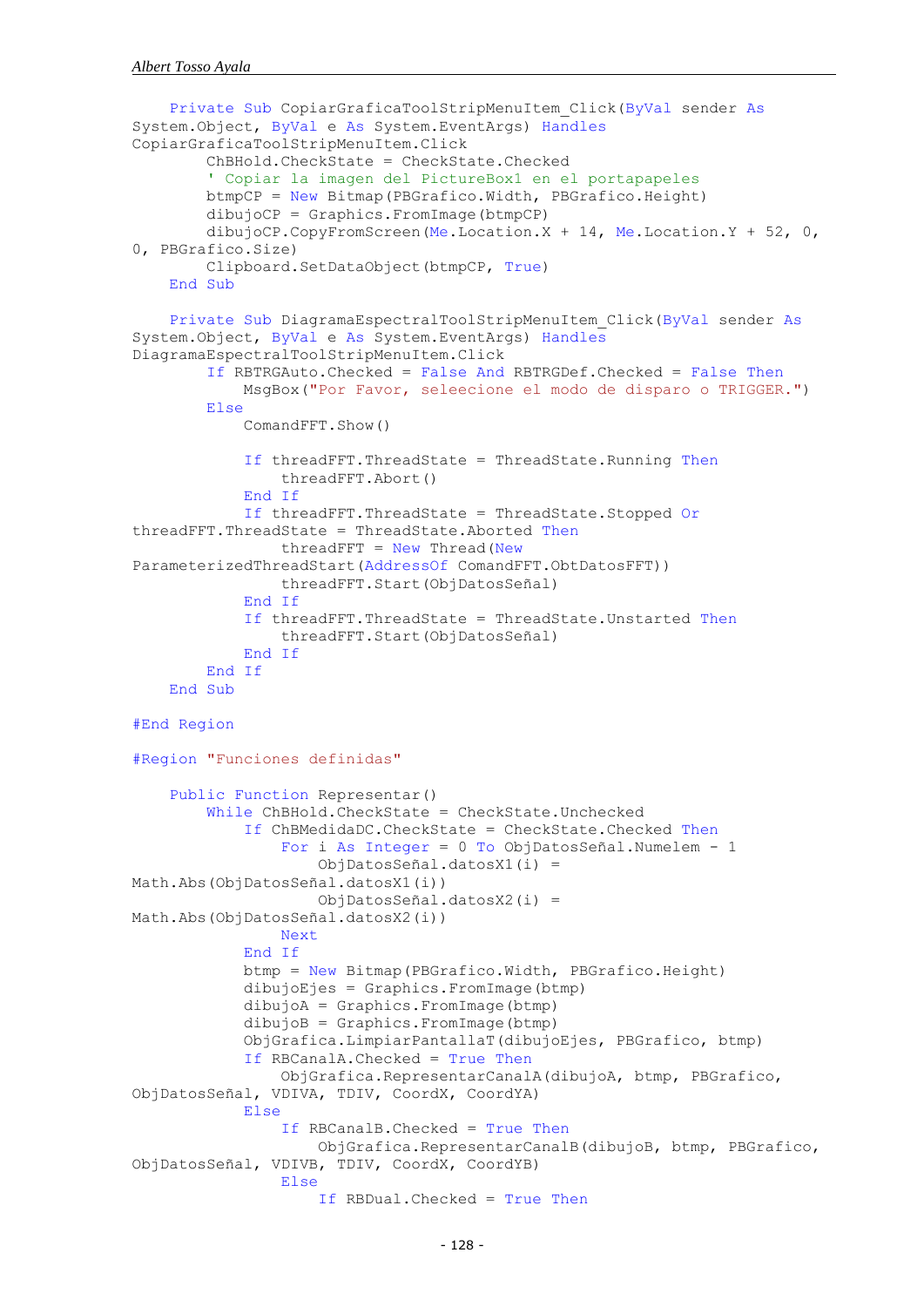```vb
    Private Sub CopiarGraficaToolStripMenuItem_Click(ByVal sender As
System.Object, ByVal e As System.EventArgs) Handles
CopiarGraficaToolStripMenuItem.Click
        ChBHold.CheckState = CheckState.Checked
        ' Copiar la imagen del PictureBox1 en el portapapeles
        btmpCP = New Bitmap(PBGrafico.Width, PBGrafico.Height)
        dibujoCP = Graphics.FromImage(btmpCP)
        dibujoCP.CopyFromScreen(Me.Location.X + 14, Me.Location.Y + 52, 0,
0, PBGrafico.Size)
        Clipboard.SetDataObject(btmpCP, True)
    End Sub

    Private Sub DiagramaEspectralToolStripMenuItem_Click(ByVal sender As
System.Object, ByVal e As System.EventArgs) Handles
DiagramaEspectralToolStripMenuItem.Click
        If RBTRGAuto.Checked = False And RBTRGDef.Checked = False Then
            MsgBox("Por Favor, seleecione el modo de disparo o TRIGGER.")
        Else
            ComandFFT.Show()

            If threadFFT.ThreadState = ThreadState.Running Then
                threadFFT.Abort()
            End If
            If threadFFT.ThreadState = ThreadState.Stopped Or
threadFFT.ThreadState = ThreadState.Aborted Then
                threadFFT = New Thread(New
ParameterizedThreadStart(AddressOf ComandFFT.ObtDatosFFT))
                threadFFT.Start(ObjDatosSeñal)
            End If
            If threadFFT.ThreadState = ThreadState.Unstarted Then
                threadFFT.Start(ObjDatosSeñal)
            End If
        End If
    End Sub

#End Region

#Region "Funciones definidas"

    Public Function Representar()
        While ChBHold.CheckState = CheckState.Unchecked
            If ChBMedidaDC.CheckState = CheckState.Checked Then
                For i As Integer = 0 To ObjDatosSeñal.Numelem - 1
                    ObjDatosSeñal.datosX1(i) =
Math.Abs(ObjDatosSeñal.datosX1(i))
                    ObjDatosSeñal.datosX2(i) =
Math.Abs(ObjDatosSeñal.datosX2(i))
                Next
            End If
            btmp = New Bitmap(PBGrafico.Width, PBGrafico.Height)
            dibujoEjes = Graphics.FromImage(btmp)
            dibujoA = Graphics.FromImage(btmp)
            dibujoB = Graphics.FromImage(btmp)
            ObjGrafica.LimpiarPantallaT(dibujoEjes, PBGrafico, btmp)
            If RBCanalA.Checked = True Then
                ObjGrafica.RepresentarCanalA(dibujoA, btmp, PBGrafico,
ObjDatosSeñal, VDIVA, TDIV, CoordX, CoordYA)
            Else
                If RBCanalB.Checked = True Then
                    ObjGrafica.RepresentarCanalB(dibujoB, btmp, PBGrafico,
ObjDatosSeñal, VDIVB, TDIV, CoordX, CoordYB)
                Else
                    If RBDual.Checked = True Then
```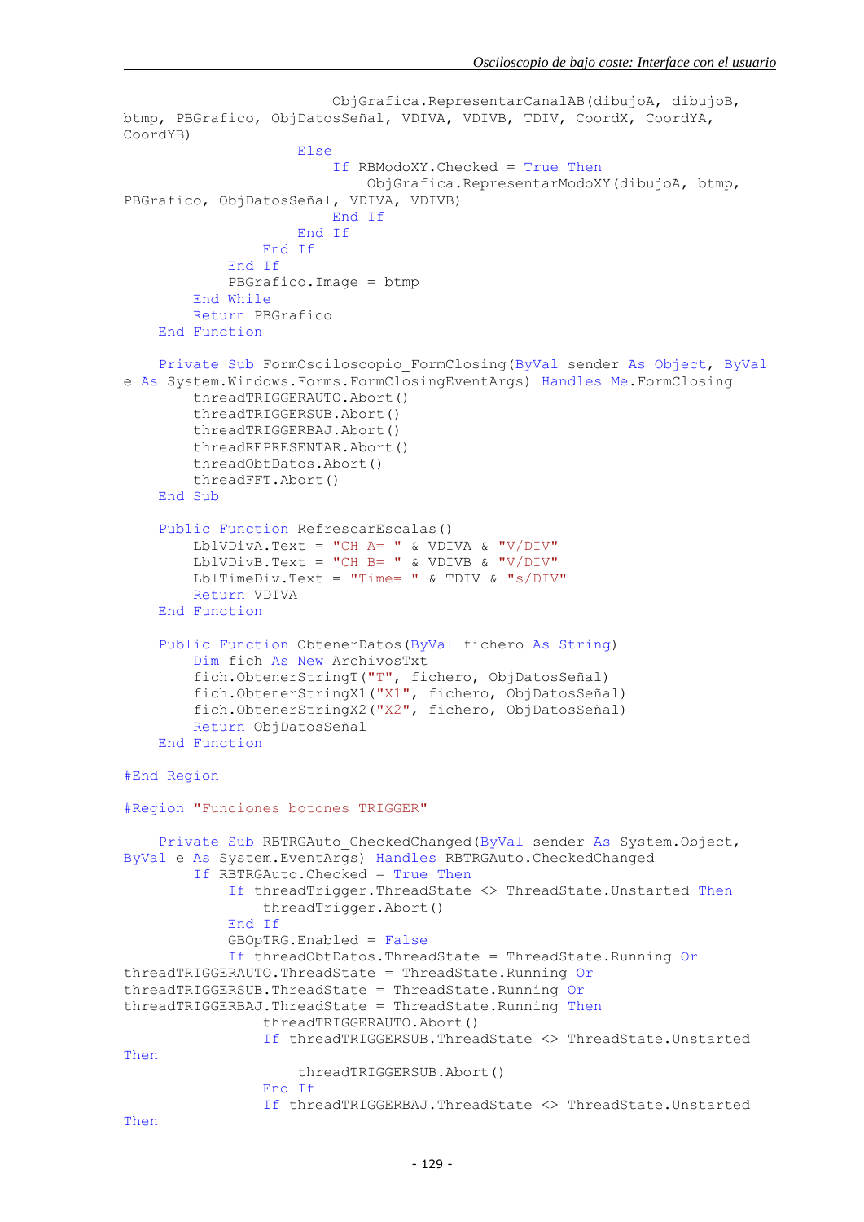```
                        ObjGrafica.RepresentarCanalAB(dibujoA, dibujoB,
btmp, PBGrafico, ObjDatosSeñal, VDIVA, VDIVB, TDIV, CoordX, CoordYA,
CoordYB)
                    Else
                        If RBModoXY.Checked = True Then
                            ObjGrafica.RepresentarModoXY(dibujoA, btmp,
PBGrafico, ObjDatosSeñal, VDIVA, VDIVB)
                        End If
                    End If
                End If
            End If
            PBGrafico.Image = btmp
        End While
        Return PBGrafico
    End Function

    Private Sub FormOsciloscopio_FormClosing(ByVal sender As Object, ByVal
e As System.Windows.Forms.FormClosingEventArgs) Handles Me.FormClosing
        threadTRIGGERAUTO.Abort()
        threadTRIGGERSUB.Abort()
        threadTRIGGERBAJ.Abort()
        threadREPRESENTAR.Abort()
        threadObtDatos.Abort()
        threadFFT.Abort()
    End Sub

    Public Function RefrescarEscalas()
        LblVDivA.Text = "CH A= " & VDIVA & "V/DIV"
        LblVDivB.Text = "CH B= " & VDIVB & "V/DIV"
        LblTimeDiv.Text = "Time= " & TDIV & "s/DIV"
        Return VDIVA
    End Function

    Public Function ObtenerDatos(ByVal fichero As String)
        Dim fich As New ArchivosTxt
        fich.ObtenerStringT("T", fichero, ObjDatosSeñal)
        fich.ObtenerStringX1("X1", fichero, ObjDatosSeñal)
        fich.ObtenerStringX2("X2", fichero, ObjDatosSeñal)
        Return ObjDatosSeñal
    End Function

#End Region

#Region "Funciones botones TRIGGER"

    Private Sub RBTRGAuto_CheckedChanged(ByVal sender As System.Object,
ByVal e As System.EventArgs) Handles RBTRGAuto.CheckedChanged
        If RBTRGAuto.Checked = True Then
            If threadTrigger.ThreadState <> ThreadState.Unstarted Then
                threadTrigger.Abort()
            End If
            GBOpTRG.Enabled = False
            If threadObtDatos.ThreadState = ThreadState.Running Or
threadTRIGGERAUTO.ThreadState = ThreadState.Running Or
threadTRIGGERSUB.ThreadState = ThreadState.Running Or
threadTRIGGERBAJ.ThreadState = ThreadState.Running Then
                threadTRIGGERAUTO.Abort()
                If threadTRIGGERSUB.ThreadState <> ThreadState.Unstarted
Then
                    threadTRIGGERSUB.Abort()
                End If
                If threadTRIGGERBAJ.ThreadState <> ThreadState.Unstarted
Then
```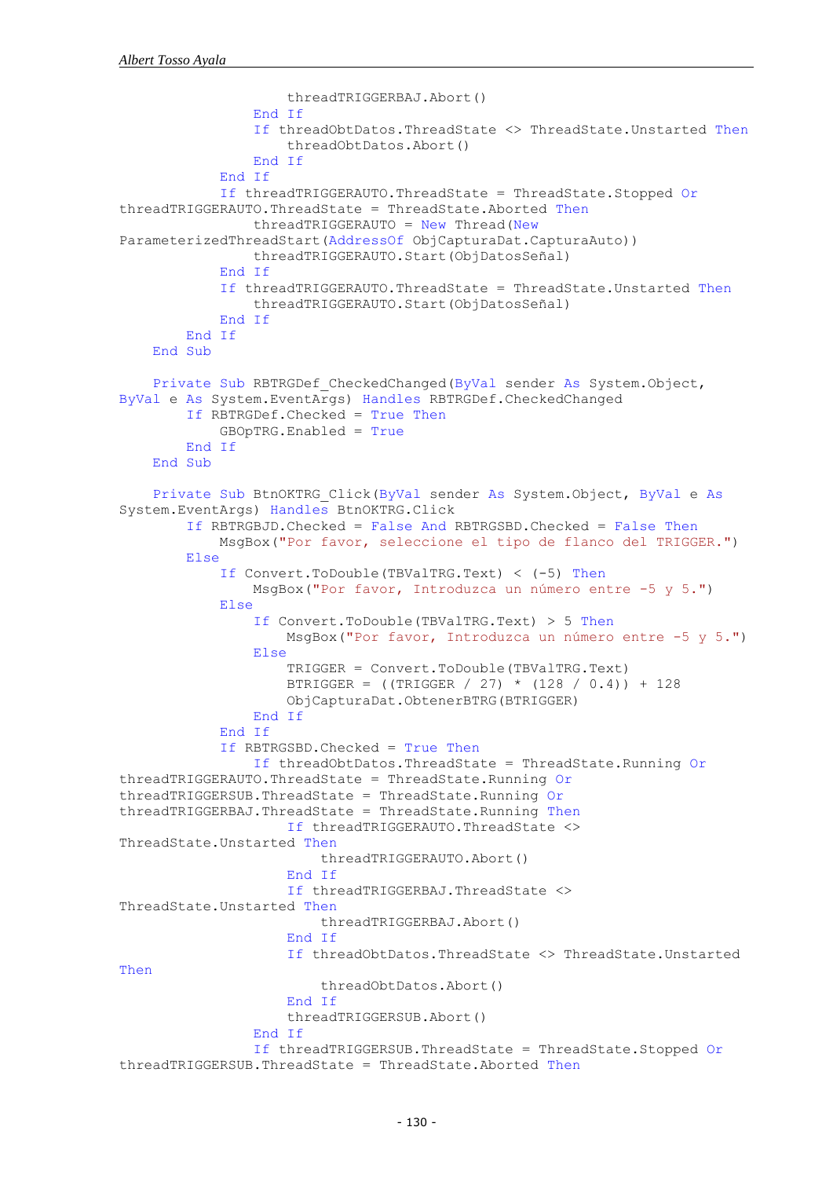```
                    threadTRIGGERBAJ.Abort()
                End If
                If threadObtDatos.ThreadState <> ThreadState.Unstarted Then
                    threadObtDatos.Abort()
                End If
            End If
            If threadTRIGGERAUTO.ThreadState = ThreadState.Stopped Or
threadTRIGGERAUTO.ThreadState = ThreadState.Aborted Then
                threadTRIGGERAUTO = New Thread(New
ParameterizedThreadStart(AddressOf ObjCapturaDat.CapturaAuto))
                threadTRIGGERAUTO.Start(ObjDatosSeñal)
            End If
            If threadTRIGGERAUTO.ThreadState = ThreadState.Unstarted Then
                threadTRIGGERAUTO.Start(ObjDatosSeñal)
            End If
        End If
    End Sub

    Private Sub RBTRGDef_CheckedChanged(ByVal sender As System.Object,
ByVal e As System.EventArgs) Handles RBTRGDef.CheckedChanged
        If RBTRGDef.Checked = True Then
            GBOpTRG.Enabled = True
        End If
    End Sub

    Private Sub BtnOKTRG_Click(ByVal sender As System.Object, ByVal e As
System.EventArgs) Handles BtnOKTRG.Click
        If RBTRGBJD.Checked = False And RBTRGSBD.Checked = False Then
            MsgBox("Por favor, seleccione el tipo de flanco del TRIGGER.")
        Else
            If Convert.ToDouble(TBValTRG.Text) < (-5) Then
                MsgBox("Por favor, Introduzca un número entre -5 y 5.")
            Else
                If Convert.ToDouble(TBValTRG.Text) > 5 Then
                    MsgBox("Por favor, Introduzca un número entre -5 y 5.")
                Else
                    TRIGGER = Convert.ToDouble(TBValTRG.Text)
                    BTRIGGER = ((TRIGGER / 27) * (128 / 0.4)) + 128
                    ObjCapturaDat.ObtenerBTRG(BTRIGGER)
                End If
            End If
            If RBTRGSBD.Checked = True Then
                If threadObtDatos.ThreadState = ThreadState.Running Or
threadTRIGGERAUTO.ThreadState = ThreadState.Running Or
threadTRIGGERSUB.ThreadState = ThreadState.Running Or
threadTRIGGERBAJ.ThreadState = ThreadState.Running Then
                    If threadTRIGGERAUTO.ThreadState <>
ThreadState.Unstarted Then
                        threadTRIGGERAUTO.Abort()
                    End If
                    If threadTRIGGERBAJ.ThreadState <>
ThreadState.Unstarted Then
                        threadTRIGGERBAJ.Abort()
                    End If
                    If threadObtDatos.ThreadState <> ThreadState.Unstarted
Then
                        threadObtDatos.Abort()
                    End If
                    threadTRIGGERSUB.Abort()
                End If
                If threadTRIGGERSUB.ThreadState = ThreadState.Stopped Or
threadTRIGGERSUB.ThreadState = ThreadState.Aborted Then
```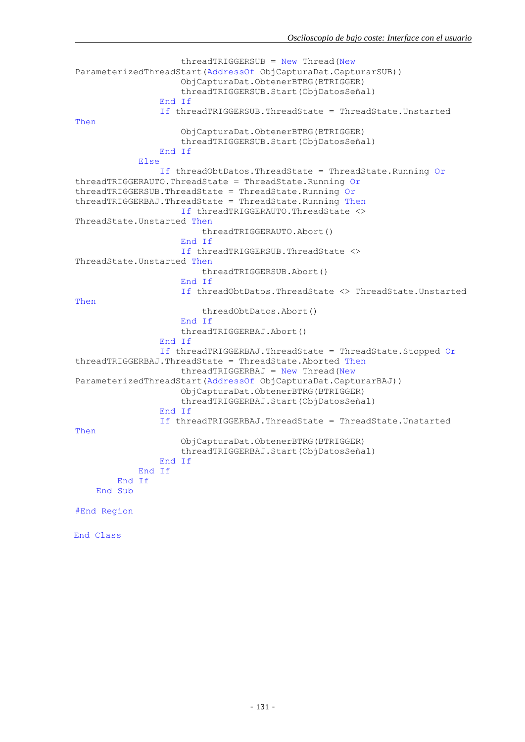```
                    threadTRIGGERSUB = New Thread(New
ParameterizedThreadStart(AddressOf ObjCapturaDat.CapturarSUB))
                    ObjCapturaDat.ObtenerBTRG(BTRIGGER)
                    threadTRIGGERSUB.Start(ObjDatosSeñal)
                End If
                If threadTRIGGERSUB.ThreadState = ThreadState.Unstarted
Then
                    ObjCapturaDat.ObtenerBTRG(BTRIGGER)
                    threadTRIGGERSUB.Start(ObjDatosSeñal)
                End If
            Else
                If threadObtDatos.ThreadState = ThreadState.Running Or
threadTRIGGERAUTO.ThreadState = ThreadState.Running Or
threadTRIGGERSUB.ThreadState = ThreadState.Running Or
threadTRIGGERBAJ.ThreadState = ThreadState.Running Then
                    If threadTRIGGERAUTO.ThreadState <>
ThreadState.Unstarted Then
                        threadTRIGGERAUTO.Abort()
                    End If
                    If threadTRIGGERSUB.ThreadState <>
ThreadState.Unstarted Then
                        threadTRIGGERSUB.Abort()
                    End If
                    If threadObtDatos.ThreadState <> ThreadState.Unstarted
Then
                        threadObtDatos.Abort()
                    End If
                    threadTRIGGERBAJ.Abort()
                End If
                If threadTRIGGERBAJ.ThreadState = ThreadState.Stopped Or
threadTRIGGERBAJ.ThreadState = ThreadState.Aborted Then
                    threadTRIGGERBAJ = New Thread(New
ParameterizedThreadStart(AddressOf ObjCapturaDat.CapturarBAJ))
                    ObjCapturaDat.ObtenerBTRG(BTRIGGER)
                    threadTRIGGERBAJ.Start(ObjDatosSeñal)
                End If
                If threadTRIGGERBAJ.ThreadState = ThreadState.Unstarted
Then
                    ObjCapturaDat.ObtenerBTRG(BTRIGGER)
                    threadTRIGGERBAJ.Start(ObjDatosSeñal)
                End If
            End If
        End If
    End Sub

#End Region

End Class
```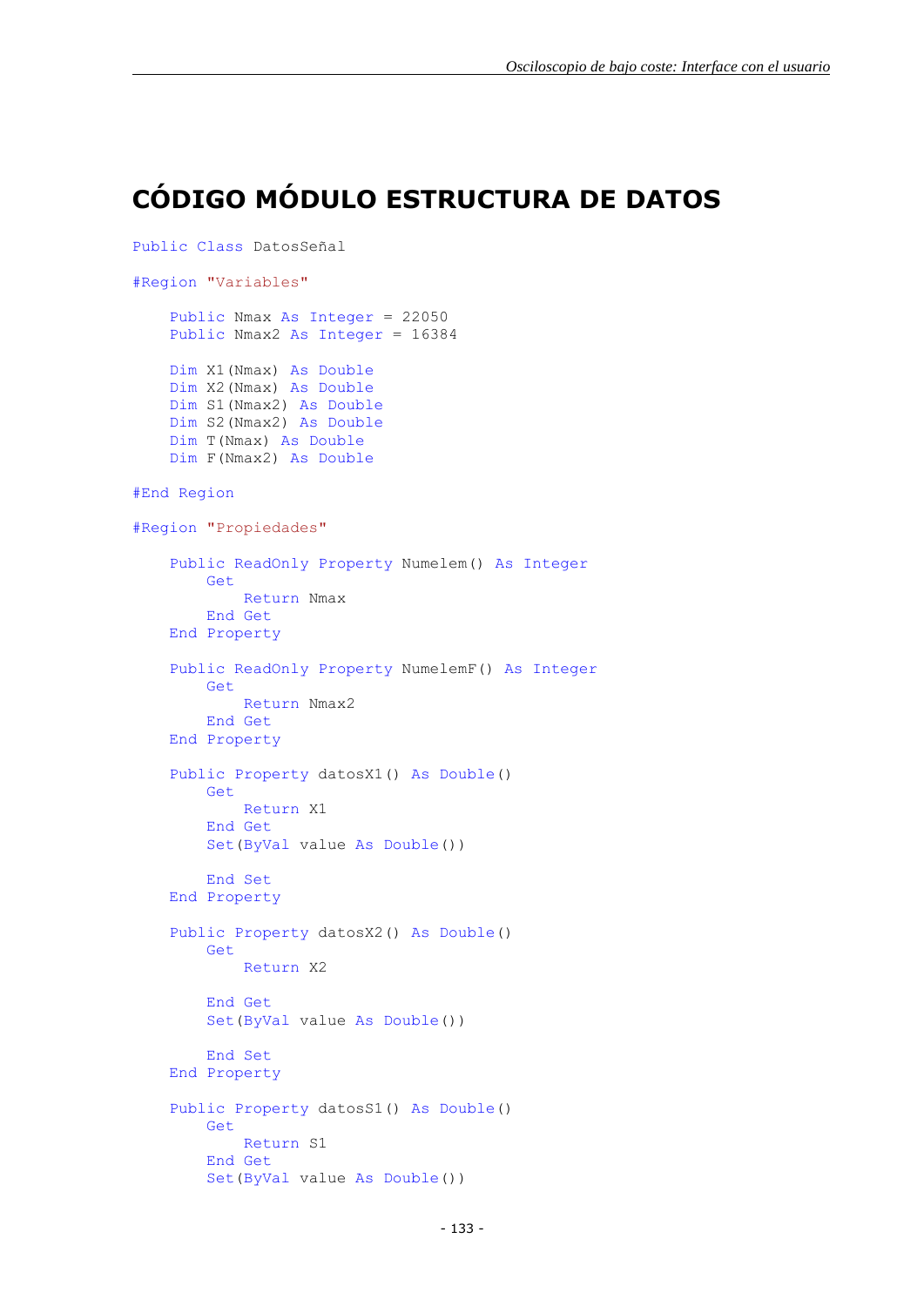# CÓDIGO MÓDULO ESTRUCTURA DE DATOS

```
Public Class DatosSeñal

#Region "Variables"

    Public Nmax As Integer = 22050
    Public Nmax2 As Integer = 16384

    Dim X1(Nmax) As Double
    Dim X2(Nmax) As Double
    Dim S1(Nmax2) As Double
    Dim S2(Nmax2) As Double
    Dim T(Nmax) As Double
    Dim F(Nmax2) As Double

#End Region

#Region "Propiedades"

    Public ReadOnly Property Numelem() As Integer
        Get
            Return Nmax
        End Get
    End Property

    Public ReadOnly Property NumelemF() As Integer
        Get
            Return Nmax2
        End Get
    End Property

    Public Property datosX1() As Double()
        Get
            Return X1
        End Get
        Set(ByVal value As Double())

        End Set
    End Property

    Public Property datosX2() As Double()
        Get
            Return X2

        End Get
        Set(ByVal value As Double())

        End Set
    End Property

    Public Property datosS1() As Double()
        Get
            Return S1
        End Get
        Set(ByVal value As Double())
```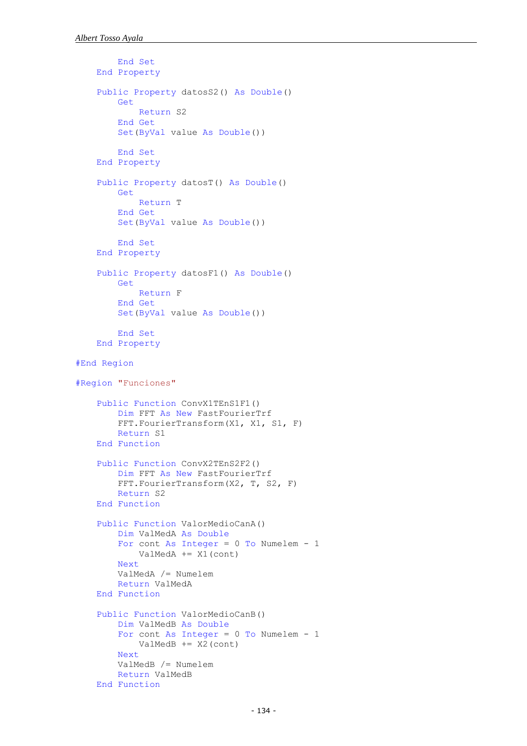```
        End Set
    End Property

    Public Property datosS2() As Double()
        Get
            Return S2
        End Get
        Set(ByVal value As Double())

        End Set
    End Property

    Public Property datosT() As Double()
        Get
            Return T
        End Get
        Set(ByVal value As Double())

        End Set
    End Property

    Public Property datosF1() As Double()
        Get
            Return F
        End Get
        Set(ByVal value As Double())

        End Set
    End Property

#End Region

#Region "Funciones"

    Public Function ConvX1TEnS1F1()
        Dim FFT As New FastFourierTrf
        FFT.FourierTransform(X1, X1, S1, F)
        Return S1
    End Function

    Public Function ConvX2TEnS2F2()
        Dim FFT As New FastFourierTrf
        FFT.FourierTransform(X2, T, S2, F)
        Return S2
    End Function

    Public Function ValorMedioCanA()
        Dim ValMedA As Double
        For cont As Integer = 0 To Numelem - 1
            ValMedA += X1(cont)
        Next
        ValMedA /= Numelem
        Return ValMedA
    End Function

    Public Function ValorMedioCanB()
        Dim ValMedB As Double
        For cont As Integer = 0 To Numelem - 1
            ValMedB += X2(cont)
        Next
        ValMedB /= Numelem
        Return ValMedB
    End Function
```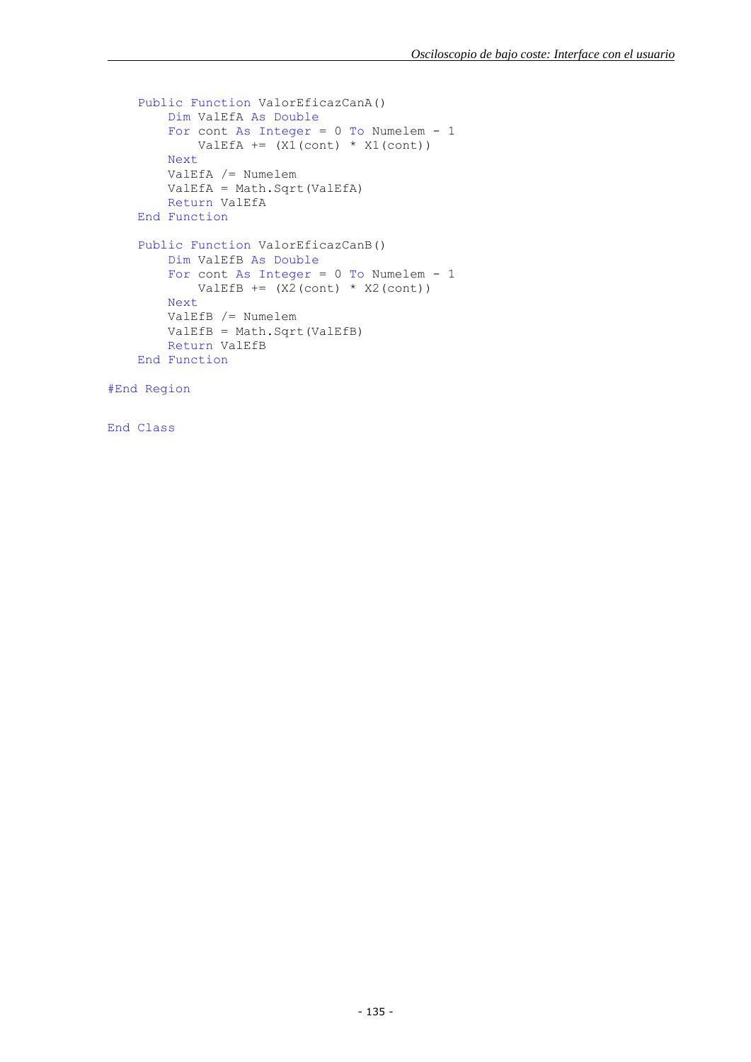```
    Public Function ValorEficazCanA()
        Dim ValEfA As Double
        For cont As Integer = 0 To Numelem - 1
            ValEfA += (X1(cont) * X1(cont))
        Next
        ValEfA /= Numelem
        ValEfA = Math.Sqrt(ValEfA)
        Return ValEfA
    End Function

    Public Function ValorEficazCanB()
        Dim ValEfB As Double
        For cont As Integer = 0 To Numelem - 1
            ValEfB += (X2(cont) * X2(cont))
        Next
        ValEfB /= Numelem
        ValEfB = Math.Sqrt(ValEfB)
        Return ValEfB
    End Function

#End Region

End Class
```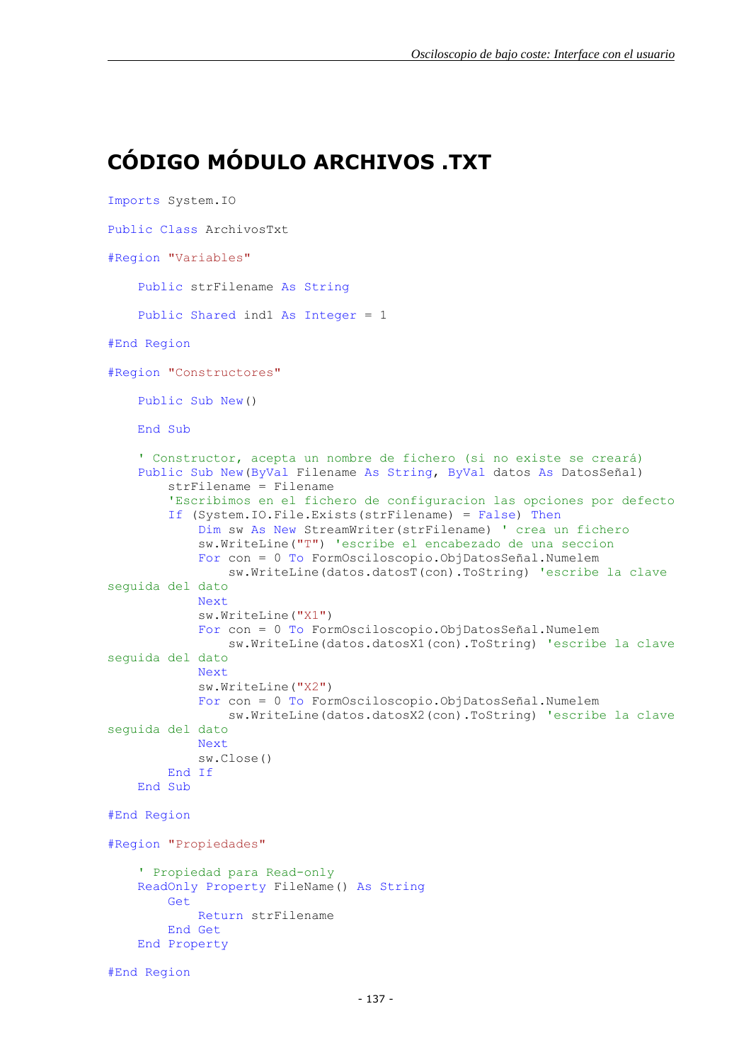# CÓDIGO MÓDULO ARCHIVOS .TXT

```
Imports System.IO

Public Class ArchivosTxt

#Region "Variables"

    Public strFilename As String

    Public Shared ind1 As Integer = 1

#End Region

#Region "Constructores"

    Public Sub New()

    End Sub

    ' Constructor, acepta un nombre de fichero (si no existe se creará)
    Public Sub New(ByVal Filename As String, ByVal datos As DatosSeñal)
        strFilename = Filename
        'Escribimos en el fichero de configuracion las opciones por defecto
        If (System.IO.File.Exists(strFilename) = False) Then
            Dim sw As New StreamWriter(strFilename) ' crea un fichero
            sw.WriteLine("T") 'escribe el encabezado de una seccion
            For con = 0 To FormOsciloscopio.ObjDatosSeñal.Numelem
                sw.WriteLine(datos.datosT(con).ToString) 'escribe la clave
seguida del dato
            Next
            sw.WriteLine("X1")
            For con = 0 To FormOsciloscopio.ObjDatosSeñal.Numelem
                sw.WriteLine(datos.datosX1(con).ToString) 'escribe la clave
seguida del dato
            Next
            sw.WriteLine("X2")
            For con = 0 To FormOsciloscopio.ObjDatosSeñal.Numelem
                sw.WriteLine(datos.datosX2(con).ToString) 'escribe la clave
seguida del dato
            Next
            sw.Close()
        End If
    End Sub

#End Region

#Region "Propiedades"

    ' Propiedad para Read-only
    ReadOnly Property FileName() As String
        Get
            Return strFilename
        End Get
    End Property

#End Region
```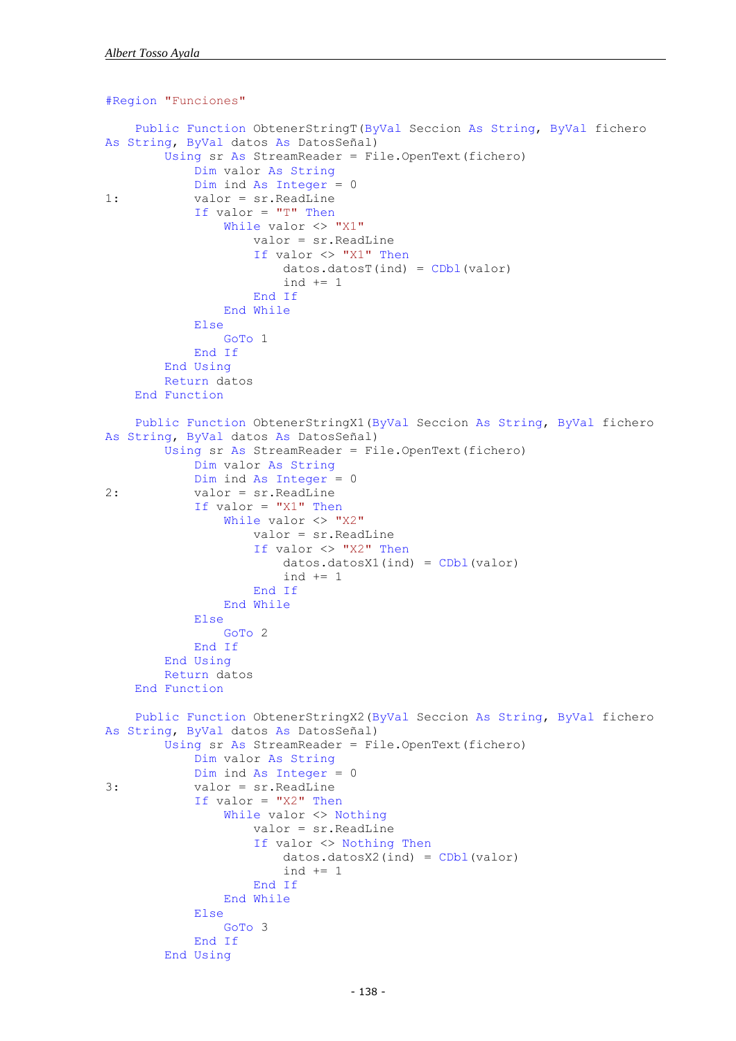```
#Region "Funciones"

    Public Function ObtenerStringT(ByVal Seccion As String, ByVal fichero
As String, ByVal datos As DatosSeñal)
        Using sr As StreamReader = File.OpenText(fichero)
            Dim valor As String
            Dim ind As Integer = 0
1:          valor = sr.ReadLine
            If valor = "T" Then
                While valor <> "X1"
                    valor = sr.ReadLine
                    If valor <> "X1" Then
                        datos.datosT(ind) = CDbl(valor)
                        ind += 1
                    End If
                End While
            Else
                GoTo 1
            End If
        End Using
        Return datos
    End Function

    Public Function ObtenerStringX1(ByVal Seccion As String, ByVal fichero
As String, ByVal datos As DatosSeñal)
        Using sr As StreamReader = File.OpenText(fichero)
            Dim valor As String
            Dim ind As Integer = 0
2:          valor = sr.ReadLine
            If valor = "X1" Then
                While valor <> "X2"
                    valor = sr.ReadLine
                    If valor <> "X2" Then
                        datos.datosX1(ind) = CDbl(valor)
                        ind += 1
                    End If
                End While
            Else
                GoTo 2
            End If
        End Using
        Return datos
    End Function

    Public Function ObtenerStringX2(ByVal Seccion As String, ByVal fichero
As String, ByVal datos As DatosSeñal)
        Using sr As StreamReader = File.OpenText(fichero)
            Dim valor As String
            Dim ind As Integer = 0
3:          valor = sr.ReadLine
            If valor = "X2" Then
                While valor <> Nothing
                    valor = sr.ReadLine
                    If valor <> Nothing Then
                        datos.datosX2(ind) = CDbl(valor)
                        ind += 1
                    End If
                End While
            Else
                GoTo 3
            End If
        End Using
```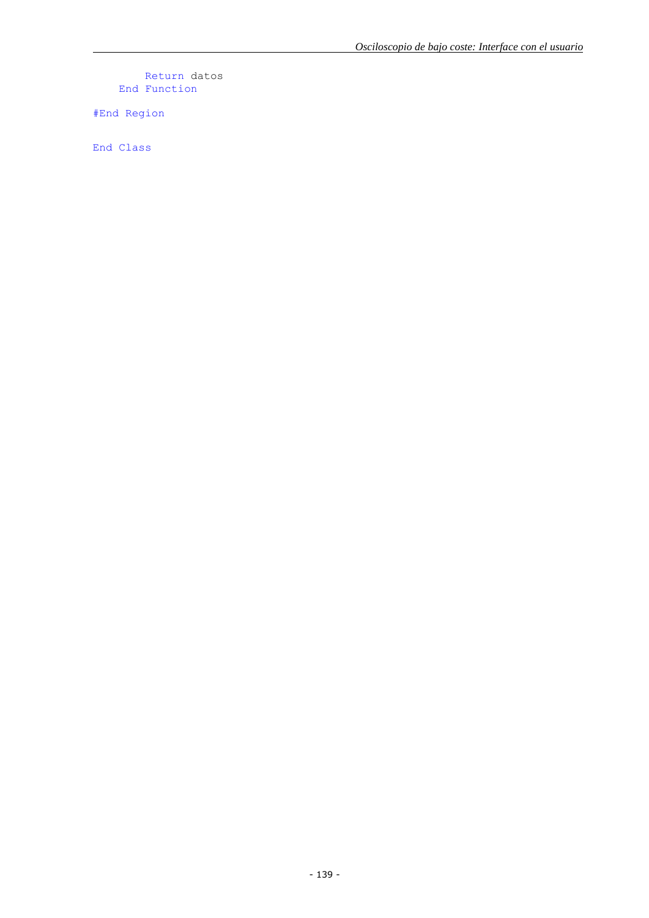```
        Return datos
    End Function

#End Region

End Class
```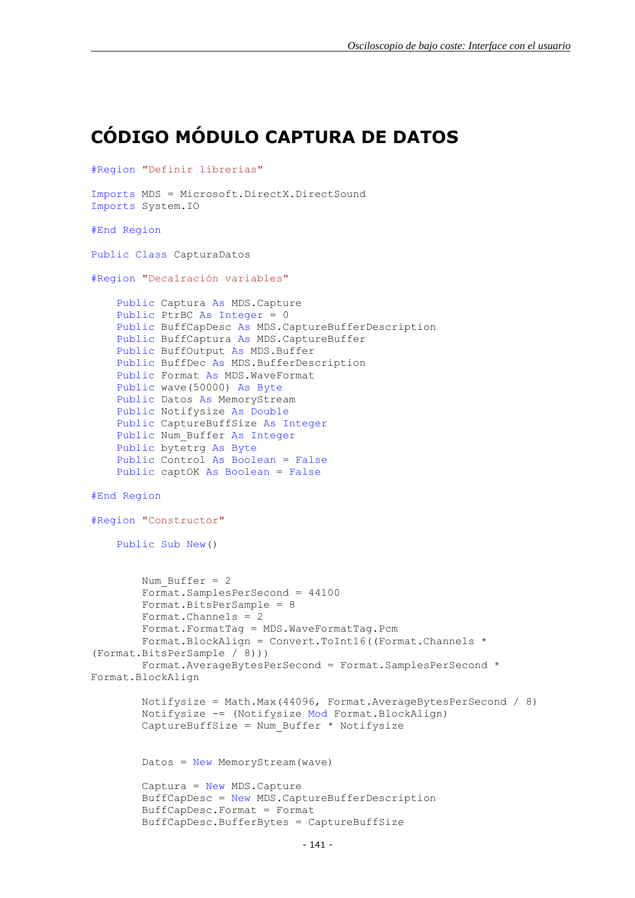# CÓDIGO MÓDULO CAPTURA DE DATOS

```
#Region "Definir librerías"

Imports MDS = Microsoft.DirectX.DirectSound
Imports System.IO

#End Region

Public Class CapturaDatos

#Region "Decalración variables"

    Public Captura As MDS.Capture
    Public PtrBC As Integer = 0
    Public BuffCapDesc As MDS.CaptureBufferDescription
    Public BuffCaptura As MDS.CaptureBuffer
    Public BuffOutput As MDS.Buffer
    Public BuffDec As MDS.BufferDescription
    Public Format As MDS.WaveFormat
    Public wave(50000) As Byte
    Public Datos As MemoryStream
    Public Notifysize As Double
    Public CaptureBuffSize As Integer
    Public Num_Buffer As Integer
    Public bytetrg As Byte
    Public Control As Boolean = False
    Public captOK As Boolean = False

#End Region

#Region "Constructor"

    Public Sub New()


        Num_Buffer = 2
        Format.SamplesPerSecond = 44100
        Format.BitsPerSample = 8
        Format.Channels = 2
        Format.FormatTag = MDS.WaveFormatTag.Pcm
        Format.BlockAlign = Convert.ToInt16((Format.Channels * 
(Format.BitsPerSample / 8)))
        Format.AverageBytesPerSecond = Format.SamplesPerSecond * 
Format.BlockAlign

        Notifysize = Math.Max(44096, Format.AverageBytesPerSecond / 8)
        Notifysize -= (Notifysize Mod Format.BlockAlign)
        CaptureBuffSize = Num_Buffer * Notifysize


        Datos = New MemoryStream(wave)

        Captura = New MDS.Capture
        BuffCapDesc = New MDS.CaptureBufferDescription
        BuffCapDesc.Format = Format
        BuffCapDesc.BufferBytes = CaptureBuffSize
```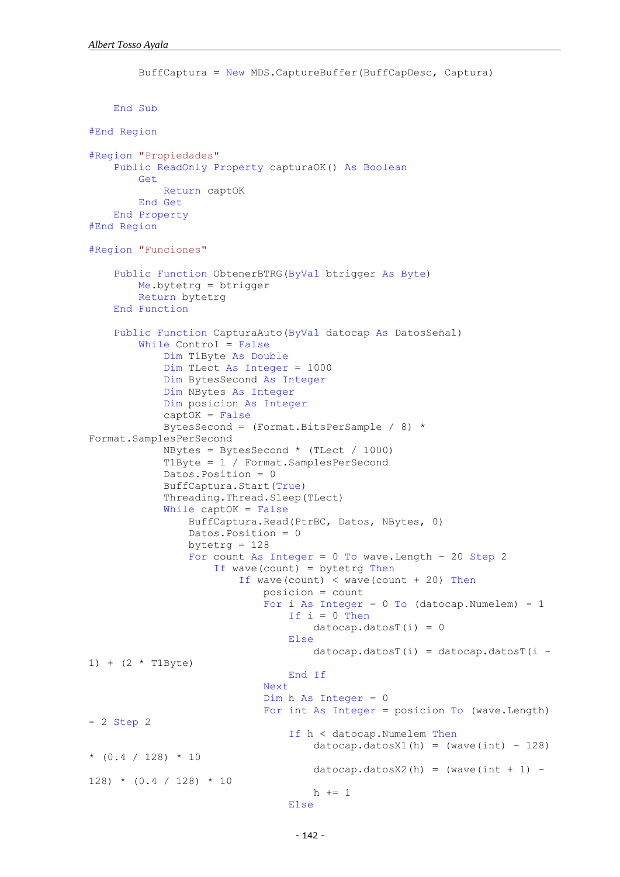```
        BuffCaptura = New MDS.CaptureBuffer(BuffCapDesc, Captura)


    End Sub

#End Region

#Region "Propiedades"
    Public ReadOnly Property capturaOK() As Boolean
        Get
            Return captOK
        End Get
    End Property
#End Region

#Region "Funciones"

    Public Function ObtenerBTRG(ByVal btrigger As Byte)
        Me.bytetrg = btrigger
        Return bytetrg
    End Function

    Public Function CapturaAuto(ByVal datocap As DatosSeñal)
        While Control = False
            Dim T1Byte As Double
            Dim TLect As Integer = 1000
            Dim BytesSecond As Integer
            Dim NBytes As Integer
            Dim posicion As Integer
            captOK = False
            BytesSecond = (Format.BitsPerSample / 8) *
Format.SamplesPerSecond
            NBytes = BytesSecond * (TLect / 1000)
            T1Byte = 1 / Format.SamplesPerSecond
            Datos.Position = 0
            BuffCaptura.Start(True)
            Threading.Thread.Sleep(TLect)
            While captOK = False
                BuffCaptura.Read(PtrBC, Datos, NBytes, 0)
                Datos.Position = 0
                bytetrg = 128
                For count As Integer = 0 To wave.Length - 20 Step 2
                    If wave(count) = bytetrg Then
                        If wave(count) < wave(count + 20) Then
                            posicion = count
                            For i As Integer = 0 To (datocap.Numelem) - 1
                                If i = 0 Then
                                    datocap.datosT(i) = 0
                                Else
                                    datocap.datosT(i) = datocap.datosT(i -
1) + (2 * T1Byte)
                                End If
                            Next
                            Dim h As Integer = 0
                            For int As Integer = posicion To (wave.Length)
- 2 Step 2
                                If h < datocap.Numelem Then
                                    datocap.datosX1(h) = (wave(int) - 128)
* (0.4 / 128) * 10

                                    datocap.datosX2(h) = (wave(int + 1) -
128) * (0.4 / 128) * 10

                                    h += 1
                                Else
```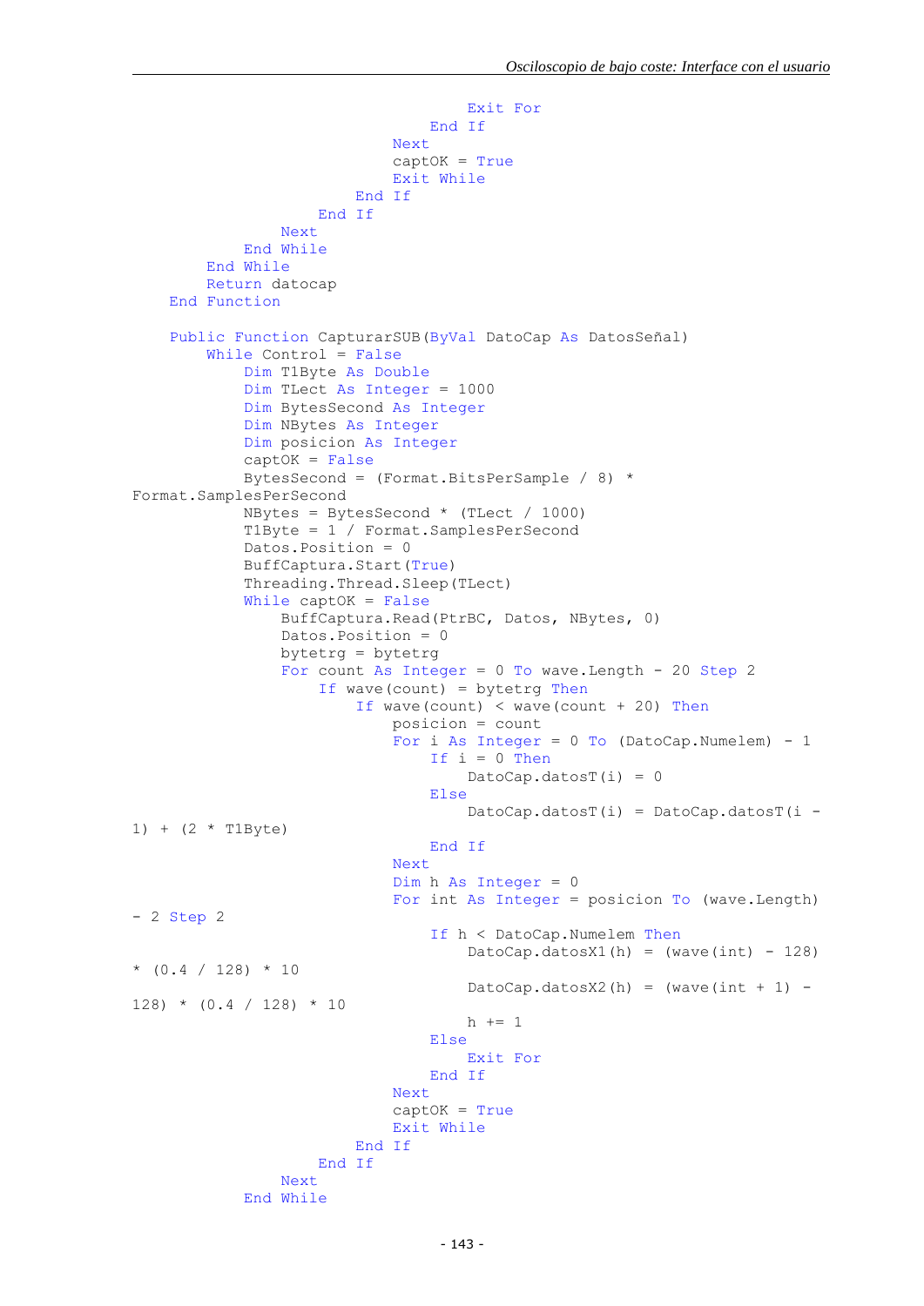```
                                Exit For
                            End If
                        Next
                        captOK = True
                        Exit While
                    End If
                End If
            Next
        End While
    End While
    Return datocap
End Function

Public Function CapturarSUB(ByVal DatoCap As DatosSeñal)
    While Control = False
        Dim T1Byte As Double
        Dim TLect As Integer = 1000
        Dim BytesSecond As Integer
        Dim NBytes As Integer
        Dim posicion As Integer
        captOK = False
        BytesSecond = (Format.BitsPerSample / 8) *
Format.SamplesPerSecond
        NBytes = BytesSecond * (TLect / 1000)
        T1Byte = 1 / Format.SamplesPerSecond
        Datos.Position = 0
        BuffCaptura.Start(True)
        Threading.Thread.Sleep(TLect)
        While captOK = False
            BuffCaptura.Read(PtrBC, Datos, NBytes, 0)
            Datos.Position = 0
            bytetrg = bytetrg
            For count As Integer = 0 To wave.Length - 20 Step 2
                If wave(count) = bytetrg Then
                    If wave(count) < wave(count + 20) Then
                        posicion = count
                        For i As Integer = 0 To (DatoCap.Numelem) - 1
                            If i = 0 Then
                                DatoCap.datosT(i) = 0
                            Else
                                DatoCap.datosT(i) = DatoCap.datosT(i -
1) + (2 * T1Byte)
                            End If
                        Next
                        Dim h As Integer = 0
                        For int As Integer = posicion To (wave.Length)
- 2 Step 2
                            If h < DatoCap.Numelem Then
                                DatoCap.datosX1(h) = (wave(int) - 128)
* (0.4 / 128) * 10
                                DatoCap.datosX2(h) = (wave(int + 1) -
128) * (0.4 / 128) * 10
                                h += 1
                            Else
                                Exit For
                            End If
                        Next
                        captOK = True
                        Exit While
                    End If
                End If
            Next
        End While
```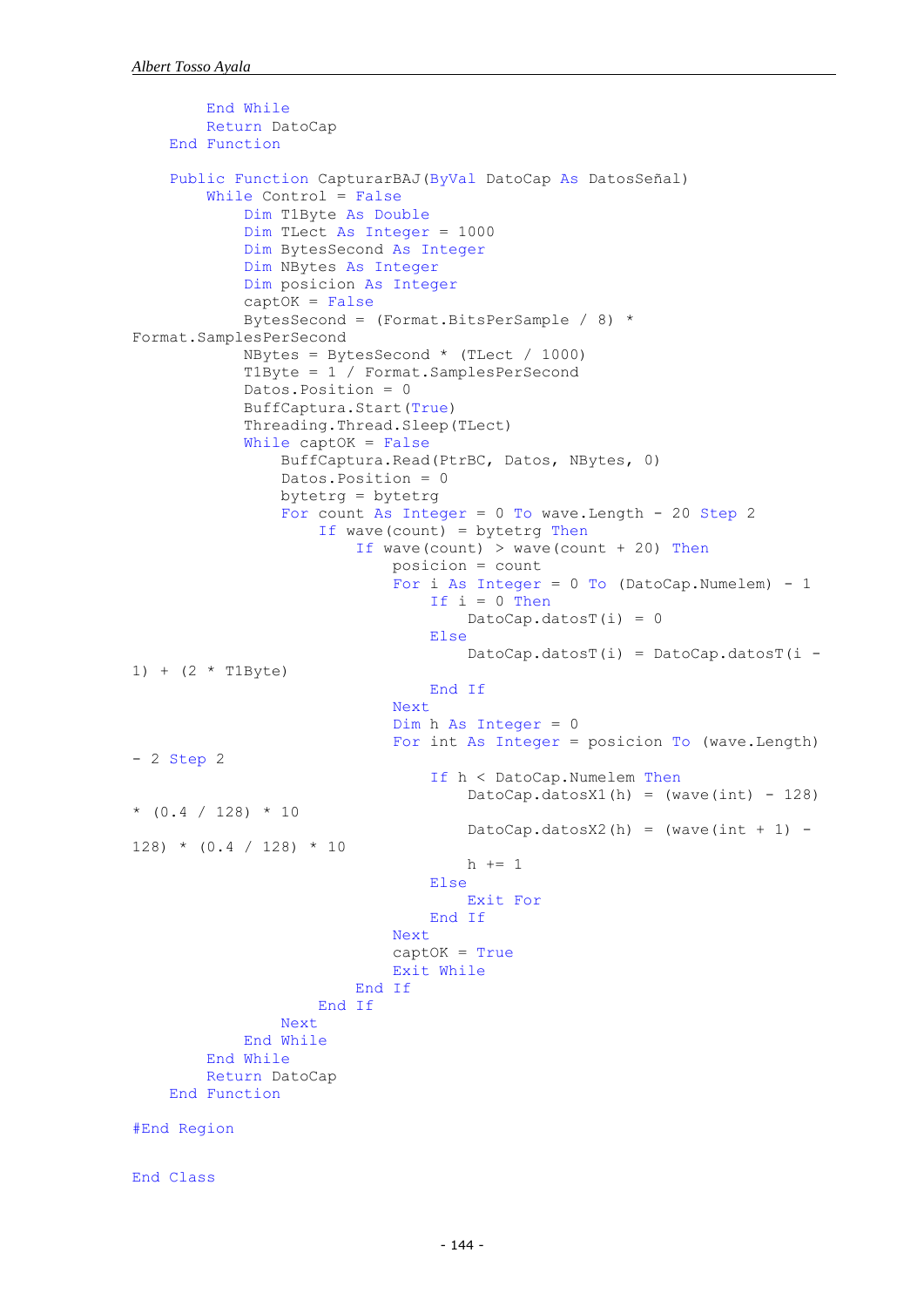```
        End While
        Return DatoCap
    End Function

    Public Function CapturarBAJ(ByVal DatoCap As DatosSeñal)
        While Control = False
            Dim T1Byte As Double
            Dim TLect As Integer = 1000
            Dim BytesSecond As Integer
            Dim NBytes As Integer
            Dim posicion As Integer
            captOK = False
            BytesSecond = (Format.BitsPerSample / 8) *
Format.SamplesPerSecond
            NBytes = BytesSecond * (TLect / 1000)
            T1Byte = 1 / Format.SamplesPerSecond
            Datos.Position = 0
            BuffCaptura.Start(True)
            Threading.Thread.Sleep(TLect)
            While captOK = False
                BuffCaptura.Read(PtrBC, Datos, NBytes, 0)
                Datos.Position = 0
                bytetrg = bytetrg
                For count As Integer = 0 To wave.Length - 20 Step 2
                    If wave(count) = bytetrg Then
                        If wave(count) > wave(count + 20) Then
                            posicion = count
                            For i As Integer = 0 To (DatoCap.Numelem) - 1
                                If i = 0 Then
                                    DatoCap.datosT(i) = 0
                                Else
                                    DatoCap.datosT(i) = DatoCap.datosT(i -
1) + (2 * T1Byte)
                                End If
                            Next
                            Dim h As Integer = 0
                            For int As Integer = posicion To (wave.Length)
- 2 Step 2
                                If h < DatoCap.Numelem Then
                                    DatoCap.datosX1(h) = (wave(int) - 128)
* (0.4 / 128) * 10

                                    DatoCap.datosX2(h) = (wave(int + 1) -
128) * (0.4 / 128) * 10
                                    h += 1
                                Else
                                    Exit For
                                End If
                            Next
                            captOK = True
                            Exit While
                        End If
                    End If
                Next
            End While
        End While
        Return DatoCap
    End Function

#End Region


End Class
```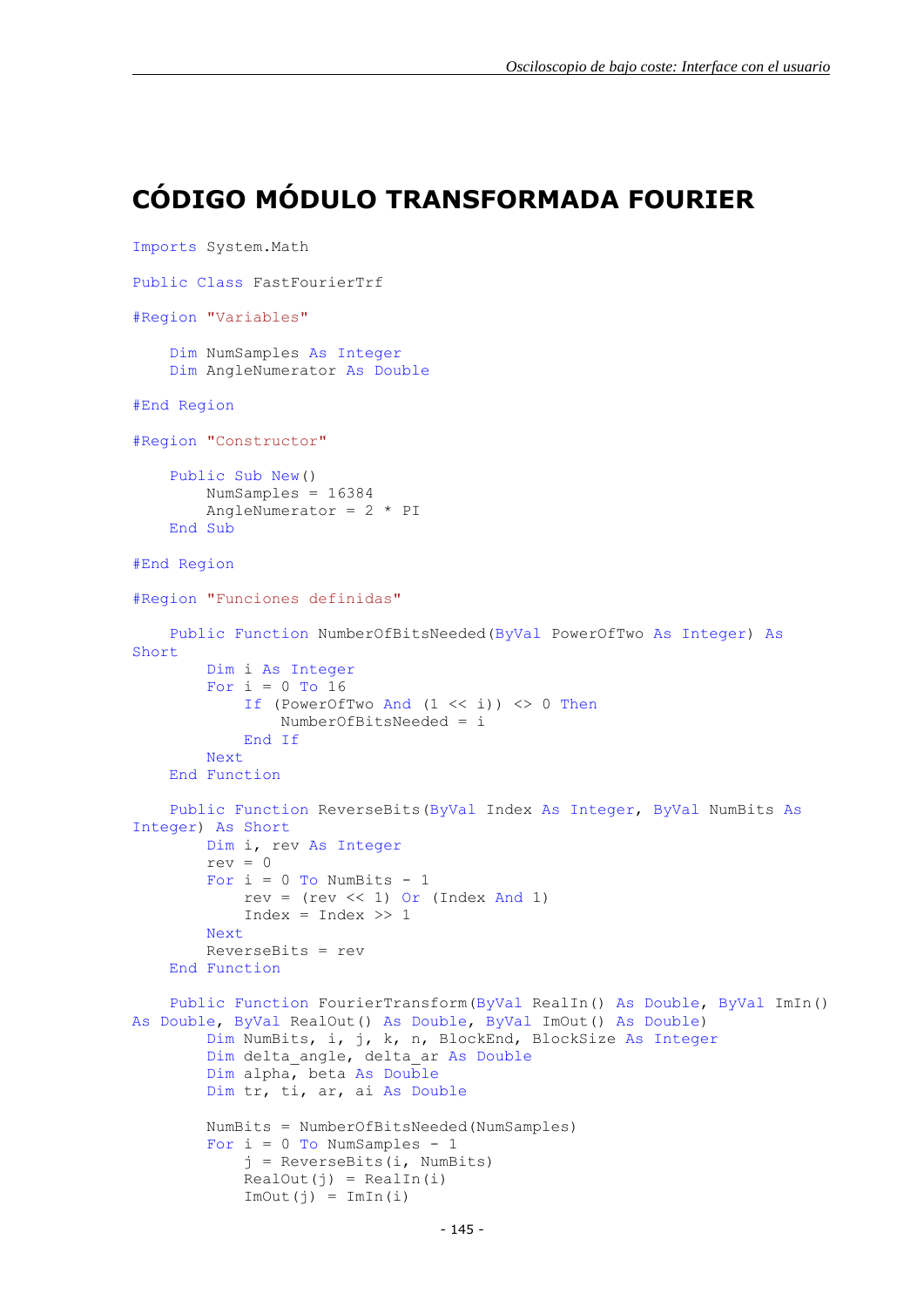# CÓDIGO MÓDULO TRANSFORMADA FOURIER

```
Imports System.Math

Public Class FastFourierTrf

#Region "Variables"

    Dim NumSamples As Integer
    Dim AngleNumerator As Double

#End Region

#Region "Constructor"

    Public Sub New()
        NumSamples = 16384
        AngleNumerator = 2 * PI
    End Sub

#End Region

#Region "Funciones definidas"

    Public Function NumberOfBitsNeeded(ByVal PowerOfTwo As Integer) As
Short
        Dim i As Integer
        For i = 0 To 16
            If (PowerOfTwo And (1 << i)) <> 0 Then
                NumberOfBitsNeeded = i
            End If
        Next
    End Function

    Public Function ReverseBits(ByVal Index As Integer, ByVal NumBits As
Integer) As Short
        Dim i, rev As Integer
        rev = 0
        For i = 0 To NumBits - 1
            rev = (rev << 1) Or (Index And 1)
            Index = Index >> 1
        Next
        ReverseBits = rev
    End Function

    Public Function FourierTransform(ByVal RealIn() As Double, ByVal ImIn()
As Double, ByVal RealOut() As Double, ByVal ImOut() As Double)
        Dim NumBits, i, j, k, n, BlockEnd, BlockSize As Integer
        Dim delta_angle, delta_ar As Double
        Dim alpha, beta As Double
        Dim tr, ti, ar, ai As Double

        NumBits = NumberOfBitsNeeded(NumSamples)
        For i = 0 To NumSamples - 1
            j = ReverseBits(i, NumBits)
            RealOut(j) = RealIn(i)
            ImOut(j) = ImIn(i)
```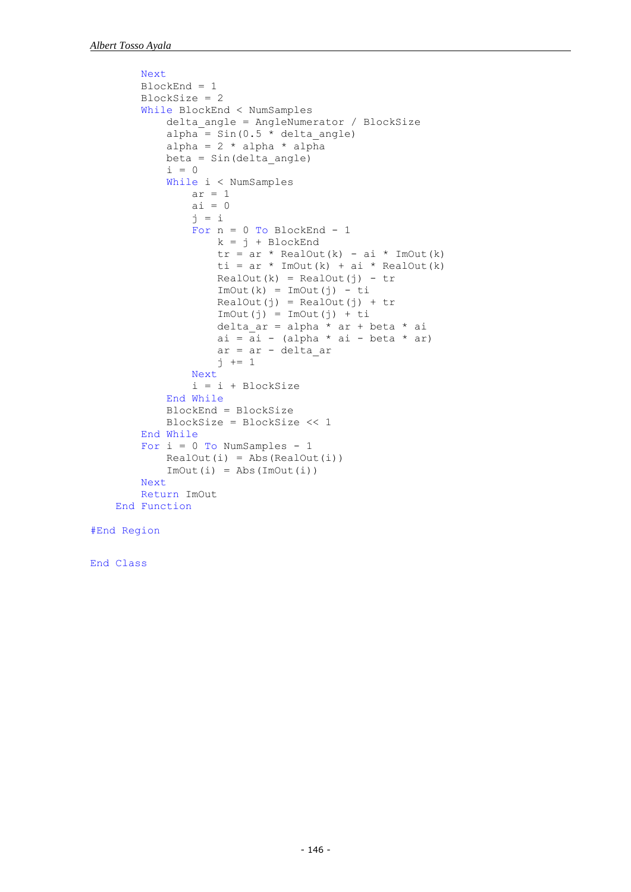```
        Next
        BlockEnd = 1
        BlockSize = 2
        While BlockEnd < NumSamples
            delta_angle = AngleNumerator / BlockSize
            alpha = Sin(0.5 * delta_angle)
            alpha = 2 * alpha * alpha
            beta = Sin(delta_angle)
            i = 0
            While i < NumSamples
                ar = 1
                ai = 0
                j = i
                For n = 0 To BlockEnd - 1
                    k = j + BlockEnd
                    tr = ar * RealOut(k) - ai * ImOut(k)
                    ti = ar * ImOut(k) + ai * RealOut(k)
                    RealOut(k) = RealOut(j) - tr
                    ImOut(k) = ImOut(j) - ti
                    RealOut(j) = RealOut(j) + tr
                    ImOut(j) = ImOut(j) + ti
                    delta_ar = alpha * ar + beta * ai
                    ai = ai - (alpha * ai - beta * ar)
                    ar = ar - delta_ar
                    j += 1
                Next
                i = i + BlockSize
            End While
            BlockEnd = BlockSize
            BlockSize = BlockSize << 1
        End While
        For i = 0 To NumSamples - 1
            RealOut(i) = Abs(RealOut(i))
            ImOut(i) = Abs(ImOut(i))
        Next
        Return ImOut
    End Function

#End Region

End Class
```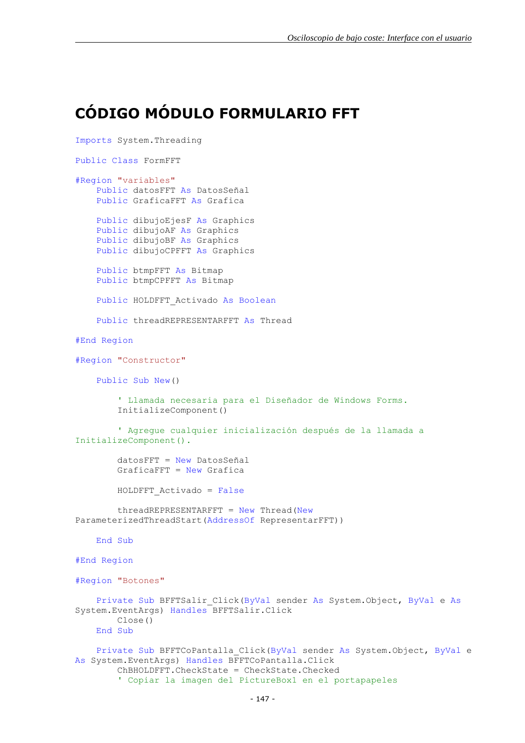# CÓDIGO MÓDULO FORMULARIO FFT

```
Imports System.Threading

Public Class FormFFT

#Region "variables"
    Public datosFFT As DatosSeñal
    Public GraficaFFT As Grafica

    Public dibujoEjesF As Graphics
    Public dibujoAF As Graphics
    Public dibujoBF As Graphics
    Public dibujoCPFFT As Graphics

    Public btmpFFT As Bitmap
    Public btmpCPFFT As Bitmap

    Public HOLDFFT_Activado As Boolean

    Public threadREPRESENTARFFT As Thread

#End Region

#Region "Constructor"

    Public Sub New()

        ' Llamada necesaria para el Diseñador de Windows Forms.
        InitializeComponent()

        ' Agregue cualquier inicialización después de la llamada a
InitializeComponent().

        datosFFT = New DatosSeñal
        GraficaFFT = New Grafica

        HOLDFFT_Activado = False

        threadREPRESENTARFFT = New Thread(New
ParameterizedThreadStart(AddressOf RepresentarFFT))

    End Sub

#End Region

#Region "Botones"

    Private Sub BFFTSalir_Click(ByVal sender As System.Object, ByVal e As
System.EventArgs) Handles BFFTSalir.Click
        Close()
    End Sub

    Private Sub BFFTCoPantalla_Click(ByVal sender As System.Object, ByVal e
As System.EventArgs) Handles BFFTCoPantalla.Click
        ChBHOLDFFT.CheckState = CheckState.Checked
        ' Copiar la imagen del PictureBox1 en el portapapeles
```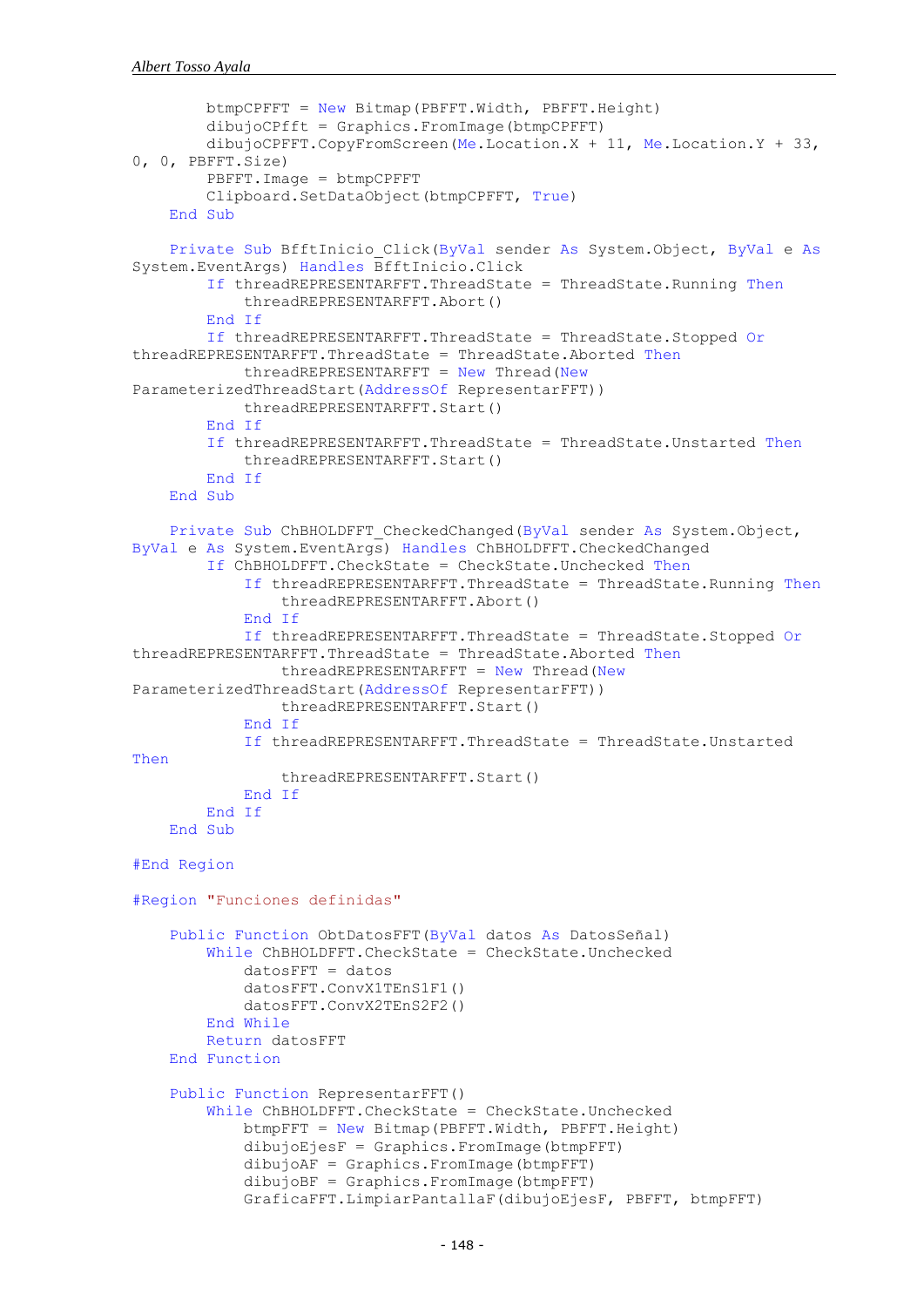```
        btmpCPFFT = New Bitmap(PBFFT.Width, PBFFT.Height)
        dibujoCPfft = Graphics.FromImage(btmpCPFFT)
        dibujoCPFFT.CopyFromScreen(Me.Location.X + 11, Me.Location.Y + 33,
0, 0, PBFFT.Size)
        PBFFT.Image = btmpCPFFT
        Clipboard.SetDataObject(btmpCPFFT, True)
    End Sub

    Private Sub BfftInicio_Click(ByVal sender As System.Object, ByVal e As
System.EventArgs) Handles BfftInicio.Click
        If threadREPRESENTARFFT.ThreadState = ThreadState.Running Then
            threadREPRESENTARFFT.Abort()
        End If
        If threadREPRESENTARFFT.ThreadState = ThreadState.Stopped Or
threadREPRESENTARFFT.ThreadState = ThreadState.Aborted Then
            threadREPRESENTARFFT = New Thread(New
ParameterizedThreadStart(AddressOf RepresentarFFT))
            threadREPRESENTARFFT.Start()
        End If
        If threadREPRESENTARFFT.ThreadState = ThreadState.Unstarted Then
            threadREPRESENTARFFT.Start()
        End If
    End Sub

    Private Sub ChBHOLDFFT_CheckedChanged(ByVal sender As System.Object,
ByVal e As System.EventArgs) Handles ChBHOLDFFT.CheckedChanged
        If ChBHOLDFFT.CheckState = CheckState.Unchecked Then
            If threadREPRESENTARFFT.ThreadState = ThreadState.Running Then
                threadREPRESENTARFFT.Abort()
            End If
            If threadREPRESENTARFFT.ThreadState = ThreadState.Stopped Or
threadREPRESENTARFFT.ThreadState = ThreadState.Aborted Then
                threadREPRESENTARFFT = New Thread(New
ParameterizedThreadStart(AddressOf RepresentarFFT))
                threadREPRESENTARFFT.Start()
            End If
            If threadREPRESENTARFFT.ThreadState = ThreadState.Unstarted
Then
                threadREPRESENTARFFT.Start()
            End If
        End If
    End Sub

#End Region

#Region "Funciones definidas"

    Public Function ObtDatosFFT(ByVal datos As DatosSeñal)
        While ChBHOLDFFT.CheckState = CheckState.Unchecked
            datosFFT = datos
            datosFFT.ConvX1TEnS1F1()
            datosFFT.ConvX2TEnS2F2()
        End While
        Return datosFFT
    End Function

    Public Function RepresentarFFT()
        While ChBHOLDFFT.CheckState = CheckState.Unchecked
            btmpFFT = New Bitmap(PBFFT.Width, PBFFT.Height)
            dibujoEjesF = Graphics.FromImage(btmpFFT)
            dibujoAF = Graphics.FromImage(btmpFFT)
            dibujoBF = Graphics.FromImage(btmpFFT)
            GraficaFFT.LimpiarPantallaF(dibujoEjesF, PBFFT, btmpFFT)
```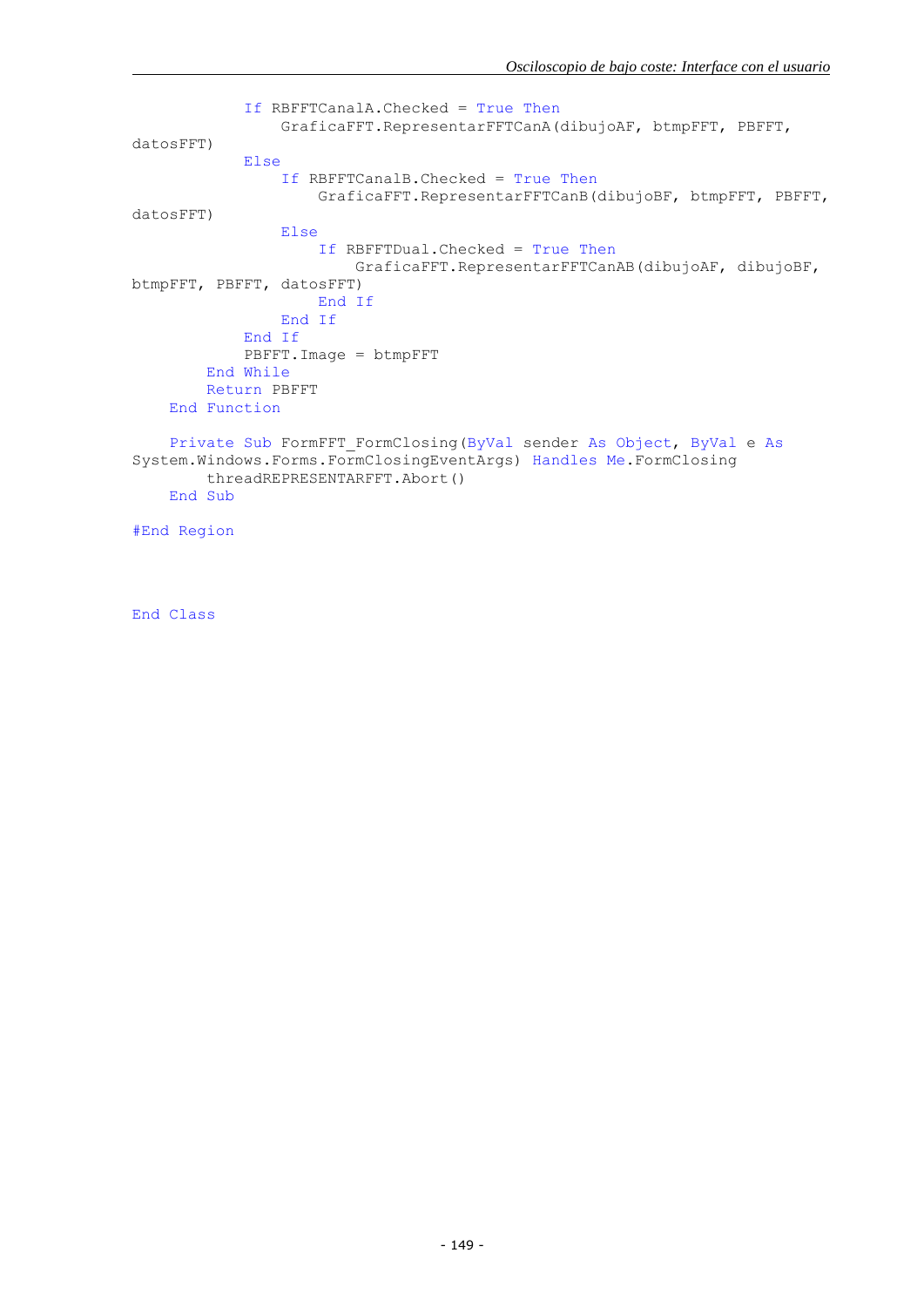```
            If RBFFTCanalA.Checked = True Then
                GraficaFFT.RepresentarFFTCanA(dibujoAF, btmpFFT, PBFFT,
datosFFT)
            Else
                If RBFFTCanalB.Checked = True Then
                    GraficaFFT.RepresentarFFTCanB(dibujoBF, btmpFFT, PBFFT,
datosFFT)
                Else
                    If RBFFTDual.Checked = True Then
                        GraficaFFT.RepresentarFFTCanAB(dibujoAF, dibujoBF,
btmpFFT, PBFFT, datosFFT)
                    End If
                End If
            End If
            PBFFT.Image = btmpFFT
        End While
        Return PBFFT
    End Function

    Private Sub FormFFT_FormClosing(ByVal sender As Object, ByVal e As
System.Windows.Forms.FormClosingEventArgs) Handles Me.FormClosing
        threadREPRESENTARFFT.Abort()
    End Sub

#End Region



End Class
```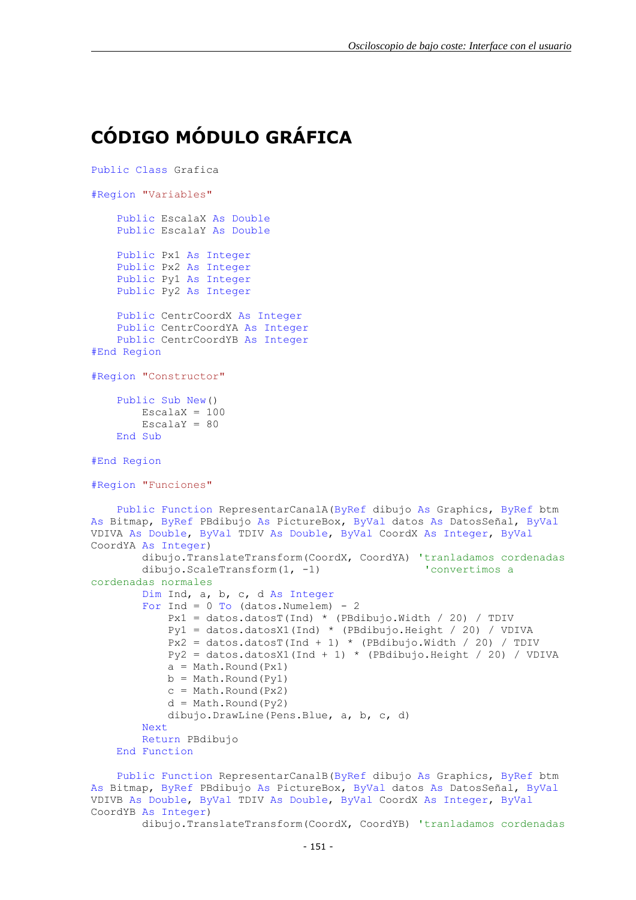# CÓDIGO MÓDULO GRÁFICA

```
Public Class Grafica

#Region "Variables"

    Public EscalaX As Double
    Public EscalaY As Double

    Public Px1 As Integer
    Public Px2 As Integer
    Public Py1 As Integer
    Public Py2 As Integer

    Public CentrCoordX As Integer
    Public CentrCoordYA As Integer
    Public CentrCoordYB As Integer
#End Region

#Region "Constructor"

    Public Sub New()
        EscalaX = 100
        EscalaY = 80
    End Sub

#End Region

#Region "Funciones"

    Public Function RepresentarCanalA(ByRef dibujo As Graphics, ByRef btm
As Bitmap, ByRef PBdibujo As PictureBox, ByVal datos As DatosSeñal, ByVal
VDIVA As Double, ByVal TDIV As Double, ByVal CoordX As Integer, ByVal
CoordYA As Integer)
        dibujo.TranslateTransform(CoordX, CoordYA) 'tranladamos cordenadas
        dibujo.ScaleTransform(1, -1)                'convertimos a
cordenadas normales
        Dim Ind, a, b, c, d As Integer
        For Ind = 0 To (datos.Numelem) - 2
            Px1 = datos.datosT(Ind) * (PBdibujo.Width / 20) / TDIV
            Py1 = datos.datosX1(Ind) * (PBdibujo.Height / 20) / VDIVA
            Px2 = datos.datosT(Ind + 1) * (PBdibujo.Width / 20) / TDIV
            Py2 = datos.datosX1(Ind + 1) * (PBdibujo.Height / 20) / VDIVA
            a = Math.Round(Px1)
            b = Math.Round(Py1)
            c = Math.Round(Px2)
            d = Math.Round(Py2)
            dibujo.DrawLine(Pens.Blue, a, b, c, d)
        Next
        Return PBdibujo
    End Function

    Public Function RepresentarCanalB(ByRef dibujo As Graphics, ByRef btm
As Bitmap, ByRef PBdibujo As PictureBox, ByVal datos As DatosSeñal, ByVal
VDIVB As Double, ByVal TDIV As Double, ByVal CoordX As Integer, ByVal
CoordYB As Integer)
        dibujo.TranslateTransform(CoordX, CoordYB) 'tranladamos cordenadas
```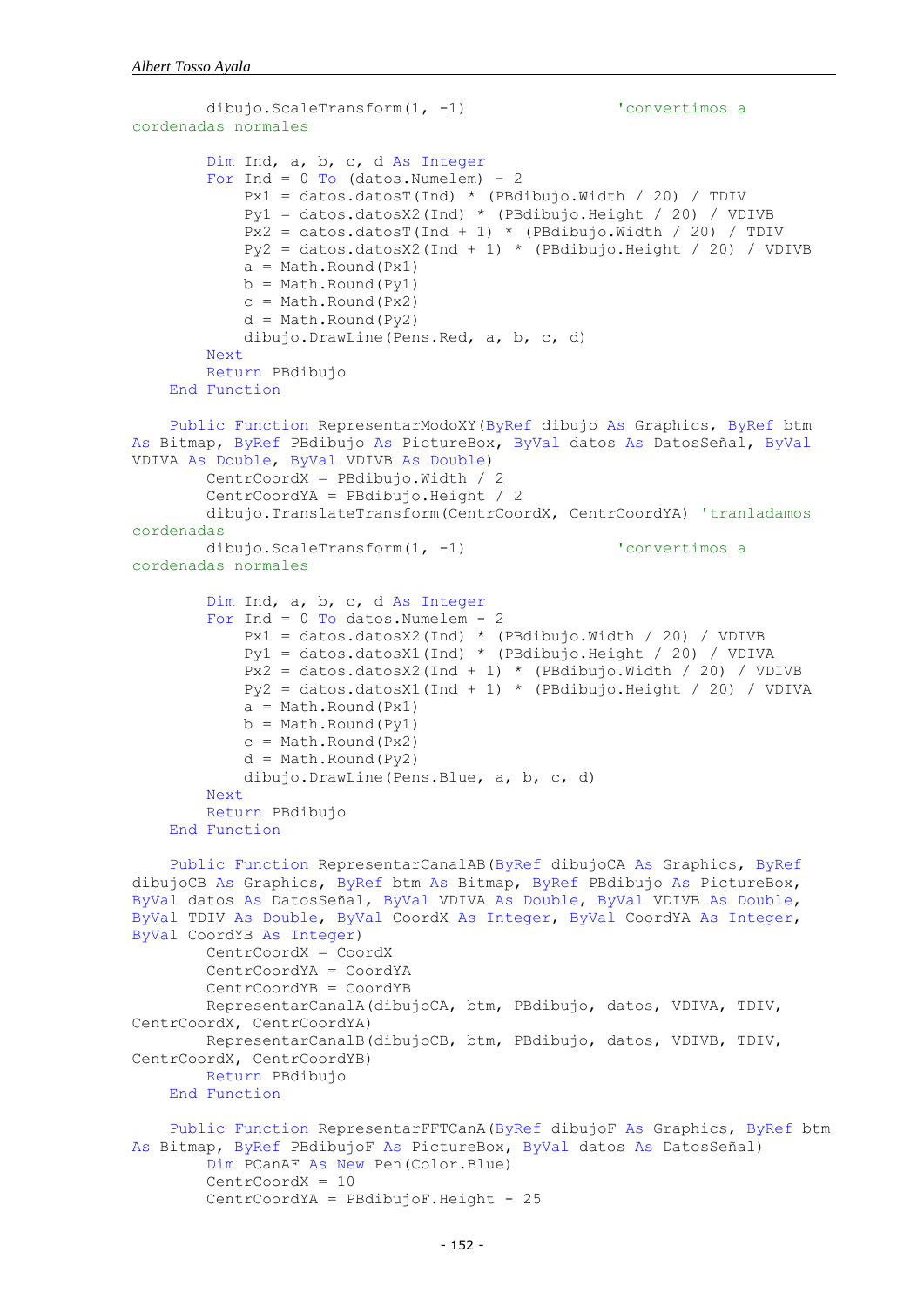```vb
        dibujo.ScaleTransform(1, -1)                'convertimos a cordenadas normales

        Dim Ind, a, b, c, d As Integer
        For Ind = 0 To (datos.Numelem) - 2
            Px1 = datos.datosT(Ind) * (PBdibujo.Width / 20) / TDIV
            Py1 = datos.datosX2(Ind) * (PBdibujo.Height / 20) / VDIVB
            Px2 = datos.datosT(Ind + 1) * (PBdibujo.Width / 20) / TDIV
            Py2 = datos.datosX2(Ind + 1) * (PBdibujo.Height / 20) / VDIVB
            a = Math.Round(Px1)
            b = Math.Round(Py1)
            c = Math.Round(Px2)
            d = Math.Round(Py2)
            dibujo.DrawLine(Pens.Red, a, b, c, d)
        Next
        Return PBdibujo
    End Function

    Public Function RepresentarModoXY(ByRef dibujo As Graphics, ByRef btm As Bitmap, ByRef PBdibujo As PictureBox, ByVal datos As DatosSeñal, ByVal VDIVA As Double, ByVal VDIVB As Double)
        CentrCoordX = PBdibujo.Width / 2
        CentrCoordYA = PBdibujo.Height / 2
        dibujo.TranslateTransform(CentrCoordX, CentrCoordYA) 'tranladamos cordenadas
        dibujo.ScaleTransform(1, -1)                'convertimos a cordenadas normales

        Dim Ind, a, b, c, d As Integer
        For Ind = 0 To datos.Numelem - 2
            Px1 = datos.datosX2(Ind) * (PBdibujo.Width / 20) / VDIVB
            Py1 = datos.datosX1(Ind) * (PBdibujo.Height / 20) / VDIVA
            Px2 = datos.datosX2(Ind + 1) * (PBdibujo.Width / 20) / VDIVB
            Py2 = datos.datosX1(Ind + 1) * (PBdibujo.Height / 20) / VDIVA
            a = Math.Round(Px1)
            b = Math.Round(Py1)
            c = Math.Round(Px2)
            d = Math.Round(Py2)
            dibujo.DrawLine(Pens.Blue, a, b, c, d)
        Next
        Return PBdibujo
    End Function

    Public Function RepresentarCanalAB(ByRef dibujoCA As Graphics, ByRef dibujoCB As Graphics, ByRef btm As Bitmap, ByRef PBdibujo As PictureBox, ByVal datos As DatosSeñal, ByVal VDIVA As Double, ByVal VDIVB As Double, ByVal TDIV As Double, ByVal CoordX As Integer, ByVal CoordYA As Integer, ByVal CoordYB As Integer)
        CentrCoordX = CoordX
        CentrCoordYA = CoordYA
        CentrCoordYB = CoordYB
        RepresentarCanalA(dibujoCA, btm, PBdibujo, datos, VDIVA, TDIV, CentrCoordX, CentrCoordYA)
        RepresentarCanalB(dibujoCB, btm, PBdibujo, datos, VDIVB, TDIV, CentrCoordX, CentrCoordYB)
        Return PBdibujo
    End Function

    Public Function RepresentarFFTCanA(ByRef dibujoF As Graphics, ByRef btm As Bitmap, ByRef PBdibujoF As PictureBox, ByVal datos As DatosSeñal)
        Dim PCanAF As New Pen(Color.Blue)
        CentrCoordX = 10
        CentrCoordYA = PBdibujoF.Height - 25
```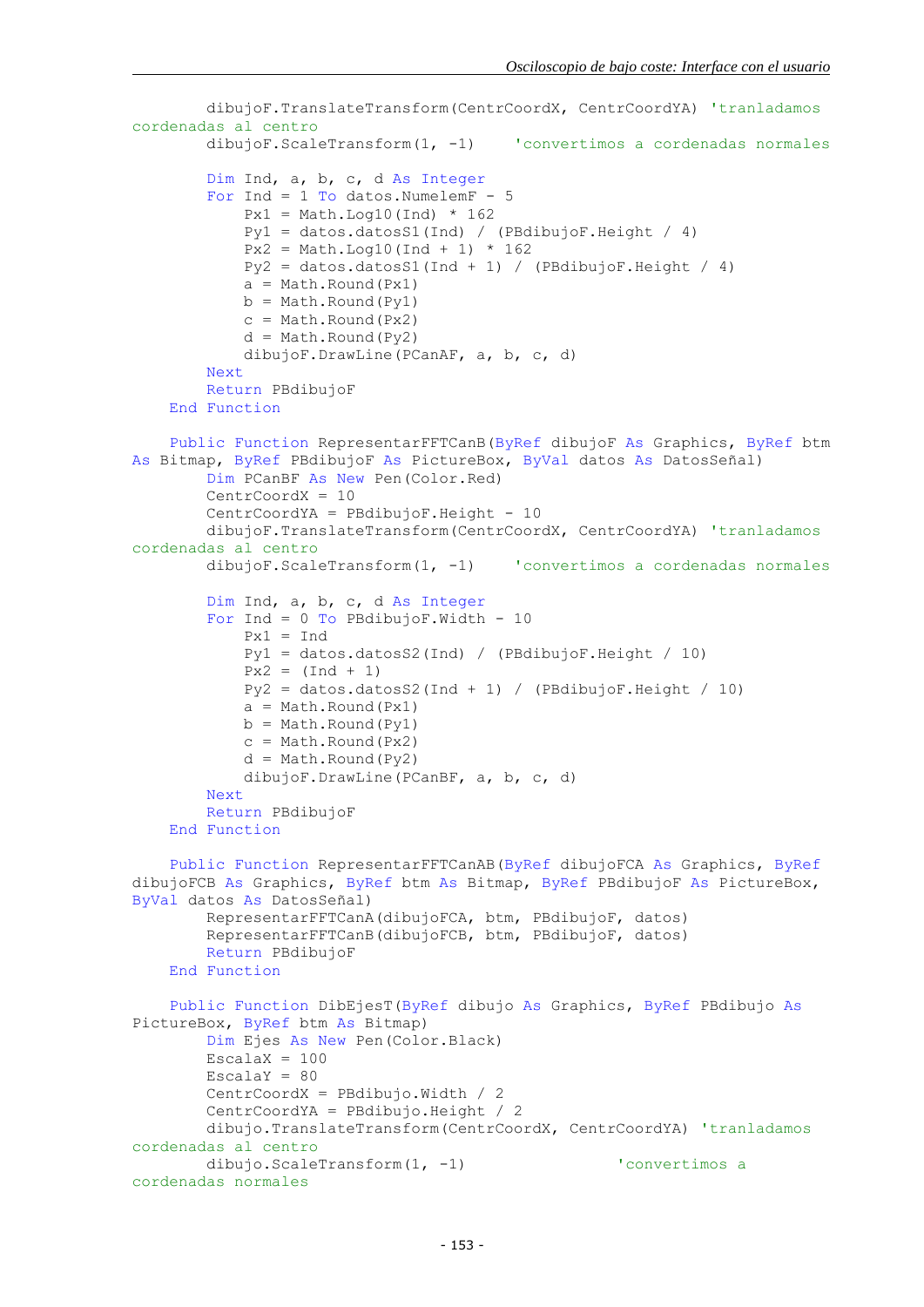```
        dibujoF.TranslateTransform(CentrCoordX, CentrCoordYA) 'tranladamos
cordenadas al centro
        dibujoF.ScaleTransform(1, -1)    'convertimos a cordenadas normales

        Dim Ind, a, b, c, d As Integer
        For Ind = 1 To datos.NumelemF - 5
            Px1 = Math.Log10(Ind) * 162
            Py1 = datos.datosS1(Ind) / (PBdibujoF.Height / 4)
            Px2 = Math.Log10(Ind + 1) * 162
            Py2 = datos.datosS1(Ind + 1) / (PBdibujoF.Height / 4)
            a = Math.Round(Px1)
            b = Math.Round(Py1)
            c = Math.Round(Px2)
            d = Math.Round(Py2)
            dibujoF.DrawLine(PCanAF, a, b, c, d)
        Next
        Return PBdibujoF
    End Function

    Public Function RepresentarFFTCanB(ByRef dibujoF As Graphics, ByRef btm
As Bitmap, ByRef PBdibujoF As PictureBox, ByVal datos As DatosSeñal)
        Dim PCanBF As New Pen(Color.Red)
        CentrCoordX = 10
        CentrCoordYA = PBdibujoF.Height - 10
        dibujoF.TranslateTransform(CentrCoordX, CentrCoordYA) 'tranladamos
cordenadas al centro
        dibujoF.ScaleTransform(1, -1)    'convertimos a cordenadas normales

        Dim Ind, a, b, c, d As Integer
        For Ind = 0 To PBdibujoF.Width - 10
            Px1 = Ind
            Py1 = datos.datosS2(Ind) / (PBdibujoF.Height / 10)
            Px2 = (Ind + 1)
            Py2 = datos.datosS2(Ind + 1) / (PBdibujoF.Height / 10)
            a = Math.Round(Px1)
            b = Math.Round(Py1)
            c = Math.Round(Px2)
            d = Math.Round(Py2)
            dibujoF.DrawLine(PCanBF, a, b, c, d)
        Next
        Return PBdibujoF
    End Function

    Public Function RepresentarFFTCanAB(ByRef dibujoFCA As Graphics, ByRef
dibujoFCB As Graphics, ByRef btm As Bitmap, ByRef PBdibujoF As PictureBox,
ByVal datos As DatosSeñal)
        RepresentarFFTCanA(dibujoFCA, btm, PBdibujoF, datos)
        RepresentarFFTCanB(dibujoFCB, btm, PBdibujoF, datos)
        Return PBdibujoF
    End Function

    Public Function DibEjesT(ByRef dibujo As Graphics, ByRef PBdibujo As
PictureBox, ByRef btm As Bitmap)
        Dim Ejes As New Pen(Color.Black)
        EscalaX = 100
        EscalaY = 80
        CentrCoordX = PBdibujo.Width / 2
        CentrCoordYA = PBdibujo.Height / 2
        dibujo.TranslateTransform(CentrCoordX, CentrCoordYA) 'tranladamos
cordenadas al centro
        dibujo.ScaleTransform(1, -1)             'convertimos a
cordenadas normales
```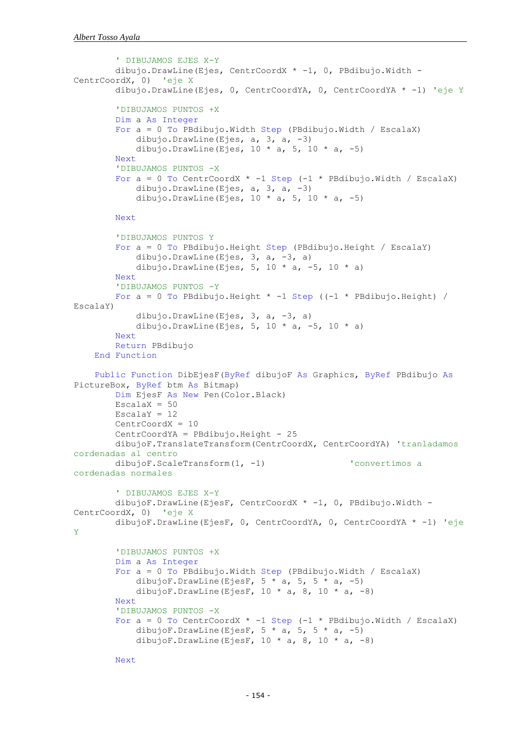```vb
        ' DIBUJAMOS EJES X-Y
        dibujo.DrawLine(Ejes, CentrCoordX * -1, 0, PBdibujo.Width - CentrCoordX, 0)  'eje X
        dibujo.DrawLine(Ejes, 0, CentrCoordYA, 0, CentrCoordYA * -1) 'eje Y

        'DIBUJAMOS PUNTOS +X
        Dim a As Integer
        For a = 0 To PBdibujo.Width Step (PBdibujo.Width / EscalaX)
            dibujo.DrawLine(Ejes, a, 3, a, -3)
            dibujo.DrawLine(Ejes, 10 * a, 5, 10 * a, -5)
        Next
        'DIBUJAMOS PUNTOS -X
        For a = 0 To CentrCoordX * -1 Step (-1 * PBdibujo.Width / EscalaX)
            dibujo.DrawLine(Ejes, a, 3, a, -3)
            dibujo.DrawLine(Ejes, 10 * a, 5, 10 * a, -5)

        Next

        'DIBUJAMOS PUNTOS Y
        For a = 0 To PBdibujo.Height Step (PBdibujo.Height / EscalaY)
            dibujo.DrawLine(Ejes, 3, a, -3, a)
            dibujo.DrawLine(Ejes, 5, 10 * a, -5, 10 * a)
        Next
        'DIBUJAMOS PUNTOS -Y
        For a = 0 To PBdibujo.Height * -1 Step ((-1 * PBdibujo.Height) / EscalaY)
            dibujo.DrawLine(Ejes, 3, a, -3, a)
            dibujo.DrawLine(Ejes, 5, 10 * a, -5, 10 * a)
        Next
        Return PBdibujo
    End Function

    Public Function DibEjesF(ByRef dibujoF As Graphics, ByRef PBdibujo As PictureBox, ByRef btm As Bitmap)
        Dim EjesF As New Pen(Color.Black)
        EscalaX = 50
        EscalaY = 12
        CentrCoordX = 10
        CentrCoordYA = PBdibujo.Height - 25
        dibujoF.TranslateTransform(CentrCoordX, CentrCoordYA) 'tranladamos cordenadas al centro
        dibujoF.ScaleTransform(1, -1)                'convertimos a cordenadas normales

        ' DIBUJAMOS EJES X-Y
        dibujoF.DrawLine(EjesF, CentrCoordX * -1, 0, PBdibujo.Width - CentrCoordX, 0)  'eje X
        dibujoF.DrawLine(EjesF, 0, CentrCoordYA, 0, CentrCoordYA * -1) 'eje Y

        'DIBUJAMOS PUNTOS +X
        Dim a As Integer
        For a = 0 To PBdibujo.Width Step (PBdibujo.Width / EscalaX)
            dibujoF.DrawLine(EjesF, 5 * a, 5, 5 * a, -5)
            dibujoF.DrawLine(EjesF, 10 * a, 8, 10 * a, -8)
        Next
        'DIBUJAMOS PUNTOS -X
        For a = 0 To CentrCoordX * -1 Step (-1 * PBdibujo.Width / EscalaX)
            dibujoF.DrawLine(EjesF, 5 * a, 5, 5 * a, -5)
            dibujoF.DrawLine(EjesF, 10 * a, 8, 10 * a, -8)

        Next
```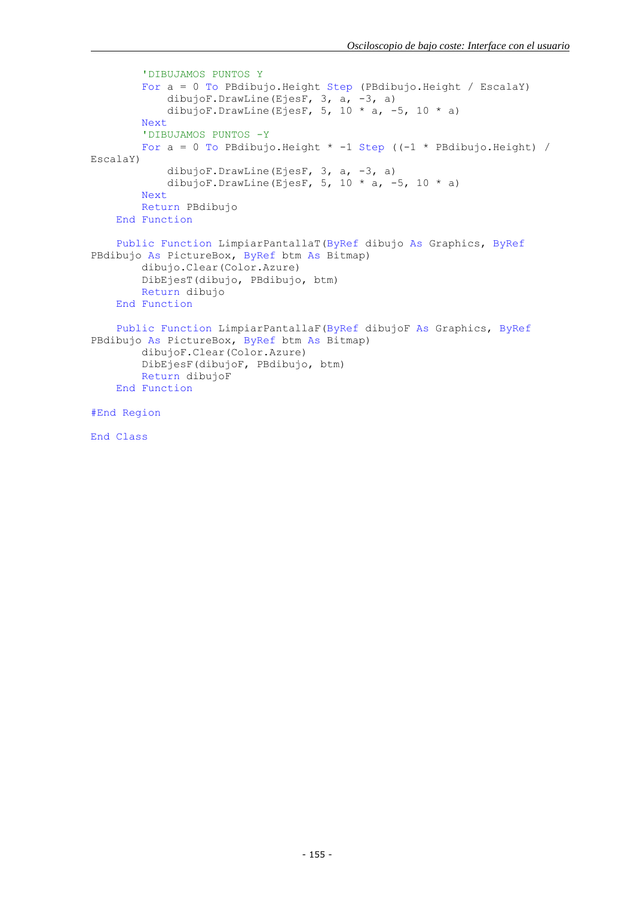```
        'DIBUJAMOS PUNTOS Y
        For a = 0 To PBdibujo.Height Step (PBdibujo.Height / EscalaY)
            dibujoF.DrawLine(EjesF, 3, a, -3, a)
            dibujoF.DrawLine(EjesF, 5, 10 * a, -5, 10 * a)
        Next
        'DIBUJAMOS PUNTOS -Y
        For a = 0 To PBdibujo.Height * -1 Step ((-1 * PBdibujo.Height) / EscalaY)
            dibujoF.DrawLine(EjesF, 3, a, -3, a)
            dibujoF.DrawLine(EjesF, 5, 10 * a, -5, 10 * a)
        Next
        Return PBdibujo
    End Function

    Public Function LimpiarPantallaT(ByRef dibujo As Graphics, ByRef PBdibujo As PictureBox, ByRef btm As Bitmap)
        dibujo.Clear(Color.Azure)
        DibEjesT(dibujo, PBdibujo, btm)
        Return dibujo
    End Function

    Public Function LimpiarPantallaF(ByRef dibujoF As Graphics, ByRef PBdibujo As PictureBox, ByRef btm As Bitmap)
        dibujoF.Clear(Color.Azure)
        DibEjesF(dibujoF, PBdibujo, btm)
        Return dibujoF
    End Function

#End Region

End Class
```